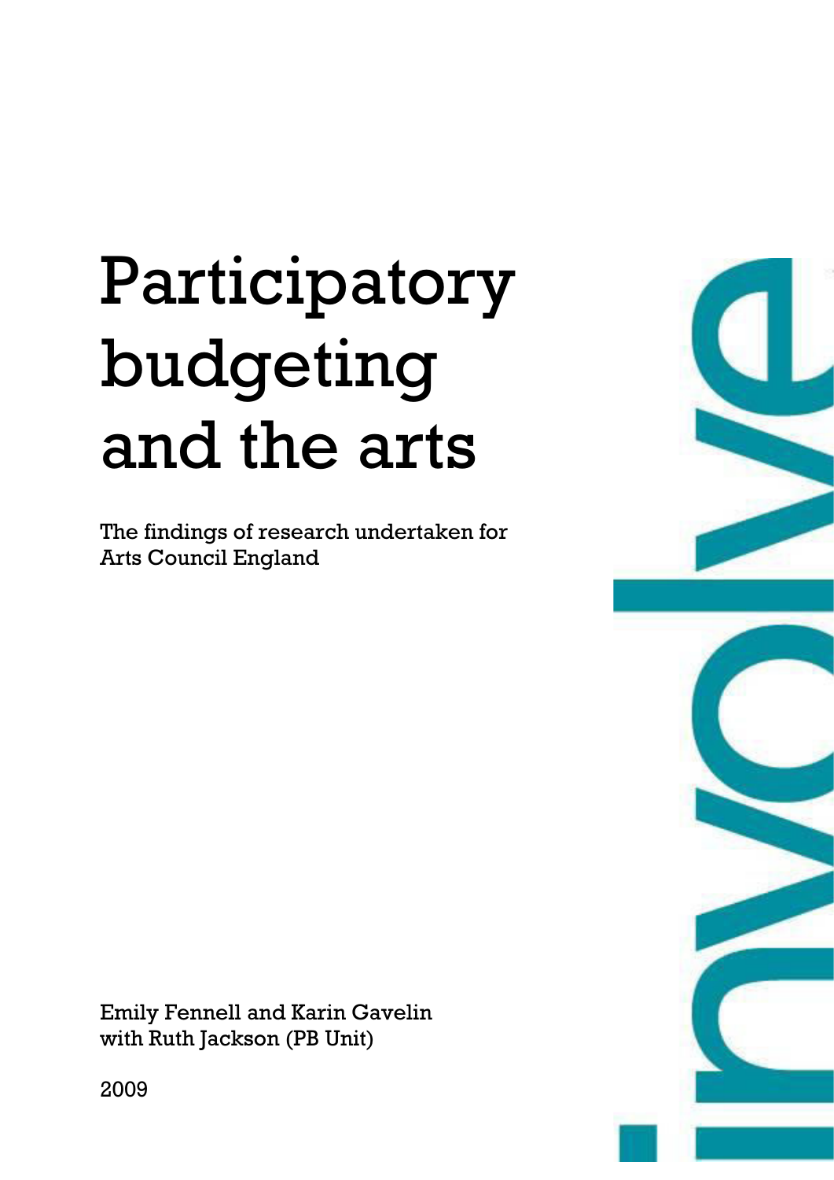# Participatory budgeting and the arts

The findings of research undertaken for Arts Council England

Emily Fennell and Karin Gavelin
with Ruth Jackson (PB Unit)

2009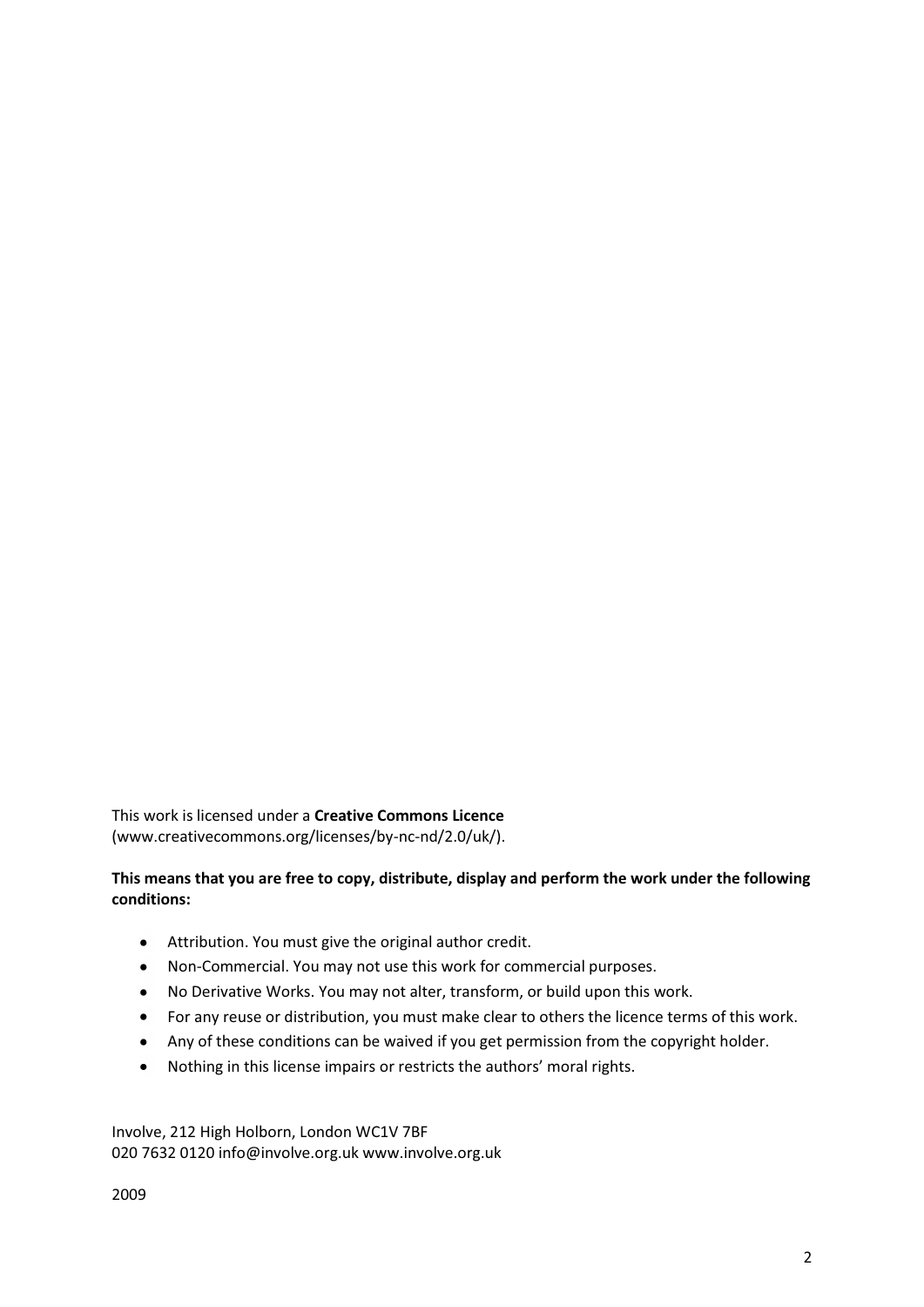This work is licensed under a **Creative Commons Licence** (www.creativecommons.org/licenses/by-nc-nd/2.0/uk/).

**This means that you are free to copy, distribute, display and perform the work under the following conditions:**

- Attribution. You must give the original author credit.
- Non-Commercial. You may not use this work for commercial purposes.
- No Derivative Works. You may not alter, transform, or build upon this work.
- For any reuse or distribution, you must make clear to others the licence terms of this work.
- Any of these conditions can be waived if you get permission from the copyright holder.
- Nothing in this license impairs or restricts the authors' moral rights.

Involve, 212 High Holborn, London WC1V 7BF
020 7632 0120 info@involve.org.uk www.involve.org.uk

2009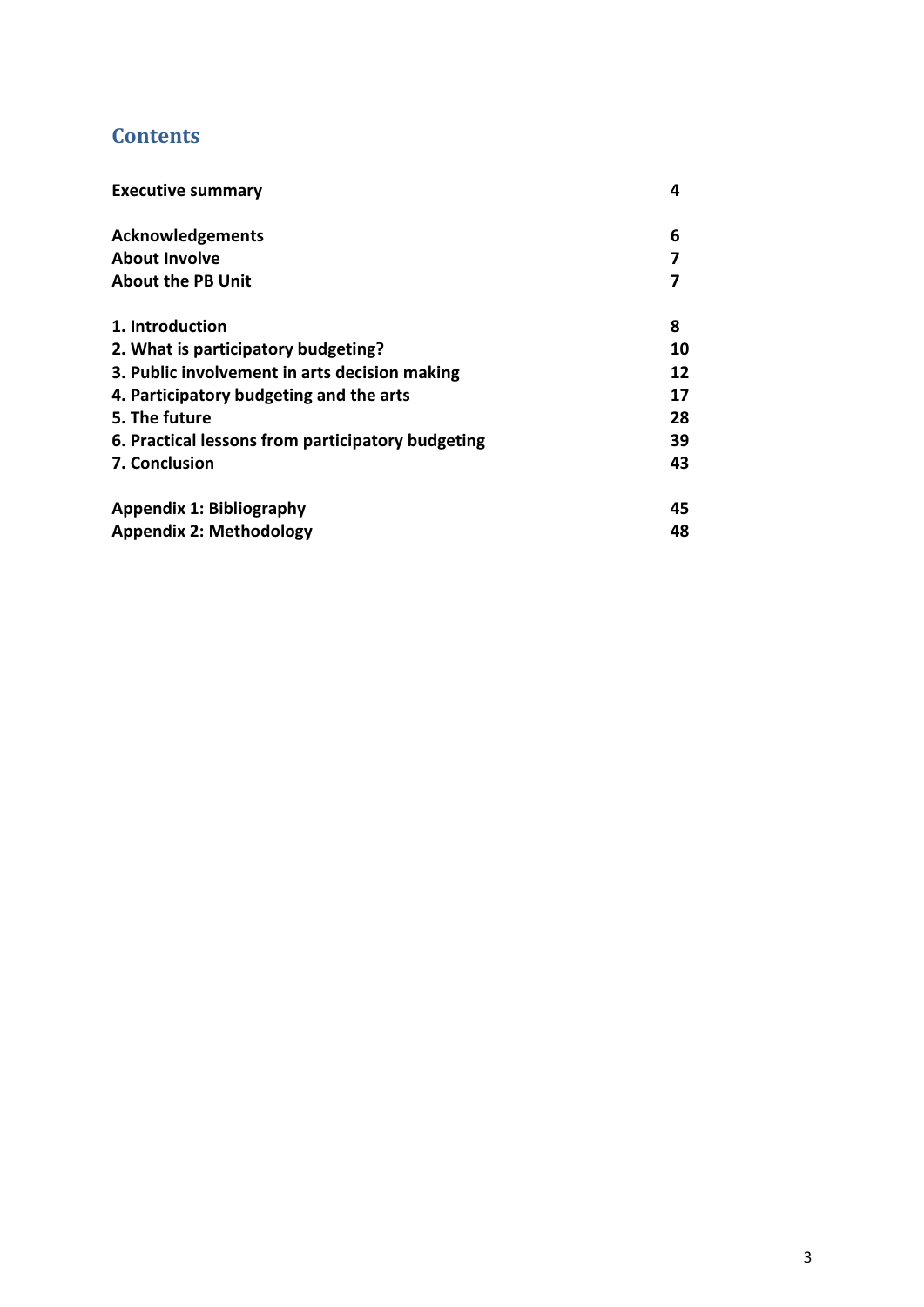## Contents

| | |
|---|---|
| **Executive summary** | **4** |
| **Acknowledgements** | **6** |
| **About Involve** | **7** |
| **About the PB Unit** | **7** |
| **1. Introduction** | **8** |
| **2. What is participatory budgeting?** | **10** |
| **3. Public involvement in arts decision making** | **12** |
| **4. Participatory budgeting and the arts** | **17** |
| **5. The future** | **28** |
| **6. Practical lessons from participatory budgeting** | **39** |
| **7. Conclusion** | **43** |
| **Appendix 1: Bibliography** | **45** |
| **Appendix 2: Methodology** | **48** |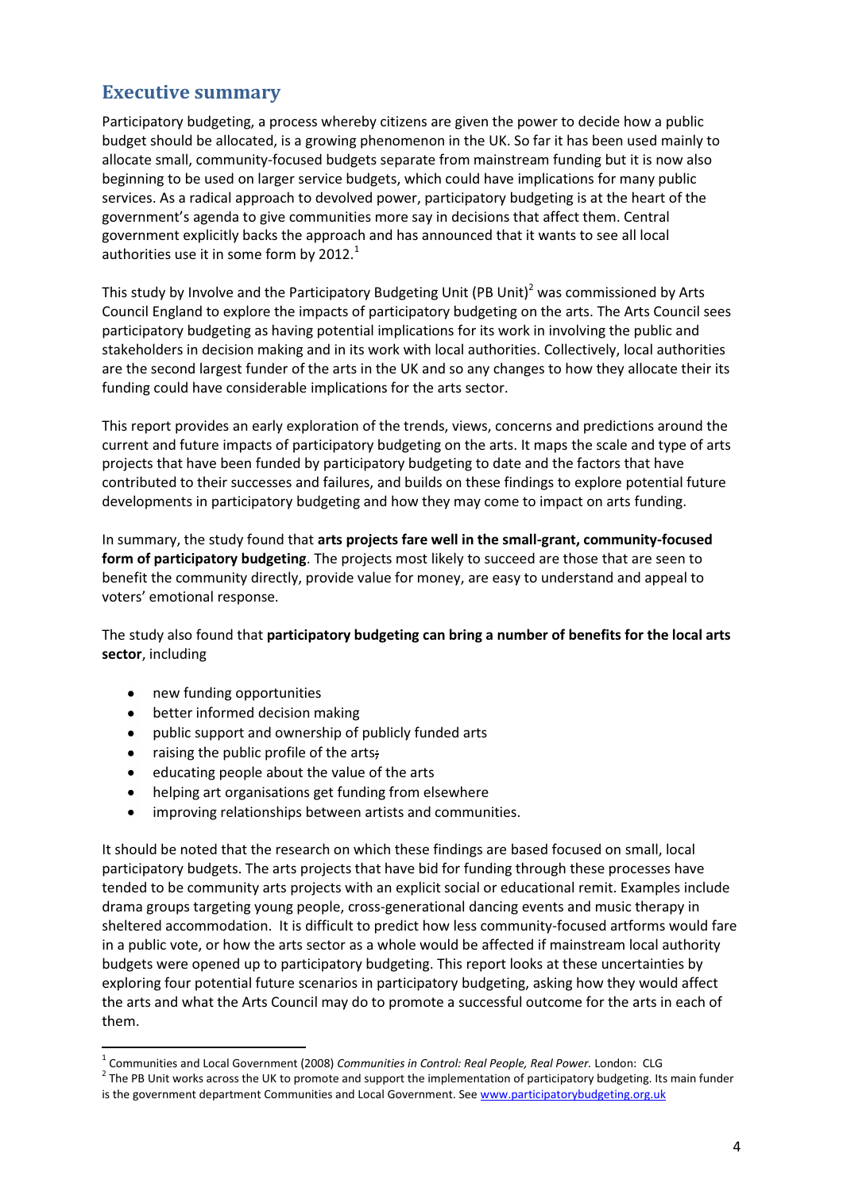## Executive summary

Participatory budgeting, a process whereby citizens are given the power to decide how a public budget should be allocated, is a growing phenomenon in the UK. So far it has been used mainly to allocate small, community-focused budgets separate from mainstream funding but it is now also beginning to be used on larger service budgets, which could have implications for many public services. As a radical approach to devolved power, participatory budgeting is at the heart of the government's agenda to give communities more say in decisions that affect them. Central government explicitly backs the approach and has announced that it wants to see all local authorities use it in some form by 2012.[1]

This study by Involve and the Participatory Budgeting Unit (PB Unit)[2] was commissioned by Arts Council England to explore the impacts of participatory budgeting on the arts. The Arts Council sees participatory budgeting as having potential implications for its work in involving the public and stakeholders in decision making and in its work with local authorities. Collectively, local authorities are the second largest funder of the arts in the UK and so any changes to how they allocate their its funding could have considerable implications for the arts sector.

This report provides an early exploration of the trends, views, concerns and predictions around the current and future impacts of participatory budgeting on the arts. It maps the scale and type of arts projects that have been funded by participatory budgeting to date and the factors that have contributed to their successes and failures, and builds on these findings to explore potential future developments in participatory budgeting and how they may come to impact on arts funding.

In summary, the study found that **arts projects fare well in the small-grant, community-focused form of participatory budgeting**. The projects most likely to succeed are those that are seen to benefit the community directly, provide value for money, are easy to understand and appeal to voters' emotional response.

The study also found that **participatory budgeting can bring a number of benefits for the local arts sector**, including

- new funding opportunities
- better informed decision making
- public support and ownership of publicly funded arts
- raising the public profile of the arts~~;~~
- educating people about the value of the arts
- helping art organisations get funding from elsewhere
- improving relationships between artists and communities.

It should be noted that the research on which these findings are based focused on small, local participatory budgets. The arts projects that have bid for funding through these processes have tended to be community arts projects with an explicit social or educational remit. Examples include drama groups targeting young people, cross-generational dancing events and music therapy in sheltered accommodation. It is difficult to predict how less community-focused artforms would fare in a public vote, or how the arts sector as a whole would be affected if mainstream local authority budgets were opened up to participatory budgeting. This report looks at these uncertainties by exploring four potential future scenarios in participatory budgeting, asking how they would affect the arts and what the Arts Council may do to promote a successful outcome for the arts in each of them.

---

[1] Communities and Local Government (2008) *Communities in Control: Real People, Real Power.* London: CLG

[2] The PB Unit works across the UK to promote and support the implementation of participatory budgeting. Its main funder is the government department Communities and Local Government. See www.participatorybudgeting.org.uk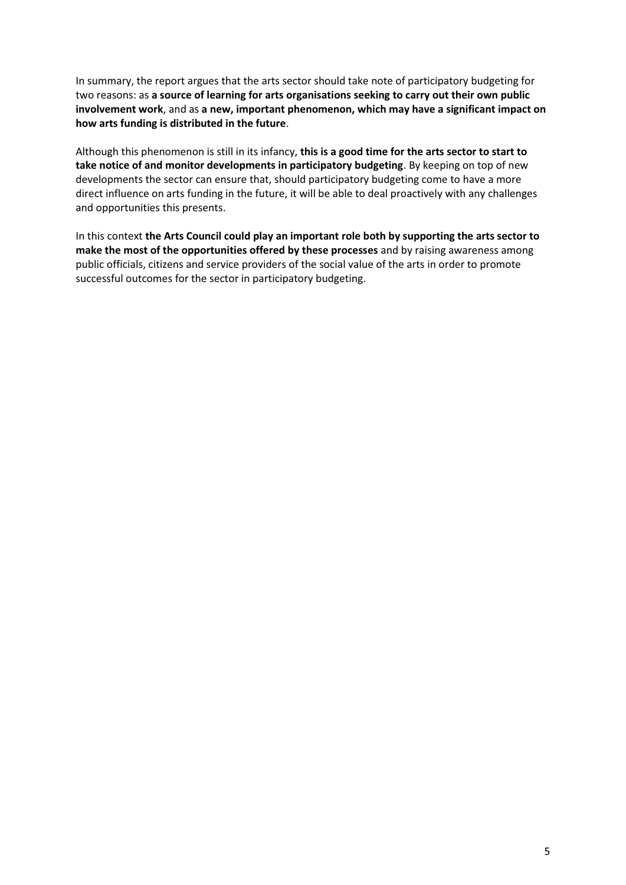In summary, the report argues that the arts sector should take note of participatory budgeting for two reasons: as **a source of learning for arts organisations seeking to carry out their own public involvement work**, and as **a new, important phenomenon, which may have a significant impact on how arts funding is distributed in the future**.

Although this phenomenon is still in its infancy, **this is a good time for the arts sector to start to take notice of and monitor developments in participatory budgeting**. By keeping on top of new developments the sector can ensure that, should participatory budgeting come to have a more direct influence on arts funding in the future, it will be able to deal proactively with any challenges and opportunities this presents.

In this context **the Arts Council could play an important role both by supporting the arts sector to make the most of the opportunities offered by these processes** and by raising awareness among public officials, citizens and service providers of the social value of the arts in order to promote successful outcomes for the sector in participatory budgeting.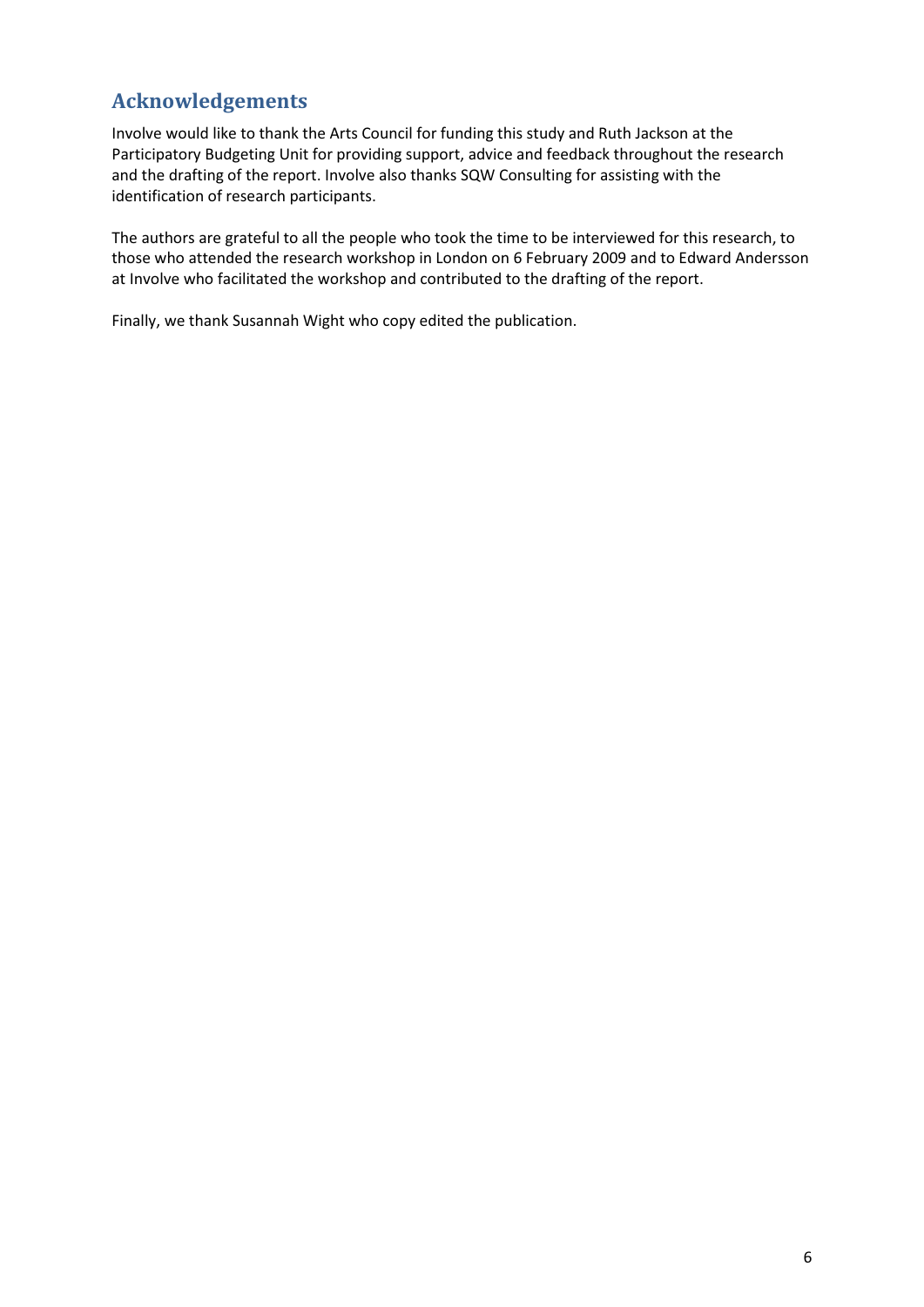## Acknowledgements

Involve would like to thank the Arts Council for funding this study and Ruth Jackson at the Participatory Budgeting Unit for providing support, advice and feedback throughout the research and the drafting of the report. Involve also thanks SQW Consulting for assisting with the identification of research participants.

The authors are grateful to all the people who took the time to be interviewed for this research, to those who attended the research workshop in London on 6 February 2009 and to Edward Andersson at Involve who facilitated the workshop and contributed to the drafting of the report.

Finally, we thank Susannah Wight who copy edited the publication.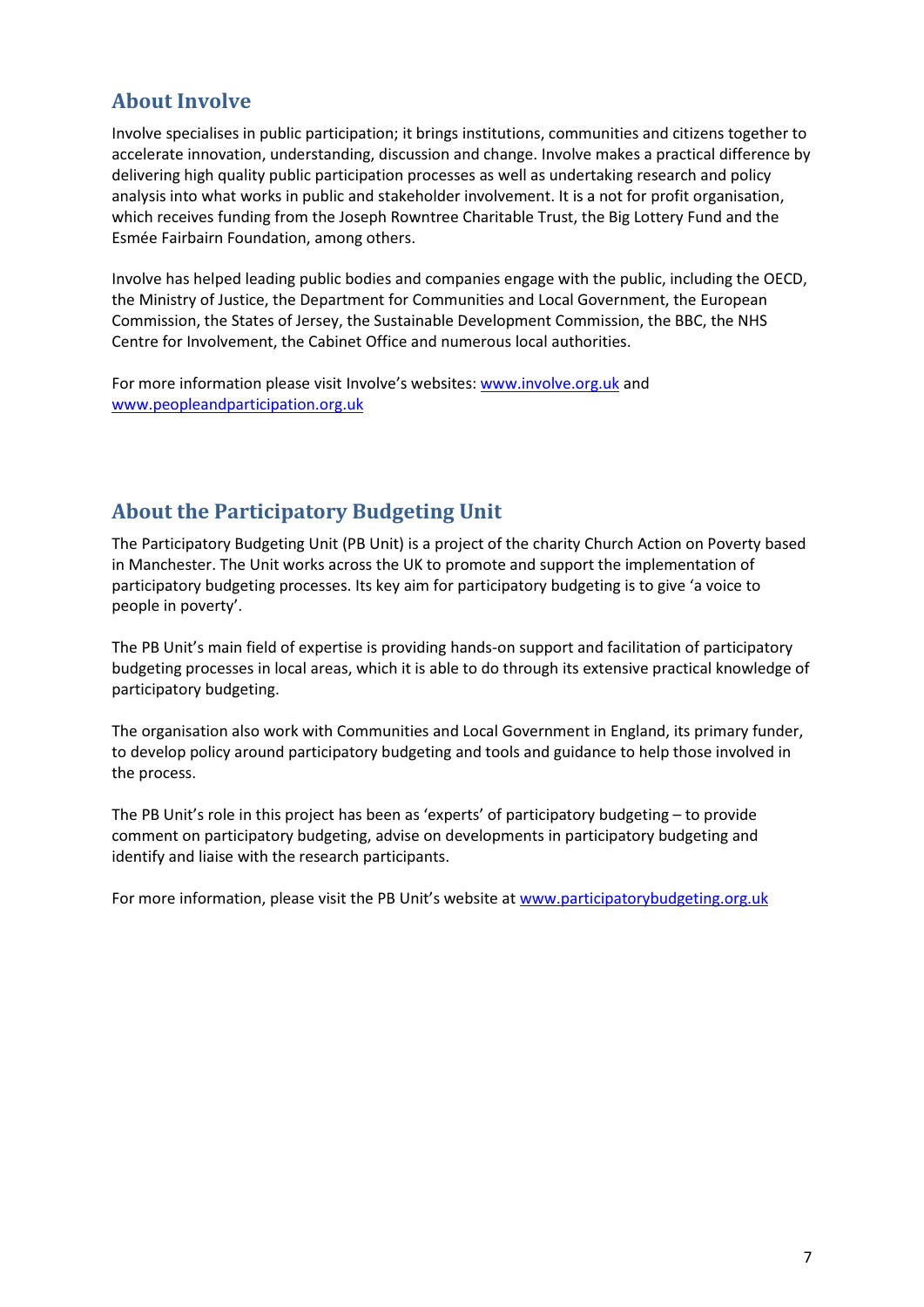## About Involve

Involve specialises in public participation; it brings institutions, communities and citizens together to accelerate innovation, understanding, discussion and change. Involve makes a practical difference by delivering high quality public participation processes as well as undertaking research and policy analysis into what works in public and stakeholder involvement. It is a not for profit organisation, which receives funding from the Joseph Rowntree Charitable Trust, the Big Lottery Fund and the Esmée Fairbairn Foundation, among others.

Involve has helped leading public bodies and companies engage with the public, including the OECD, the Ministry of Justice, the Department for Communities and Local Government, the European Commission, the States of Jersey, the Sustainable Development Commission, the BBC, the NHS Centre for Involvement, the Cabinet Office and numerous local authorities.

For more information please visit Involve's websites: www.involve.org.uk and www.peopleandparticipation.org.uk

## About the Participatory Budgeting Unit

The Participatory Budgeting Unit (PB Unit) is a project of the charity Church Action on Poverty based in Manchester. The Unit works across the UK to promote and support the implementation of participatory budgeting processes. Its key aim for participatory budgeting is to give 'a voice to people in poverty'.

The PB Unit's main field of expertise is providing hands-on support and facilitation of participatory budgeting processes in local areas, which it is able to do through its extensive practical knowledge of participatory budgeting.

The organisation also work with Communities and Local Government in England, its primary funder, to develop policy around participatory budgeting and tools and guidance to help those involved in the process.

The PB Unit's role in this project has been as 'experts' of participatory budgeting – to provide comment on participatory budgeting, advise on developments in participatory budgeting and identify and liaise with the research participants.

For more information, please visit the PB Unit's website at www.participatorybudgeting.org.uk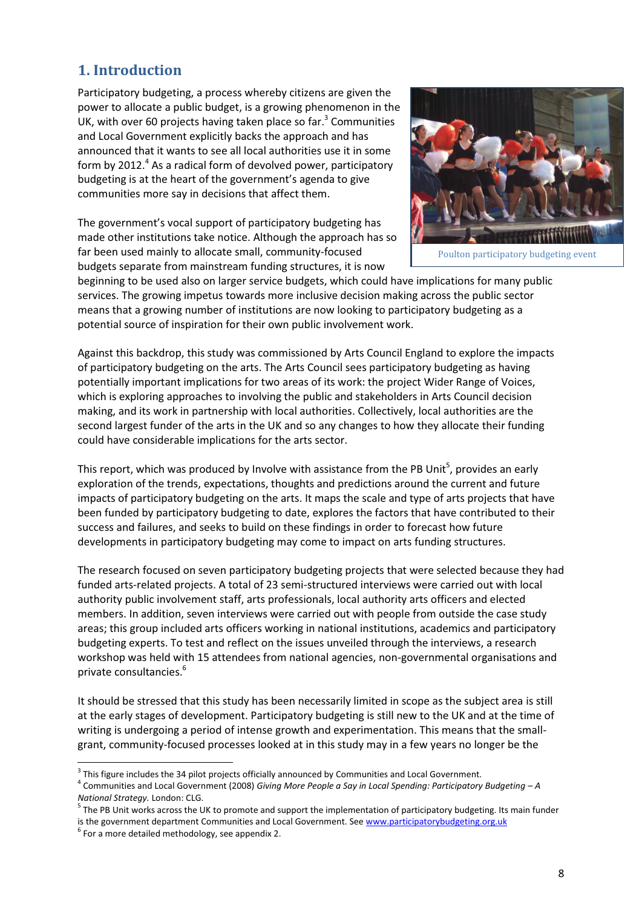## 1. Introduction

Participatory budgeting, a process whereby citizens are given the power to allocate a public budget, is a growing phenomenon in the UK, with over 60 projects having taken place so far.[3] Communities and Local Government explicitly backs the approach and has announced that it wants to see all local authorities use it in some form by 2012.[4] As a radical form of devolved power, participatory budgeting is at the heart of the government's agenda to give communities more say in decisions that affect them.

Poulton participatory budgeting event

The government's vocal support of participatory budgeting has made other institutions take notice. Although the approach has so far been used mainly to allocate small, community-focused budgets separate from mainstream funding structures, it is now beginning to be used also on larger service budgets, which could have implications for many public services. The growing impetus towards more inclusive decision making across the public sector means that a growing number of institutions are now looking to participatory budgeting as a potential source of inspiration for their own public involvement work.

Against this backdrop, this study was commissioned by Arts Council England to explore the impacts of participatory budgeting on the arts. The Arts Council sees participatory budgeting as having potentially important implications for two areas of its work: the project Wider Range of Voices, which is exploring approaches to involving the public and stakeholders in Arts Council decision making, and its work in partnership with local authorities. Collectively, local authorities are the second largest funder of the arts in the UK and so any changes to how they allocate their funding could have considerable implications for the arts sector.

This report, which was produced by Involve with assistance from the PB Unit[5], provides an early exploration of the trends, expectations, thoughts and predictions around the current and future impacts of participatory budgeting on the arts. It maps the scale and type of arts projects that have been funded by participatory budgeting to date, explores the factors that have contributed to their success and failures, and seeks to build on these findings in order to forecast how future developments in participatory budgeting may come to impact on arts funding structures.

The research focused on seven participatory budgeting projects that were selected because they had funded arts-related projects. A total of 23 semi-structured interviews were carried out with local authority public involvement staff, arts professionals, local authority arts officers and elected members. In addition, seven interviews were carried out with people from outside the case study areas; this group included arts officers working in national institutions, academics and participatory budgeting experts. To test and reflect on the issues unveiled through the interviews, a research workshop was held with 15 attendees from national agencies, non-governmental organisations and private consultancies.[6]

It should be stressed that this study has been necessarily limited in scope as the subject area is still at the early stages of development. Participatory budgeting is still new to the UK and at the time of writing is undergoing a period of intense growth and experimentation. This means that the small-grant, community-focused processes looked at in this study may in a few years no longer be the

---

[3] This figure includes the 34 pilot projects officially announced by Communities and Local Government.

[4] Communities and Local Government (2008) *Giving More People a Say in Local Spending: Participatory Budgeting – A National Strategy.* London: CLG.

[5] The PB Unit works across the UK to promote and support the implementation of participatory budgeting. Its main funder is the government department Communities and Local Government. See www.participatorybudgeting.org.uk

[6] For a more detailed methodology, see appendix 2.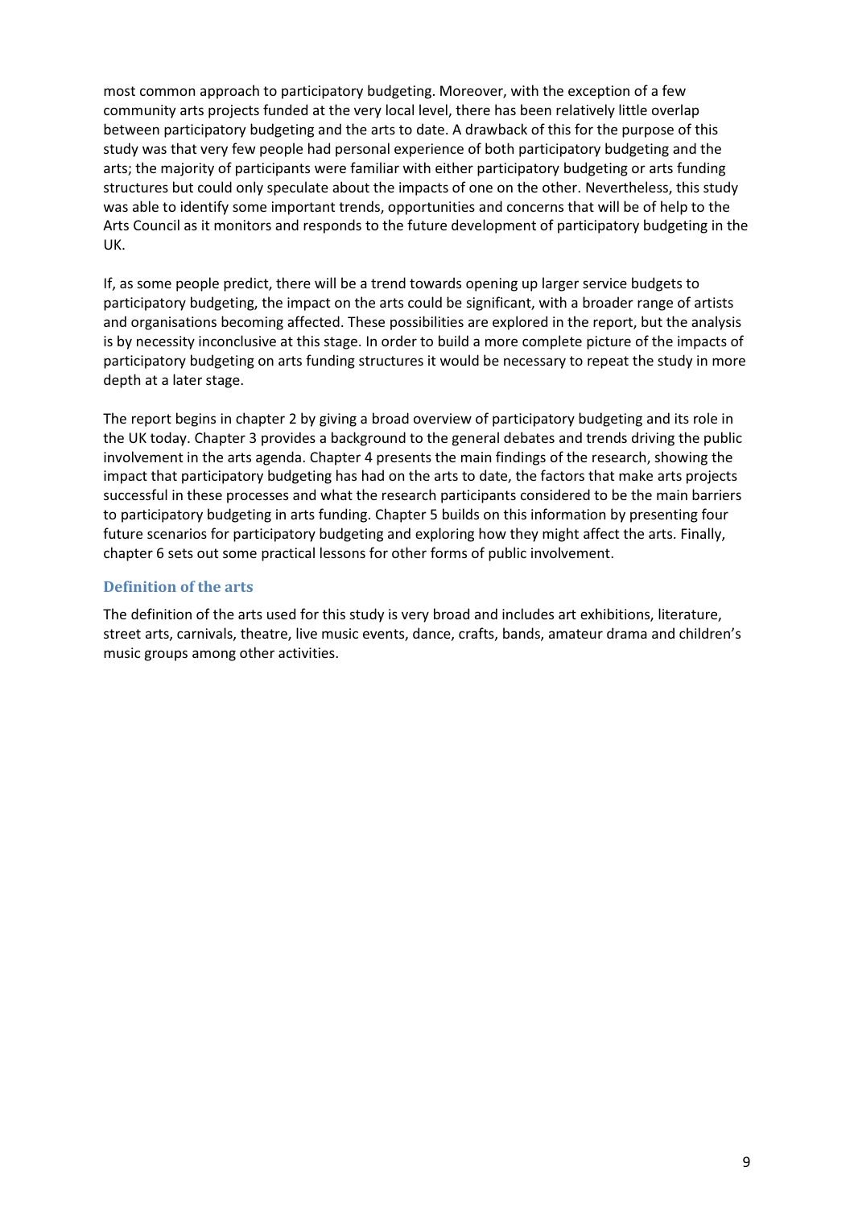most common approach to participatory budgeting. Moreover, with the exception of a few community arts projects funded at the very local level, there has been relatively little overlap between participatory budgeting and the arts to date. A drawback of this for the purpose of this study was that very few people had personal experience of both participatory budgeting and the arts; the majority of participants were familiar with either participatory budgeting or arts funding structures but could only speculate about the impacts of one on the other. Nevertheless, this study was able to identify some important trends, opportunities and concerns that will be of help to the Arts Council as it monitors and responds to the future development of participatory budgeting in the UK.

If, as some people predict, there will be a trend towards opening up larger service budgets to participatory budgeting, the impact on the arts could be significant, with a broader range of artists and organisations becoming affected. These possibilities are explored in the report, but the analysis is by necessity inconclusive at this stage. In order to build a more complete picture of the impacts of participatory budgeting on arts funding structures it would be necessary to repeat the study in more depth at a later stage.

The report begins in chapter 2 by giving a broad overview of participatory budgeting and its role in the UK today. Chapter 3 provides a background to the general debates and trends driving the public involvement in the arts agenda. Chapter 4 presents the main findings of the research, showing the impact that participatory budgeting has had on the arts to date, the factors that make arts projects successful in these processes and what the research participants considered to be the main barriers to participatory budgeting in arts funding. Chapter 5 builds on this information by presenting four future scenarios for participatory budgeting and exploring how they might affect the arts. Finally, chapter 6 sets out some practical lessons for other forms of public involvement.

### Definition of the arts

The definition of the arts used for this study is very broad and includes art exhibitions, literature, street arts, carnivals, theatre, live music events, dance, crafts, bands, amateur drama and children's music groups among other activities.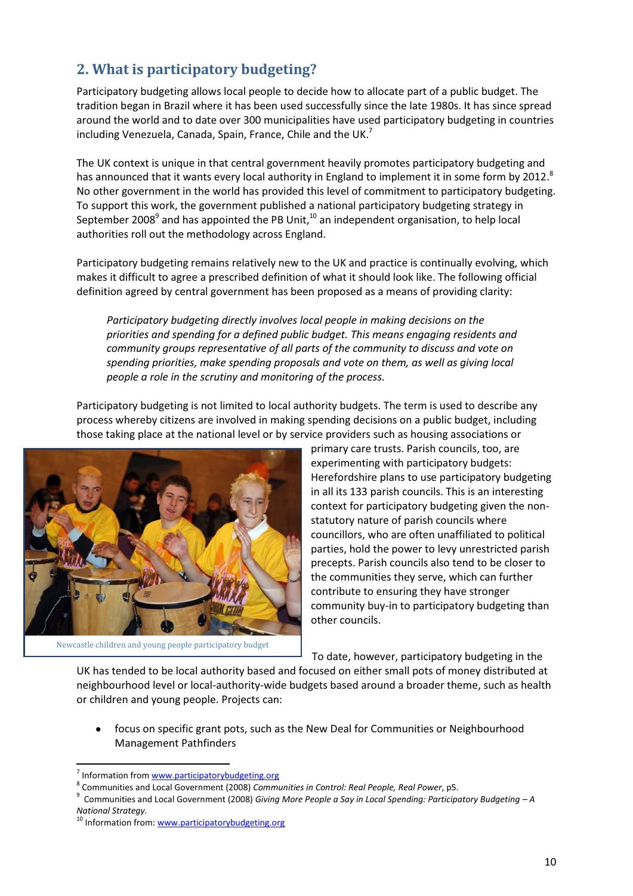## 2. What is participatory budgeting?

Participatory budgeting allows local people to decide how to allocate part of a public budget. The tradition began in Brazil where it has been used successfully since the late 1980s. It has since spread around the world and to date over 300 municipalities have used participatory budgeting in countries including Venezuela, Canada, Spain, France, Chile and the UK.[7]

The UK context is unique in that central government heavily promotes participatory budgeting and has announced that it wants every local authority in England to implement it in some form by 2012.[8] No other government in the world has provided this level of commitment to participatory budgeting. To support this work, the government published a national participatory budgeting strategy in September 2008[9] and has appointed the PB Unit,[10] an independent organisation, to help local authorities roll out the methodology across England.

Participatory budgeting remains relatively new to the UK and practice is continually evolving, which makes it difficult to agree a prescribed definition of what it should look like. The following official definition agreed by central government has been proposed as a means of providing clarity:

> *Participatory budgeting directly involves local people in making decisions on the priorities and spending for a defined public budget. This means engaging residents and community groups representative of all parts of the community to discuss and vote on spending priorities, make spending proposals and vote on them, as well as giving local people a role in the scrutiny and monitoring of the process.*

Participatory budgeting is not limited to local authority budgets. The term is used to describe any process whereby citizens are involved in making spending decisions on a public budget, including those taking place at the national level or by service providers such as housing associations or primary care trusts. Parish councils, too, are experimenting with participatory budgets: Herefordshire plans to use participatory budgeting in all its 133 parish councils. This is an interesting context for participatory budgeting given the non-statutory nature of parish councils where councillors, who are often unaffiliated to political parties, hold the power to levy unrestricted parish precepts. Parish councils also tend to be closer to the communities they serve, which can further contribute to ensuring they have stronger community buy-in to participatory budgeting than other councils.

Newcastle children and young people participatory budget

To date, however, participatory budgeting in the UK has tended to be local authority based and focused on either small pots of money distributed at neighbourhood level or local-authority-wide budgets based around a broader theme, such as health or children and young people. Projects can:

- focus on specific grant pots, such as the New Deal for Communities or Neighbourhood Management Pathfinders

---

[7] Information from www.participatorybudgeting.org

[8] Communities and Local Government (2008) *Communities in Control: Real People, Real Power*, p5.

[9] Communities and Local Government (2008) *Giving More People a Say in Local Spending: Participatory Budgeting – A National Strategy.*

[10] Information from: www.participatorybudgeting.org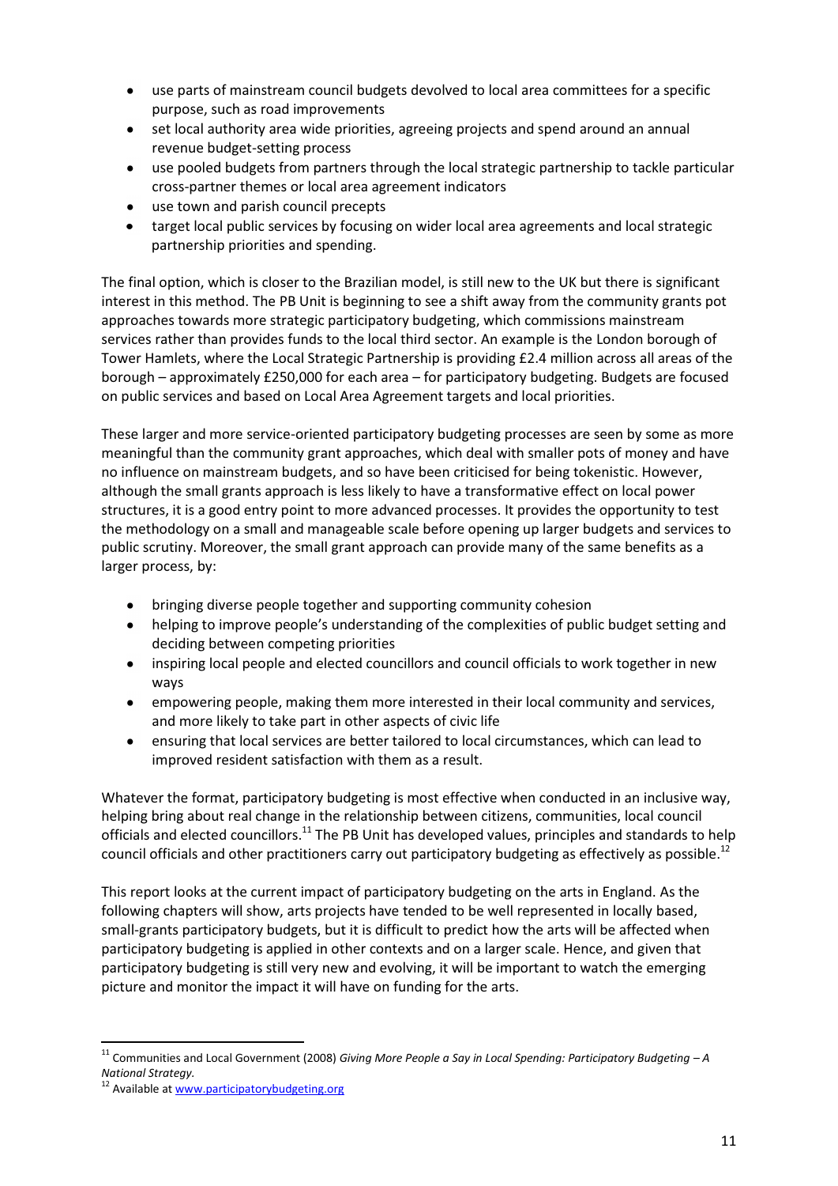- use parts of mainstream council budgets devolved to local area committees for a specific purpose, such as road improvements
- set local authority area wide priorities, agreeing projects and spend around an annual revenue budget-setting process
- use pooled budgets from partners through the local strategic partnership to tackle particular cross-partner themes or local area agreement indicators
- use town and parish council precepts
- target local public services by focusing on wider local area agreements and local strategic partnership priorities and spending.

The final option, which is closer to the Brazilian model, is still new to the UK but there is significant interest in this method. The PB Unit is beginning to see a shift away from the community grants pot approaches towards more strategic participatory budgeting, which commissions mainstream services rather than provides funds to the local third sector. An example is the London borough of Tower Hamlets, where the Local Strategic Partnership is providing £2.4 million across all areas of the borough – approximately £250,000 for each area – for participatory budgeting. Budgets are focused on public services and based on Local Area Agreement targets and local priorities.

These larger and more service-oriented participatory budgeting processes are seen by some as more meaningful than the community grant approaches, which deal with smaller pots of money and have no influence on mainstream budgets, and so have been criticised for being tokenistic. However, although the small grants approach is less likely to have a transformative effect on local power structures, it is a good entry point to more advanced processes. It provides the opportunity to test the methodology on a small and manageable scale before opening up larger budgets and services to public scrutiny. Moreover, the small grant approach can provide many of the same benefits as a larger process, by:

- bringing diverse people together and supporting community cohesion
- helping to improve people's understanding of the complexities of public budget setting and deciding between competing priorities
- inspiring local people and elected councillors and council officials to work together in new ways
- empowering people, making them more interested in their local community and services, and more likely to take part in other aspects of civic life
- ensuring that local services are better tailored to local circumstances, which can lead to improved resident satisfaction with them as a result.

Whatever the format, participatory budgeting is most effective when conducted in an inclusive way, helping bring about real change in the relationship between citizens, communities, local council officials and elected councillors.[11] The PB Unit has developed values, principles and standards to help council officials and other practitioners carry out participatory budgeting as effectively as possible.[12]

This report looks at the current impact of participatory budgeting on the arts in England. As the following chapters will show, arts projects have tended to be well represented in locally based, small-grants participatory budgets, but it is difficult to predict how the arts will be affected when participatory budgeting is applied in other contexts and on a larger scale. Hence, and given that participatory budgeting is still very new and evolving, it will be important to watch the emerging picture and monitor the impact it will have on funding for the arts.

---

[11] Communities and Local Government (2008) *Giving More People a Say in Local Spending: Participatory Budgeting – A National Strategy.*

[12] Available at www.participatorybudgeting.org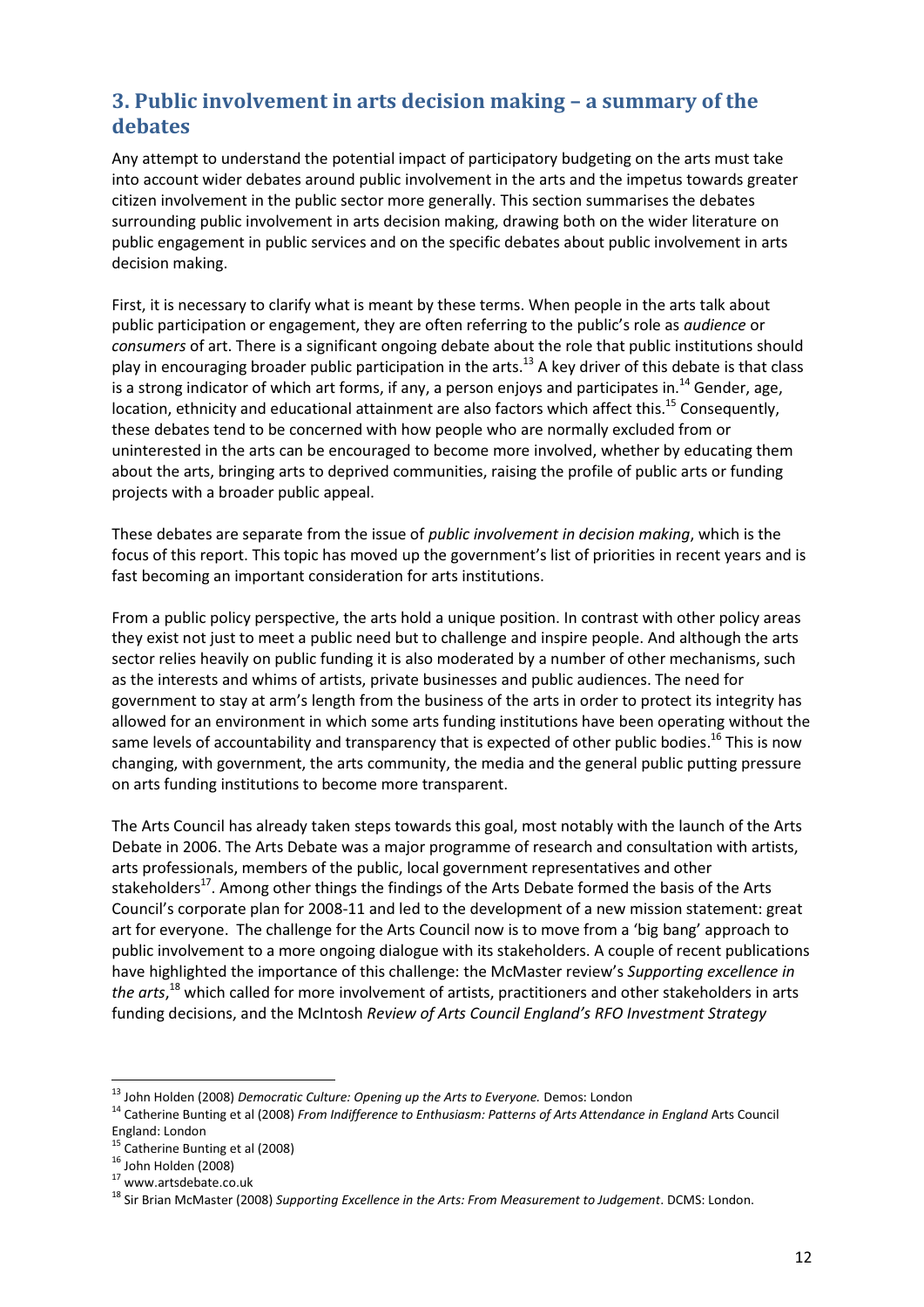## 3. Public involvement in arts decision making – a summary of the debates

Any attempt to understand the potential impact of participatory budgeting on the arts must take into account wider debates around public involvement in the arts and the impetus towards greater citizen involvement in the public sector more generally. This section summarises the debates surrounding public involvement in arts decision making, drawing both on the wider literature on public engagement in public services and on the specific debates about public involvement in arts decision making.

First, it is necessary to clarify what is meant by these terms. When people in the arts talk about public participation or engagement, they are often referring to the public's role as *audience* or *consumers* of art. There is a significant ongoing debate about the role that public institutions should play in encouraging broader public participation in the arts.[13] A key driver of this debate is that class is a strong indicator of which art forms, if any, a person enjoys and participates in.[14] Gender, age, location, ethnicity and educational attainment are also factors which affect this.[15] Consequently, these debates tend to be concerned with how people who are normally excluded from or uninterested in the arts can be encouraged to become more involved, whether by educating them about the arts, bringing arts to deprived communities, raising the profile of public arts or funding projects with a broader public appeal.

These debates are separate from the issue of *public involvement in decision making*, which is the focus of this report. This topic has moved up the government's list of priorities in recent years and is fast becoming an important consideration for arts institutions.

From a public policy perspective, the arts hold a unique position. In contrast with other policy areas they exist not just to meet a public need but to challenge and inspire people. And although the arts sector relies heavily on public funding it is also moderated by a number of other mechanisms, such as the interests and whims of artists, private businesses and public audiences. The need for government to stay at arm's length from the business of the arts in order to protect its integrity has allowed for an environment in which some arts funding institutions have been operating without the same levels of accountability and transparency that is expected of other public bodies.[16] This is now changing, with government, the arts community, the media and the general public putting pressure on arts funding institutions to become more transparent.

The Arts Council has already taken steps towards this goal, most notably with the launch of the Arts Debate in 2006. The Arts Debate was a major programme of research and consultation with artists, arts professionals, members of the public, local government representatives and other stakeholders[17]. Among other things the findings of the Arts Debate formed the basis of the Arts Council's corporate plan for 2008-11 and led to the development of a new mission statement: great art for everyone. The challenge for the Arts Council now is to move from a 'big bang' approach to public involvement to a more ongoing dialogue with its stakeholders. A couple of recent publications have highlighted the importance of this challenge: the McMaster review's *Supporting excellence in the arts*,[18] which called for more involvement of artists, practitioners and other stakeholders in arts funding decisions, and the McIntosh *Review of Arts Council England's RFO Investment Strategy*

---

[13] John Holden (2008) *Democratic Culture: Opening up the Arts to Everyone.* Demos: London

[14] Catherine Bunting et al (2008) *From Indifference to Enthusiasm: Patterns of Arts Attendance in England* Arts Council England: London

[15] Catherine Bunting et al (2008)

[16] John Holden (2008)

[17] www.artsdebate.co.uk

[18] Sir Brian McMaster (2008) *Supporting Excellence in the Arts: From Measurement to Judgement*. DCMS: London.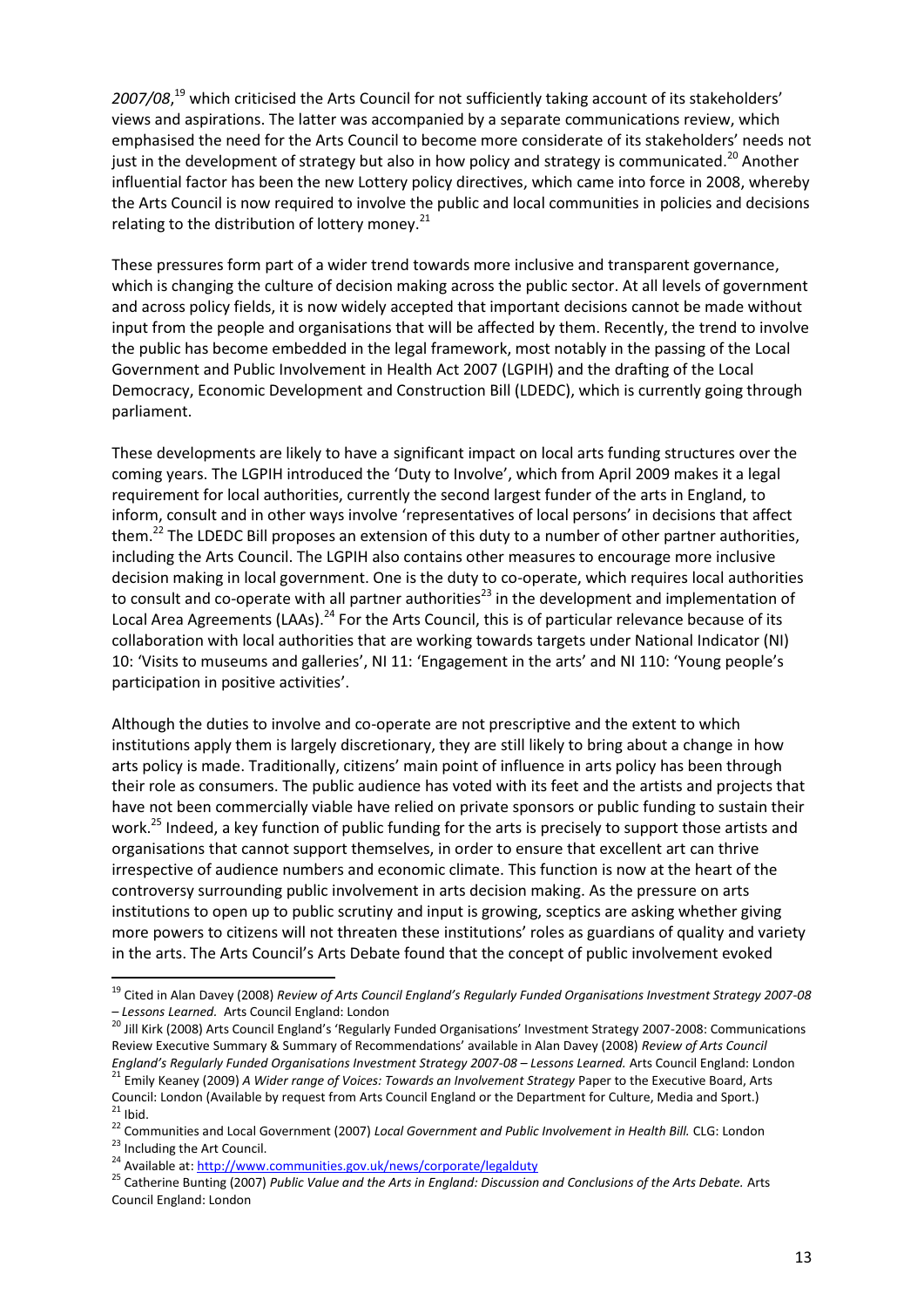*2007/08*,[19] which criticised the Arts Council for not sufficiently taking account of its stakeholders' views and aspirations. The latter was accompanied by a separate communications review, which emphasised the need for the Arts Council to become more considerate of its stakeholders' needs not just in the development of strategy but also in how policy and strategy is communicated.[20] Another influential factor has been the new Lottery policy directives, which came into force in 2008, whereby the Arts Council is now required to involve the public and local communities in policies and decisions relating to the distribution of lottery money.[21]

These pressures form part of a wider trend towards more inclusive and transparent governance, which is changing the culture of decision making across the public sector. At all levels of government and across policy fields, it is now widely accepted that important decisions cannot be made without input from the people and organisations that will be affected by them. Recently, the trend to involve the public has become embedded in the legal framework, most notably in the passing of the Local Government and Public Involvement in Health Act 2007 (LGPIH) and the drafting of the Local Democracy, Economic Development and Construction Bill (LDEDC), which is currently going through parliament.

These developments are likely to have a significant impact on local arts funding structures over the coming years. The LGPIH introduced the 'Duty to Involve', which from April 2009 makes it a legal requirement for local authorities, currently the second largest funder of the arts in England, to inform, consult and in other ways involve 'representatives of local persons' in decisions that affect them.[22] The LDEDC Bill proposes an extension of this duty to a number of other partner authorities, including the Arts Council. The LGPIH also contains other measures to encourage more inclusive decision making in local government. One is the duty to co-operate, which requires local authorities to consult and co-operate with all partner authorities[23] in the development and implementation of Local Area Agreements (LAAs).[24] For the Arts Council, this is of particular relevance because of its collaboration with local authorities that are working towards targets under National Indicator (NI) 10: 'Visits to museums and galleries', NI 11: 'Engagement in the arts' and NI 110: 'Young people's participation in positive activities'.

Although the duties to involve and co-operate are not prescriptive and the extent to which institutions apply them is largely discretionary, they are still likely to bring about a change in how arts policy is made. Traditionally, citizens' main point of influence in arts policy has been through their role as consumers. The public audience has voted with its feet and the artists and projects that have not been commercially viable have relied on private sponsors or public funding to sustain their work.[25] Indeed, a key function of public funding for the arts is precisely to support those artists and organisations that cannot support themselves, in order to ensure that excellent art can thrive irrespective of audience numbers and economic climate. This function is now at the heart of the controversy surrounding public involvement in arts decision making. As the pressure on arts institutions to open up to public scrutiny and input is growing, sceptics are asking whether giving more powers to citizens will not threaten these institutions' roles as guardians of quality and variety in the arts. The Arts Council's Arts Debate found that the concept of public involvement evoked

---

[19] Cited in Alan Davey (2008) *Review of Arts Council England's Regularly Funded Organisations Investment Strategy 2007-08 – Lessons Learned.* Arts Council England: London

[20] Jill Kirk (2008) Arts Council England's 'Regularly Funded Organisations' Investment Strategy 2007-2008: Communications Review Executive Summary & Summary of Recommendations' available in Alan Davey (2008) *Review of Arts Council England's Regularly Funded Organisations Investment Strategy 2007-08 – Lessons Learned.* Arts Council England: London

[21] Emily Keaney (2009) *A Wider range of Voices: Towards an Involvement Strategy* Paper to the Executive Board, Arts Council: London (Available by request from Arts Council England or the Department for Culture, Media and Sport.)

[21] Ibid.

[22] Communities and Local Government (2007) *Local Government and Public Involvement in Health Bill.* CLG: London

[23] Including the Art Council.

[24] Available at: http://www.communities.gov.uk/news/corporate/legalduty

[25] Catherine Bunting (2007) *Public Value and the Arts in England: Discussion and Conclusions of the Arts Debate.* Arts Council England: London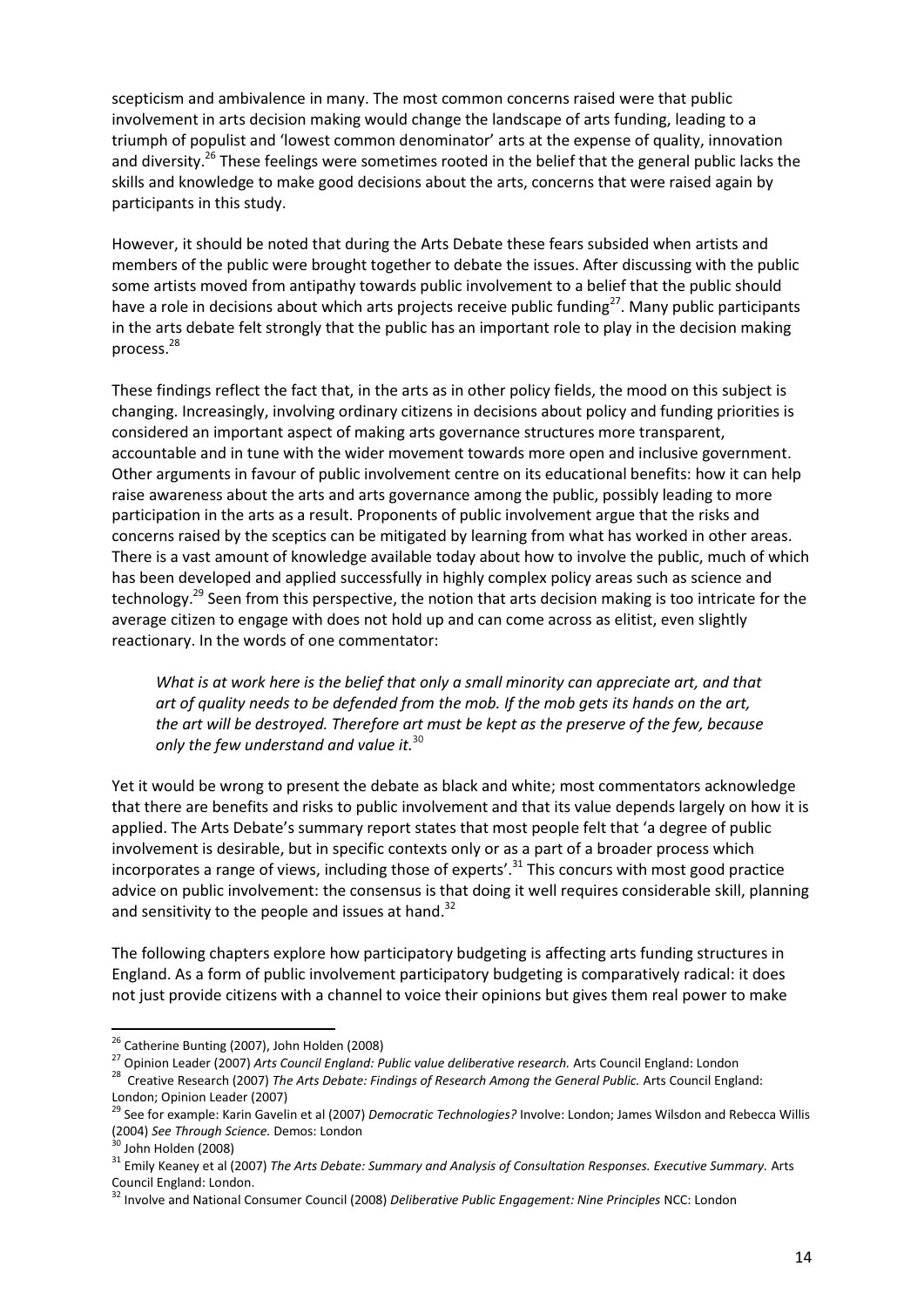scepticism and ambivalence in many. The most common concerns raised were that public involvement in arts decision making would change the landscape of arts funding, leading to a triumph of populist and 'lowest common denominator' arts at the expense of quality, innovation and diversity.[26] These feelings were sometimes rooted in the belief that the general public lacks the skills and knowledge to make good decisions about the arts, concerns that were raised again by participants in this study.

However, it should be noted that during the Arts Debate these fears subsided when artists and members of the public were brought together to debate the issues. After discussing with the public some artists moved from antipathy towards public involvement to a belief that the public should have a role in decisions about which arts projects receive public funding[27]. Many public participants in the arts debate felt strongly that the public has an important role to play in the decision making process.[28]

These findings reflect the fact that, in the arts as in other policy fields, the mood on this subject is changing. Increasingly, involving ordinary citizens in decisions about policy and funding priorities is considered an important aspect of making arts governance structures more transparent, accountable and in tune with the wider movement towards more open and inclusive government. Other arguments in favour of public involvement centre on its educational benefits: how it can help raise awareness about the arts and arts governance among the public, possibly leading to more participation in the arts as a result. Proponents of public involvement argue that the risks and concerns raised by the sceptics can be mitigated by learning from what has worked in other areas. There is a vast amount of knowledge available today about how to involve the public, much of which has been developed and applied successfully in highly complex policy areas such as science and technology.[29] Seen from this perspective, the notion that arts decision making is too intricate for the average citizen to engage with does not hold up and can come across as elitist, even slightly reactionary. In the words of one commentator:

> *What is at work here is the belief that only a small minority can appreciate art, and that art of quality needs to be defended from the mob. If the mob gets its hands on the art, the art will be destroyed. Therefore art must be kept as the preserve of the few, because only the few understand and value it.*[30]

Yet it would be wrong to present the debate as black and white; most commentators acknowledge that there are benefits and risks to public involvement and that its value depends largely on how it is applied. The Arts Debate's summary report states that most people felt that 'a degree of public involvement is desirable, but in specific contexts only or as a part of a broader process which incorporates a range of views, including those of experts'.[31] This concurs with most good practice advice on public involvement: the consensus is that doing it well requires considerable skill, planning and sensitivity to the people and issues at hand.[32]

The following chapters explore how participatory budgeting is affecting arts funding structures in England. As a form of public involvement participatory budgeting is comparatively radical: it does not just provide citizens with a channel to voice their opinions but gives them real power to make

---

[26] Catherine Bunting (2007), John Holden (2008)

[27] Opinion Leader (2007) *Arts Council England: Public value deliberative research.* Arts Council England: London

[28] Creative Research (2007) *The Arts Debate: Findings of Research Among the General Public.* Arts Council England: London; Opinion Leader (2007)

[29] See for example: Karin Gavelin et al (2007) *Democratic Technologies?* Involve: London; James Wilsdon and Rebecca Willis (2004) *See Through Science.* Demos: London

[30] John Holden (2008)

[31] Emily Keaney et al (2007) *The Arts Debate: Summary and Analysis of Consultation Responses. Executive Summary.* Arts Council England: London.

[32] Involve and National Consumer Council (2008) *Deliberative Public Engagement: Nine Principles* NCC: London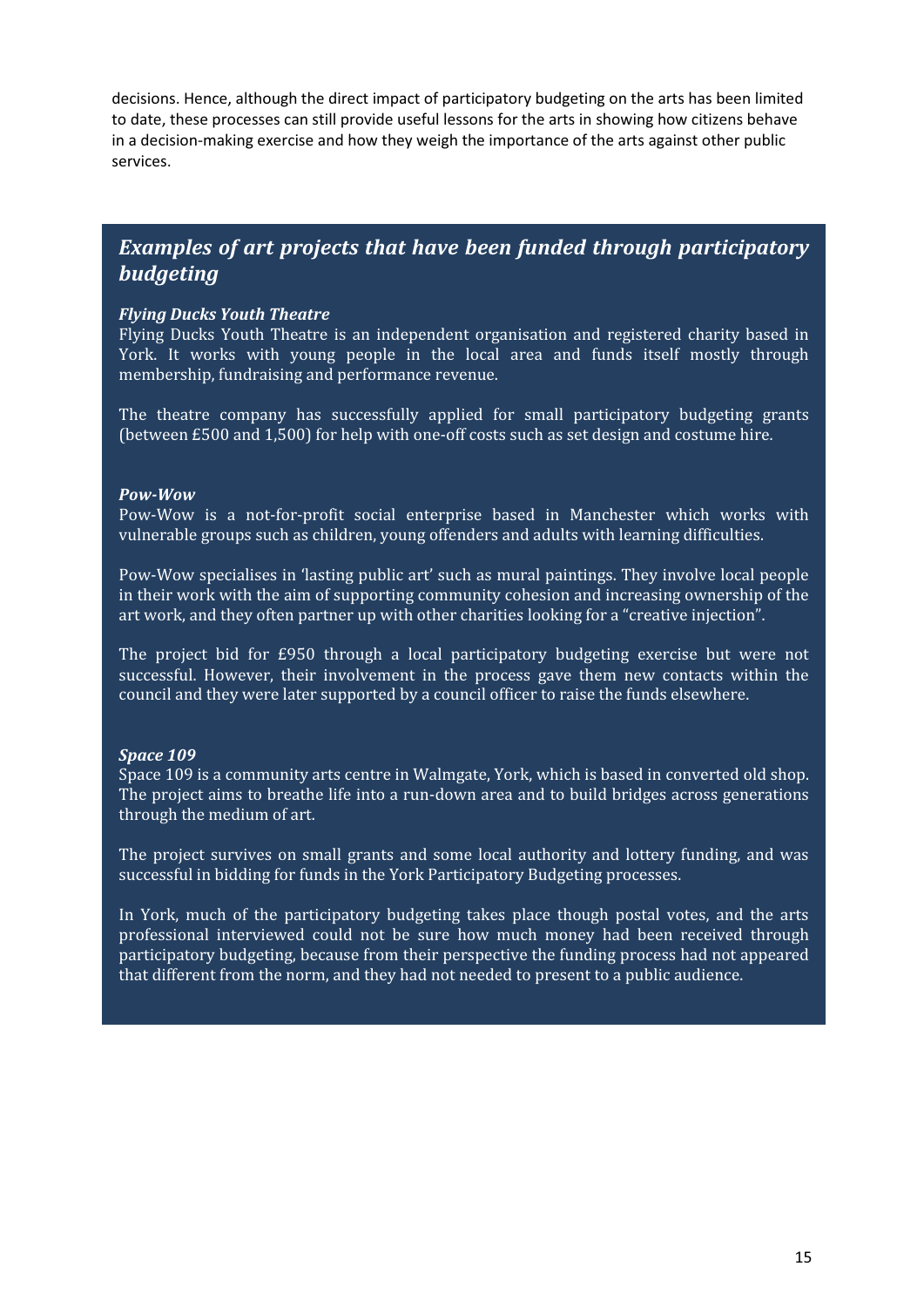decisions. Hence, although the direct impact of participatory budgeting on the arts has been limited to date, these processes can still provide useful lessons for the arts in showing how citizens behave in a decision-making exercise and how they weigh the importance of the arts against other public services.

## *Examples of art projects that have been funded through participatory budgeting*

***Flying Ducks Youth Theatre***

Flying Ducks Youth Theatre is an independent organisation and registered charity based in York. It works with young people in the local area and funds itself mostly through membership, fundraising and performance revenue.

The theatre company has successfully applied for small participatory budgeting grants (between £500 and 1,500) for help with one-off costs such as set design and costume hire.

***Pow-Wow***

Pow-Wow is a not-for-profit social enterprise based in Manchester which works with vulnerable groups such as children, young offenders and adults with learning difficulties.

Pow-Wow specialises in 'lasting public art' such as mural paintings. They involve local people in their work with the aim of supporting community cohesion and increasing ownership of the art work, and they often partner up with other charities looking for a "creative injection".

The project bid for £950 through a local participatory budgeting exercise but were not successful. However, their involvement in the process gave them new contacts within the council and they were later supported by a council officer to raise the funds elsewhere.

***Space 109***

Space 109 is a community arts centre in Walmgate, York, which is based in converted old shop. The project aims to breathe life into a run-down area and to build bridges across generations through the medium of art.

The project survives on small grants and some local authority and lottery funding, and was successful in bidding for funds in the York Participatory Budgeting processes.

In York, much of the participatory budgeting takes place though postal votes, and the arts professional interviewed could not be sure how much money had been received through participatory budgeting, because from their perspective the funding process had not appeared that different from the norm, and they had not needed to present to a public audience.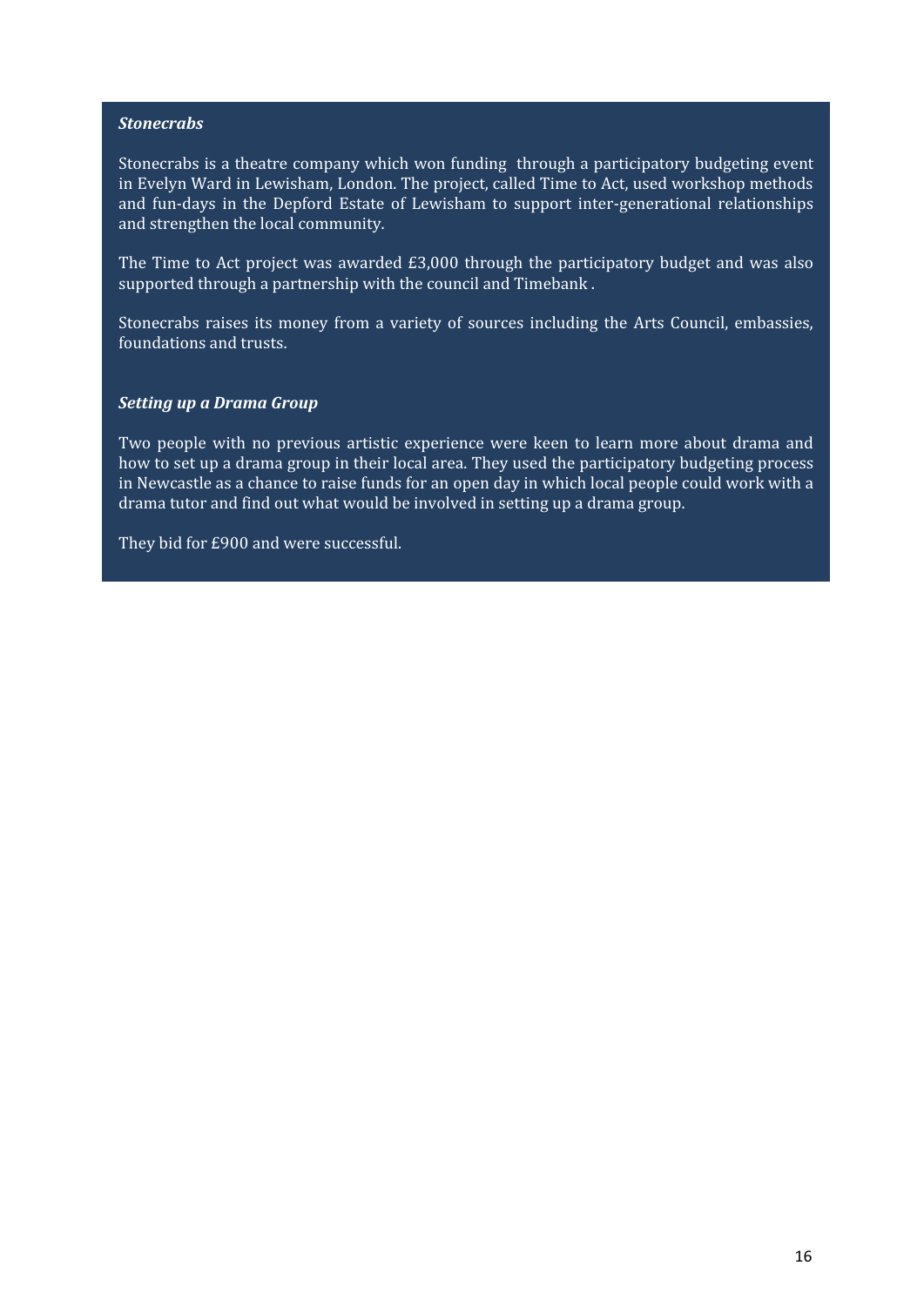***Stonecrabs***

Stonecrabs is a theatre company which won funding through a participatory budgeting event in Evelyn Ward in Lewisham, London. The project, called Time to Act, used workshop methods and fun-days in the Depford Estate of Lewisham to support inter-generational relationships and strengthen the local community.

The Time to Act project was awarded £3,000 through the participatory budget and was also supported through a partnership with the council and Timebank .

Stonecrabs raises its money from a variety of sources including the Arts Council, embassies, foundations and trusts.

***Setting up a Drama Group***

Two people with no previous artistic experience were keen to learn more about drama and how to set up a drama group in their local area. They used the participatory budgeting process in Newcastle as a chance to raise funds for an open day in which local people could work with a drama tutor and find out what would be involved in setting up a drama group.

They bid for £900 and were successful.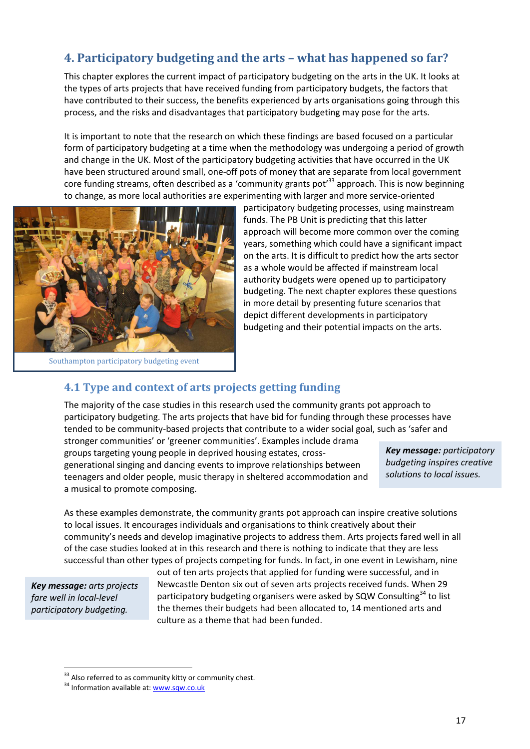# 4. Participatory budgeting and the arts – what has happened so far?

This chapter explores the current impact of participatory budgeting on the arts in the UK. It looks at the types of arts projects that have received funding from participatory budgets, the factors that have contributed to their success, the benefits experienced by arts organisations going through this process, and the risks and disadvantages that participatory budgeting may pose for the arts.

It is important to note that the research on which these findings are based focused on a particular form of participatory budgeting at a time when the methodology was undergoing a period of growth and change in the UK. Most of the participatory budgeting activities that have occurred in the UK have been structured around small, one-off pots of money that are separate from local government core funding streams, often described as a 'community grants pot'[33] approach. This is now beginning to change, as more local authorities are experimenting with larger and more service-oriented participatory budgeting processes, using mainstream funds. The PB Unit is predicting that this latter approach will become more common over the coming years, something which could have a significant impact on the arts. It is difficult to predict how the arts sector as a whole would be affected if mainstream local authority budgets were opened up to participatory budgeting. The next chapter explores these questions in more detail by presenting future scenarios that depict different developments in participatory budgeting and their potential impacts on the arts.

Southampton participatory budgeting event

## 4.1 Type and context of arts projects getting funding

The majority of the case studies in this research used the community grants pot approach to participatory budgeting. The arts projects that have bid for funding through these processes have tended to be community-based projects that contribute to a wider social goal, such as 'safer and stronger communities' or 'greener communities'. Examples include drama groups targeting young people in deprived housing estates, cross-generational singing and dancing events to improve relationships between teenagers and older people, music therapy in sheltered accommodation and a musical to promote composing.

> ***Key message:*** *participatory budgeting inspires creative solutions to local issues.*

As these examples demonstrate, the community grants pot approach can inspire creative solutions to local issues. It encourages individuals and organisations to think creatively about their community's needs and develop imaginative projects to address them. Arts projects fared well in all of the case studies looked at in this research and there is nothing to indicate that they are less successful than other types of projects competing for funds. In fact, in one event in Lewisham, nine out of ten arts projects that applied for funding were successful, and in Newcastle Denton six out of seven arts projects received funds. When 29 participatory budgeting organisers were asked by SQW Consulting[34] to list the themes their budgets had been allocated to, 14 mentioned arts and culture as a theme that had been funded.

> ***Key message:*** *arts projects fare well in local-level participatory budgeting.*

---

[33] Also referred to as community kitty or community chest.

[34] Information available at: www.sqw.co.uk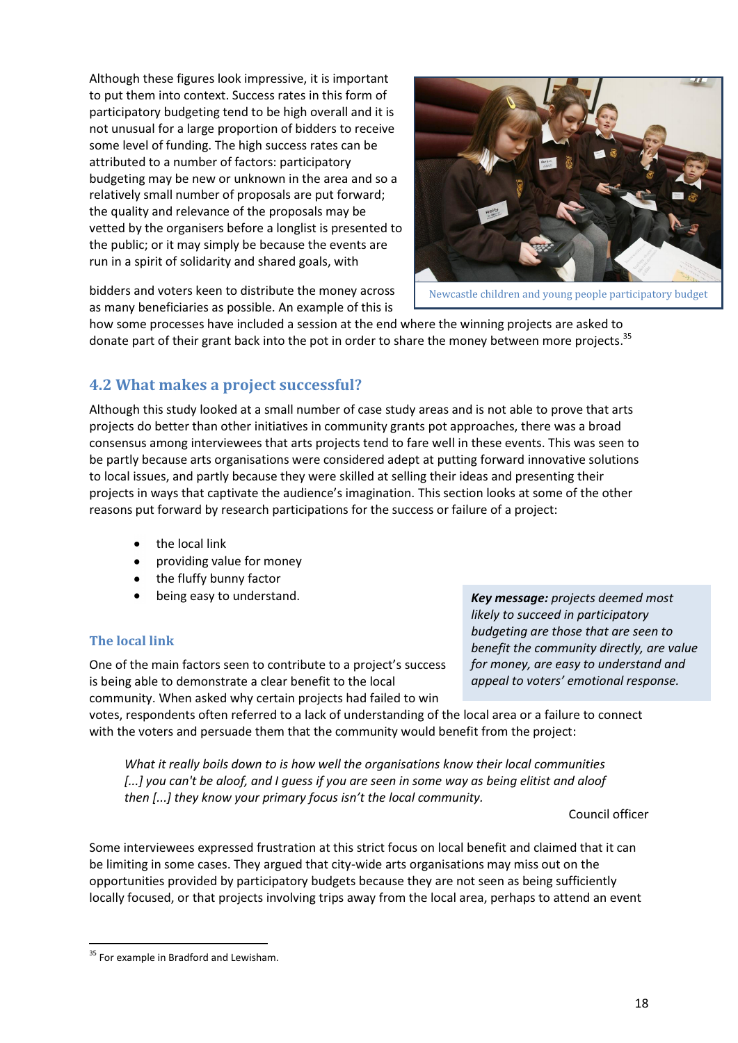Although these figures look impressive, it is important to put them into context. Success rates in this form of participatory budgeting tend to be high overall and it is not unusual for a large proportion of bidders to receive some level of funding. The high success rates can be attributed to a number of factors: participatory budgeting may be new or unknown in the area and so a relatively small number of proposals are put forward; the quality and relevance of the proposals may be vetted by the organisers before a longlist is presented to the public; or it may simply be because the events are run in a spirit of solidarity and shared goals, with bidders and voters keen to distribute the money across as many beneficiaries as possible. An example of this is how some processes have included a session at the end where the winning projects are asked to donate part of their grant back into the pot in order to share the money between more projects.[35]

Newcastle children and young people participatory budget

## 4.2 What makes a project successful?

Although this study looked at a small number of case study areas and is not able to prove that arts projects do better than other initiatives in community grants pot approaches, there was a broad consensus among interviewees that arts projects tend to fare well in these events. This was seen to be partly because arts organisations were considered adept at putting forward innovative solutions to local issues, and partly because they were skilled at selling their ideas and presenting their projects in ways that captivate the audience's imagination. This section looks at some of the other reasons put forward by research participations for the success or failure of a project:

- the local link
- providing value for money
- the fluffy bunny factor
- being easy to understand.

> ***Key message:*** *projects deemed most likely to succeed in participatory budgeting are those that are seen to benefit the community directly, are value for money, are easy to understand and appeal to voters' emotional response.*

### The local link

One of the main factors seen to contribute to a project's success is being able to demonstrate a clear benefit to the local community. When asked why certain projects had failed to win votes, respondents often referred to a lack of understanding of the local area or a failure to connect with the voters and persuade them that the community would benefit from the project:

> *What it really boils down to is how well the organisations know their local communities [...] you can't be aloof, and I guess if you are seen in some way as being elitist and aloof then [...] they know your primary focus isn't the local community.*
>
> Council officer

Some interviewees expressed frustration at this strict focus on local benefit and claimed that it can be limiting in some cases. They argued that city-wide arts organisations may miss out on the opportunities provided by participatory budgets because they are not seen as being sufficiently locally focused, or that projects involving trips away from the local area, perhaps to attend an event

[35] For example in Bradford and Lewisham.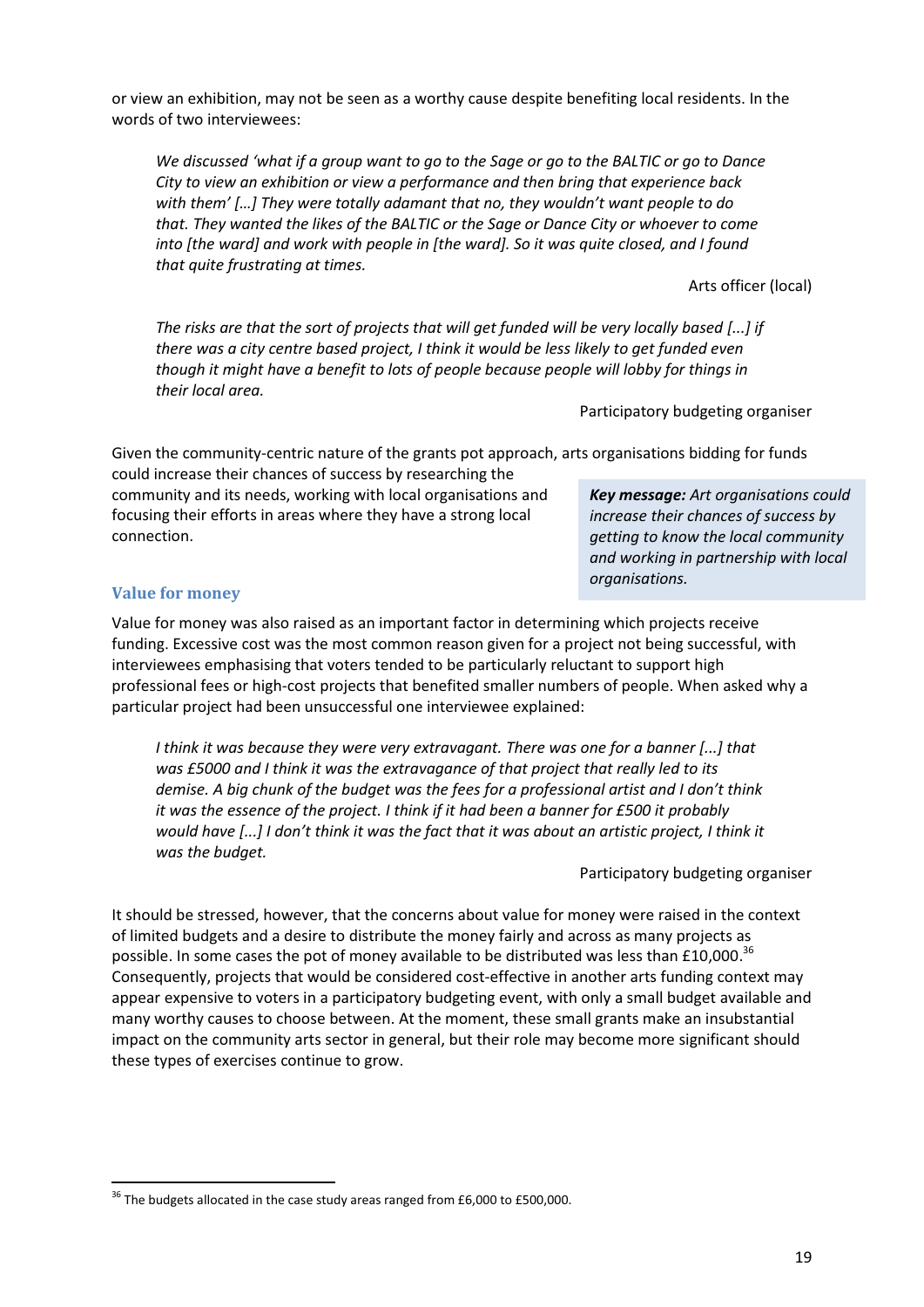or view an exhibition, may not be seen as a worthy cause despite benefiting local residents. In the words of two interviewees:

> *We discussed 'what if a group want to go to the Sage or go to the BALTIC or go to Dance City to view an exhibition or view a performance and then bring that experience back with them' […] They were totally adamant that no, they wouldn't want people to do that. They wanted the likes of the BALTIC or the Sage or Dance City or whoever to come into [the ward] and work with people in [the ward]. So it was quite closed, and I found that quite frustrating at times.*
>
> Arts officer (local)

> *The risks are that the sort of projects that will get funded will be very locally based [...] if there was a city centre based project, I think it would be less likely to get funded even though it might have a benefit to lots of people because people will lobby for things in their local area.*
>
> Participatory budgeting organiser

Given the community-centric nature of the grants pot approach, arts organisations bidding for funds could increase their chances of success by researching the community and its needs, working with local organisations and focusing their efforts in areas where they have a strong local connection.

> ***Key message:*** *Art organisations could increase their chances of success by getting to know the local community and working in partnership with local organisations.*

### Value for money

Value for money was also raised as an important factor in determining which projects receive funding. Excessive cost was the most common reason given for a project not being successful, with interviewees emphasising that voters tended to be particularly reluctant to support high professional fees or high-cost projects that benefited smaller numbers of people. When asked why a particular project had been unsuccessful one interviewee explained:

> *I think it was because they were very extravagant. There was one for a banner [...] that was £5000 and I think it was the extravagance of that project that really led to its demise. A big chunk of the budget was the fees for a professional artist and I don't think it was the essence of the project. I think if it had been a banner for £500 it probably would have [...] I don't think it was the fact that it was about an artistic project, I think it was the budget.*
>
> Participatory budgeting organiser

It should be stressed, however, that the concerns about value for money were raised in the context of limited budgets and a desire to distribute the money fairly and across as many projects as possible. In some cases the pot of money available to be distributed was less than £10,000.[36] Consequently, projects that would be considered cost-effective in another arts funding context may appear expensive to voters in a participatory budgeting event, with only a small budget available and many worthy causes to choose between. At the moment, these small grants make an insubstantial impact on the community arts sector in general, but their role may become more significant should these types of exercises continue to grow.

[36] The budgets allocated in the case study areas ranged from £6,000 to £500,000.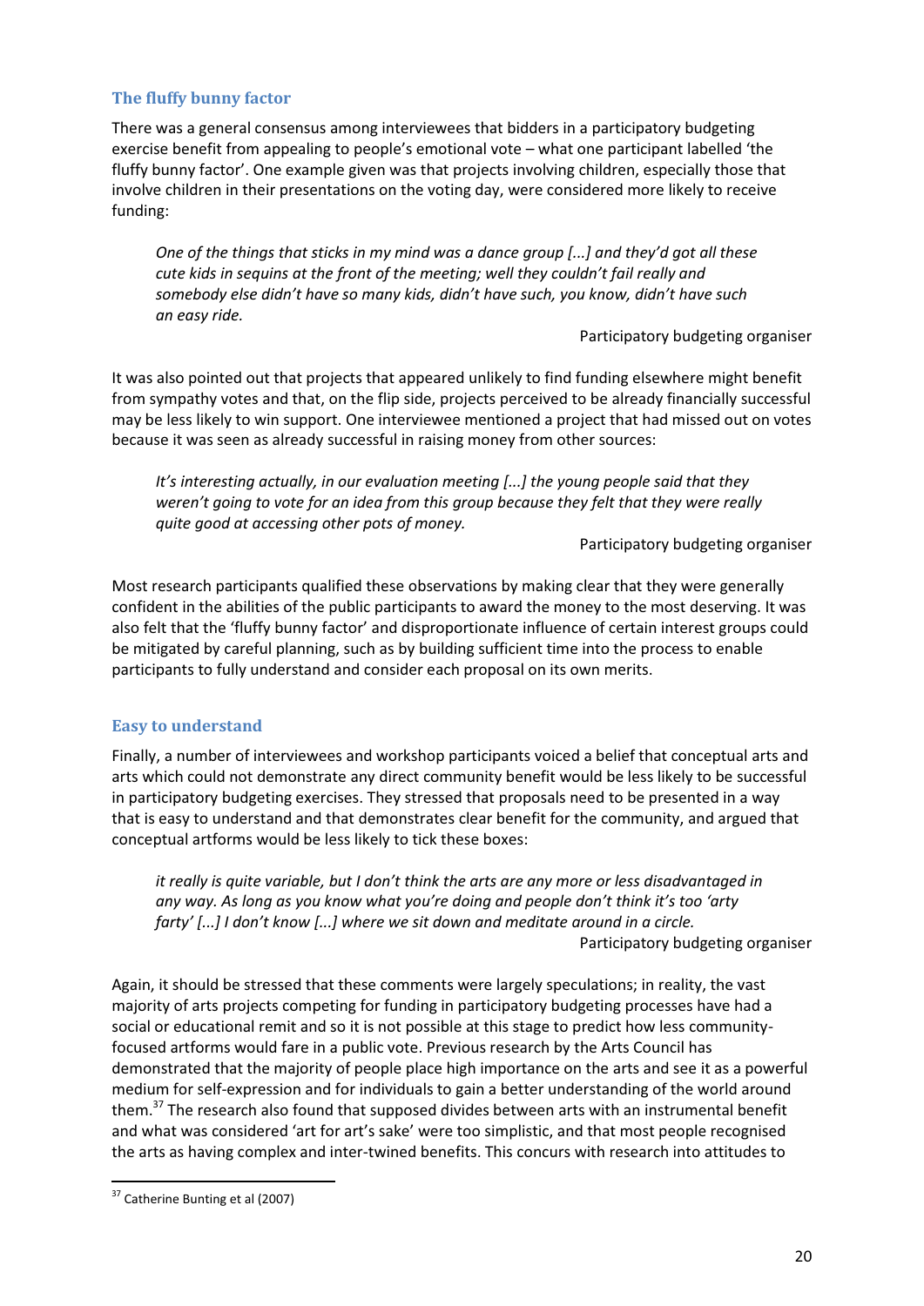### The fluffy bunny factor

There was a general consensus among interviewees that bidders in a participatory budgeting exercise benefit from appealing to people's emotional vote – what one participant labelled 'the fluffy bunny factor'. One example given was that projects involving children, especially those that involve children in their presentations on the voting day, were considered more likely to receive funding:

> *One of the things that sticks in my mind was a dance group [...] and they'd got all these cute kids in sequins at the front of the meeting; well they couldn't fail really and somebody else didn't have so many kids, didn't have such, you know, didn't have such an easy ride.*
>
> Participatory budgeting organiser

It was also pointed out that projects that appeared unlikely to find funding elsewhere might benefit from sympathy votes and that, on the flip side, projects perceived to be already financially successful may be less likely to win support. One interviewee mentioned a project that had missed out on votes because it was seen as already successful in raising money from other sources:

> *It's interesting actually, in our evaluation meeting [...] the young people said that they weren't going to vote for an idea from this group because they felt that they were really quite good at accessing other pots of money.*
>
> Participatory budgeting organiser

Most research participants qualified these observations by making clear that they were generally confident in the abilities of the public participants to award the money to the most deserving. It was also felt that the 'fluffy bunny factor' and disproportionate influence of certain interest groups could be mitigated by careful planning, such as by building sufficient time into the process to enable participants to fully understand and consider each proposal on its own merits.

### Easy to understand

Finally, a number of interviewees and workshop participants voiced a belief that conceptual arts and arts which could not demonstrate any direct community benefit would be less likely to be successful in participatory budgeting exercises. They stressed that proposals need to be presented in a way that is easy to understand and that demonstrates clear benefit for the community, and argued that conceptual artforms would be less likely to tick these boxes:

> *it really is quite variable, but I don't think the arts are any more or less disadvantaged in any way. As long as you know what you're doing and people don't think it's too 'arty farty' [...] I don't know [...] where we sit down and meditate around in a circle.*
>
> Participatory budgeting organiser

Again, it should be stressed that these comments were largely speculations; in reality, the vast majority of arts projects competing for funding in participatory budgeting processes have had a social or educational remit and so it is not possible at this stage to predict how less community-focused artforms would fare in a public vote. Previous research by the Arts Council has demonstrated that the majority of people place high importance on the arts and see it as a powerful medium for self-expression and for individuals to gain a better understanding of the world around them.[37] The research also found that supposed divides between arts with an instrumental benefit and what was considered 'art for art's sake' were too simplistic, and that most people recognised the arts as having complex and inter-twined benefits. This concurs with research into attitudes to

[37] Catherine Bunting et al (2007)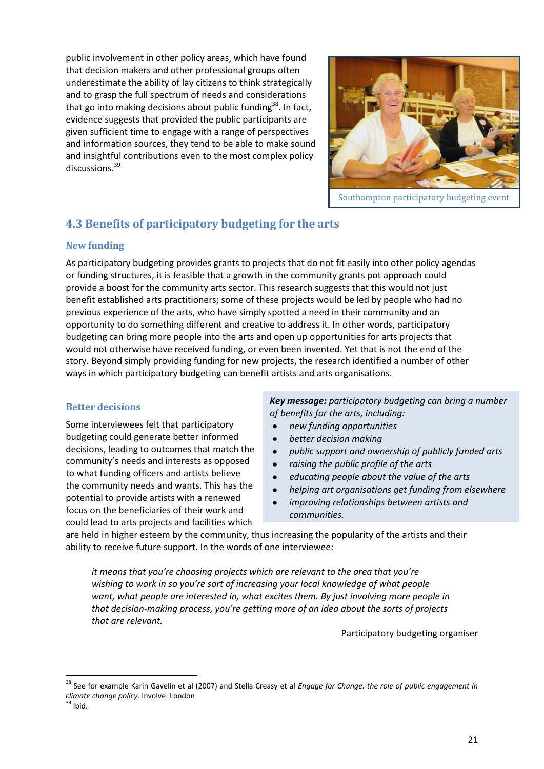public involvement in other policy areas, which have found that decision makers and other professional groups often underestimate the ability of lay citizens to think strategically and to grasp the full spectrum of needs and considerations that go into making decisions about public funding[38]. In fact, evidence suggests that provided the public participants are given sufficient time to engage with a range of perspectives and information sources, they tend to be able to make sound and insightful contributions even to the most complex policy discussions.[39]

Southampton participatory budgeting event

## 4.3 Benefits of participatory budgeting for the arts

### New funding

As participatory budgeting provides grants to projects that do not fit easily into other policy agendas or funding structures, it is feasible that a growth in the community grants pot approach could provide a boost for the community arts sector. This research suggests that this would not just benefit established arts practitioners; some of these projects would be led by people who had no previous experience of the arts, who have simply spotted a need in their community and an opportunity to do something different and creative to address it. In other words, participatory budgeting can bring more people into the arts and open up opportunities for arts projects that would not otherwise have received funding, or even been invented. Yet that is not the end of the story. Beyond simply providing funding for new projects, the research identified a number of other ways in which participatory budgeting can benefit artists and arts organisations.

> ***Key message:*** *participatory budgeting can bring a number of benefits for the arts, including:*
>
> - *new funding opportunities*
> - *better decision making*
> - *public support and ownership of publicly funded arts*
> - *raising the public profile of the arts*
> - *educating people about the value of the arts*
> - *helping art organisations get funding from elsewhere*
> - *improving relationships between artists and communities.*

### Better decisions

Some interviewees felt that participatory budgeting could generate better informed decisions, leading to outcomes that match the community's needs and interests as opposed to what funding officers and artists believe the community needs and wants. This has the potential to provide artists with a renewed focus on the beneficiaries of their work and could lead to arts projects and facilities which are held in higher esteem by the community, thus increasing the popularity of the artists and their ability to receive future support. In the words of one interviewee:

> *it means that you're choosing projects which are relevant to the area that you're wishing to work in so you're sort of increasing your local knowledge of what people want, what people are interested in, what excites them. By just involving more people in that decision-making process, you're getting more of an idea about the sorts of projects that are relevant.*
>
> Participatory budgeting organiser

---

[38] See for example Karin Gavelin et al (2007) and Stella Creasy et al *Engage for Change: the role of public engagement in climate change policy.* Involve: London

[39] Ibid.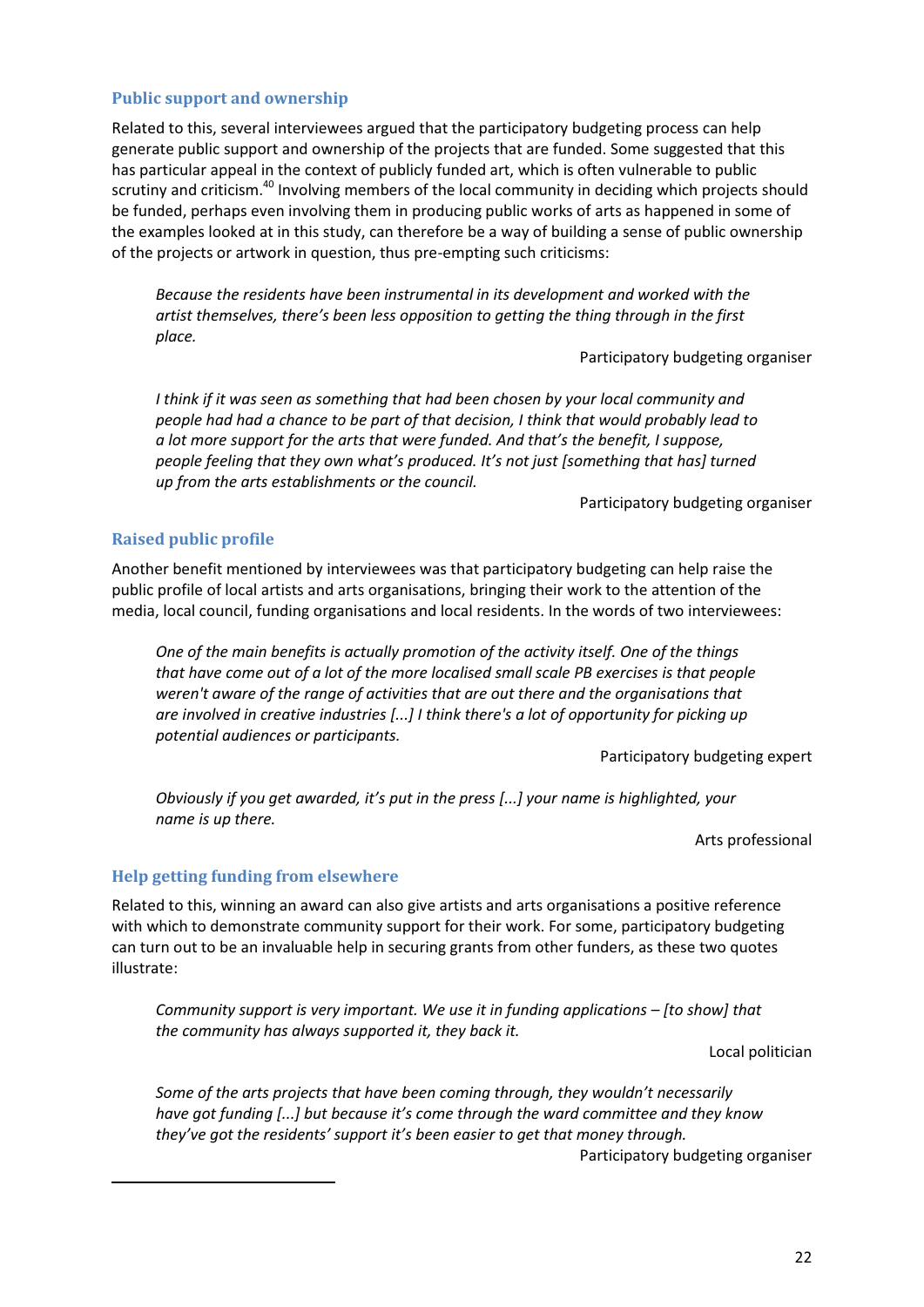### Public support and ownership

Related to this, several interviewees argued that the participatory budgeting process can help generate public support and ownership of the projects that are funded. Some suggested that this has particular appeal in the context of publicly funded art, which is often vulnerable to public scrutiny and criticism.[40] Involving members of the local community in deciding which projects should be funded, perhaps even involving them in producing public works of arts as happened in some of the examples looked at in this study, can therefore be a way of building a sense of public ownership of the projects or artwork in question, thus pre-empting such criticisms:

> *Because the residents have been instrumental in its development and worked with the artist themselves, there's been less opposition to getting the thing through in the first place.*
>
> Participatory budgeting organiser

> *I think if it was seen as something that had been chosen by your local community and people had had a chance to be part of that decision, I think that would probably lead to a lot more support for the arts that were funded. And that's the benefit, I suppose, people feeling that they own what's produced. It's not just [something that has] turned up from the arts establishments or the council.*
>
> Participatory budgeting organiser

### Raised public profile

Another benefit mentioned by interviewees was that participatory budgeting can help raise the public profile of local artists and arts organisations, bringing their work to the attention of the media, local council, funding organisations and local residents. In the words of two interviewees:

> *One of the main benefits is actually promotion of the activity itself. One of the things that have come out of a lot of the more localised small scale PB exercises is that people weren't aware of the range of activities that are out there and the organisations that are involved in creative industries [...] I think there's a lot of opportunity for picking up potential audiences or participants.*
>
> Participatory budgeting expert

> *Obviously if you get awarded, it's put in the press [...] your name is highlighted, your name is up there.*
>
> Arts professional

### Help getting funding from elsewhere

Related to this, winning an award can also give artists and arts organisations a positive reference with which to demonstrate community support for their work. For some, participatory budgeting can turn out to be an invaluable help in securing grants from other funders, as these two quotes illustrate:

> *Community support is very important. We use it in funding applications – [to show] that the community has always supported it, they back it.*
>
> Local politician

> *Some of the arts projects that have been coming through, they wouldn't necessarily have got funding [...] but because it's come through the ward committee and they know they've got the residents' support it's been easier to get that money through.*
>
> Participatory budgeting organiser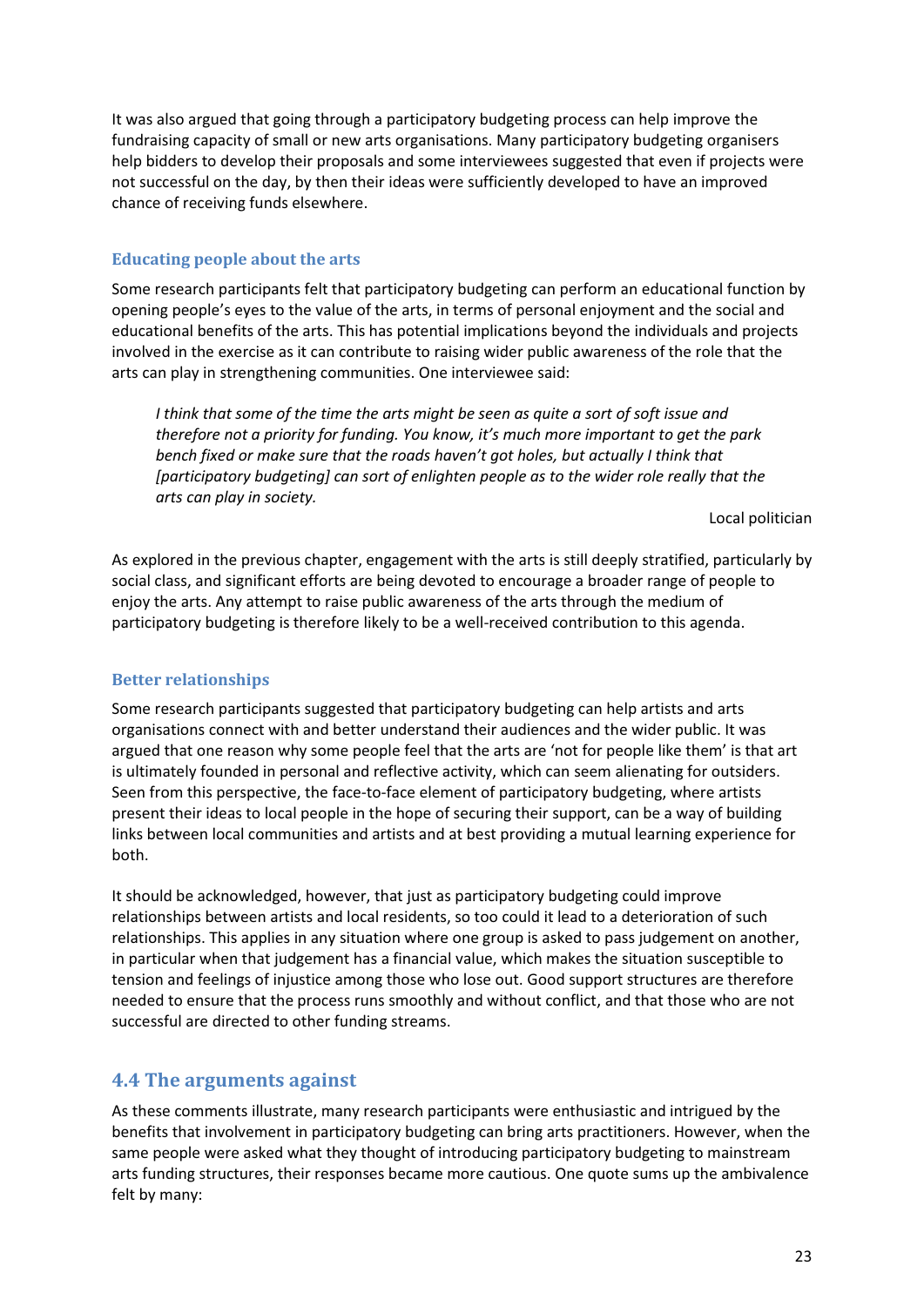It was also argued that going through a participatory budgeting process can help improve the fundraising capacity of small or new arts organisations. Many participatory budgeting organisers help bidders to develop their proposals and some interviewees suggested that even if projects were not successful on the day, by then their ideas were sufficiently developed to have an improved chance of receiving funds elsewhere.

### Educating people about the arts

Some research participants felt that participatory budgeting can perform an educational function by opening people's eyes to the value of the arts, in terms of personal enjoyment and the social and educational benefits of the arts. This has potential implications beyond the individuals and projects involved in the exercise as it can contribute to raising wider public awareness of the role that the arts can play in strengthening communities. One interviewee said:

> *I think that some of the time the arts might be seen as quite a sort of soft issue and therefore not a priority for funding. You know, it's much more important to get the park bench fixed or make sure that the roads haven't got holes, but actually I think that [participatory budgeting] can sort of enlighten people as to the wider role really that the arts can play in society.*
>
> Local politician

As explored in the previous chapter, engagement with the arts is still deeply stratified, particularly by social class, and significant efforts are being devoted to encourage a broader range of people to enjoy the arts. Any attempt to raise public awareness of the arts through the medium of participatory budgeting is therefore likely to be a well-received contribution to this agenda.

### Better relationships

Some research participants suggested that participatory budgeting can help artists and arts organisations connect with and better understand their audiences and the wider public. It was argued that one reason why some people feel that the arts are 'not for people like them' is that art is ultimately founded in personal and reflective activity, which can seem alienating for outsiders. Seen from this perspective, the face-to-face element of participatory budgeting, where artists present their ideas to local people in the hope of securing their support, can be a way of building links between local communities and artists and at best providing a mutual learning experience for both.

It should be acknowledged, however, that just as participatory budgeting could improve relationships between artists and local residents, so too could it lead to a deterioration of such relationships. This applies in any situation where one group is asked to pass judgement on another, in particular when that judgement has a financial value, which makes the situation susceptible to tension and feelings of injustice among those who lose out. Good support structures are therefore needed to ensure that the process runs smoothly and without conflict, and that those who are not successful are directed to other funding streams.

## 4.4 The arguments against

As these comments illustrate, many research participants were enthusiastic and intrigued by the benefits that involvement in participatory budgeting can bring arts practitioners. However, when the same people were asked what they thought of introducing participatory budgeting to mainstream arts funding structures, their responses became more cautious. One quote sums up the ambivalence felt by many: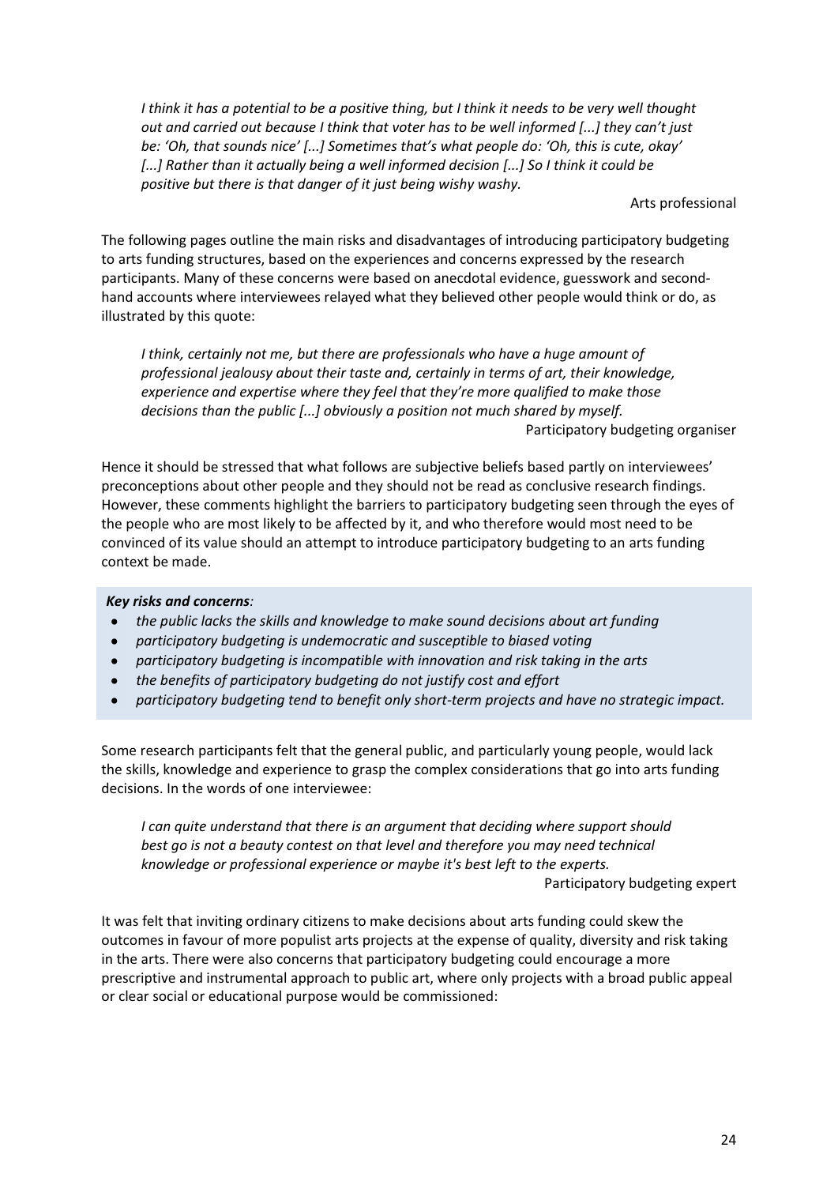*I think it has a potential to be a positive thing, but I think it needs to be very well thought out and carried out because I think that voter has to be well informed [...] they can't just be: 'Oh, that sounds nice' [...] Sometimes that's what people do: 'Oh, this is cute, okay' [...] Rather than it actually being a well informed decision [...] So I think it could be positive but there is that danger of it just being wishy washy.*

Arts professional

The following pages outline the main risks and disadvantages of introducing participatory budgeting to arts funding structures, based on the experiences and concerns expressed by the research participants. Many of these concerns were based on anecdotal evidence, guesswork and second-hand accounts where interviewees relayed what they believed other people would think or do, as illustrated by this quote:

*I think, certainly not me, but there are professionals who have a huge amount of professional jealousy about their taste and, certainly in terms of art, their knowledge, experience and expertise where they feel that they're more qualified to make those decisions than the public [...] obviously a position not much shared by myself.*

Participatory budgeting organiser

Hence it should be stressed that what follows are subjective beliefs based partly on interviewees' preconceptions about other people and they should not be read as conclusive research findings. However, these comments highlight the barriers to participatory budgeting seen through the eyes of the people who are most likely to be affected by it, and who therefore would most need to be convinced of its value should an attempt to introduce participatory budgeting to an arts funding context be made.

***Key risks and concerns:***

- *the public lacks the skills and knowledge to make sound decisions about art funding*
- *participatory budgeting is undemocratic and susceptible to biased voting*
- *participatory budgeting is incompatible with innovation and risk taking in the arts*
- *the benefits of participatory budgeting do not justify cost and effort*
- *participatory budgeting tend to benefit only short-term projects and have no strategic impact.*

Some research participants felt that the general public, and particularly young people, would lack the skills, knowledge and experience to grasp the complex considerations that go into arts funding decisions. In the words of one interviewee:

*I can quite understand that there is an argument that deciding where support should best go is not a beauty contest on that level and therefore you may need technical knowledge or professional experience or maybe it's best left to the experts.*

Participatory budgeting expert

It was felt that inviting ordinary citizens to make decisions about arts funding could skew the outcomes in favour of more populist arts projects at the expense of quality, diversity and risk taking in the arts. There were also concerns that participatory budgeting could encourage a more prescriptive and instrumental approach to public art, where only projects with a broad public appeal or clear social or educational purpose would be commissioned: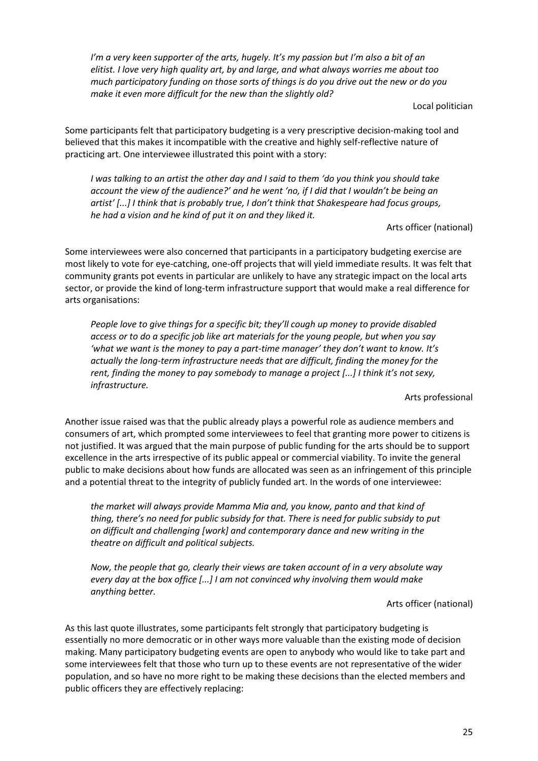*I'm a very keen supporter of the arts, hugely. It's my passion but I'm also a bit of an elitist. I love very high quality art, by and large, and what always worries me about too much participatory funding on those sorts of things is do you drive out the new or do you make it even more difficult for the new than the slightly old?*

Local politician

Some participants felt that participatory budgeting is a very prescriptive decision-making tool and believed that this makes it incompatible with the creative and highly self-reflective nature of practicing art. One interviewee illustrated this point with a story:

*I was talking to an artist the other day and I said to them 'do you think you should take account the view of the audience?' and he went 'no, if I did that I wouldn't be being an artist' [...] I think that is probably true, I don't think that Shakespeare had focus groups, he had a vision and he kind of put it on and they liked it.*

Arts officer (national)

Some interviewees were also concerned that participants in a participatory budgeting exercise are most likely to vote for eye-catching, one-off projects that will yield immediate results. It was felt that community grants pot events in particular are unlikely to have any strategic impact on the local arts sector, or provide the kind of long-term infrastructure support that would make a real difference for arts organisations:

*People love to give things for a specific bit; they'll cough up money to provide disabled access or to do a specific job like art materials for the young people, but when you say 'what we want is the money to pay a part-time manager' they don't want to know. It's actually the long-term infrastructure needs that are difficult, finding the money for the rent, finding the money to pay somebody to manage a project [...] I think it's not sexy, infrastructure.*

Arts professional

Another issue raised was that the public already plays a powerful role as audience members and consumers of art, which prompted some interviewees to feel that granting more power to citizens is not justified. It was argued that the main purpose of public funding for the arts should be to support excellence in the arts irrespective of its public appeal or commercial viability. To invite the general public to make decisions about how funds are allocated was seen as an infringement of this principle and a potential threat to the integrity of publicly funded art. In the words of one interviewee:

*the market will always provide Mamma Mia and, you know, panto and that kind of thing, there's no need for public subsidy for that. There is need for public subsidy to put on difficult and challenging [work] and contemporary dance and new writing in the theatre on difficult and political subjects.*

*Now, the people that go, clearly their views are taken account of in a very absolute way every day at the box office [...] I am not convinced why involving them would make anything better.*

Arts officer (national)

As this last quote illustrates, some participants felt strongly that participatory budgeting is essentially no more democratic or in other ways more valuable than the existing mode of decision making. Many participatory budgeting events are open to anybody who would like to take part and some interviewees felt that those who turn up to these events are not representative of the wider population, and so have no more right to be making these decisions than the elected members and public officers they are effectively replacing: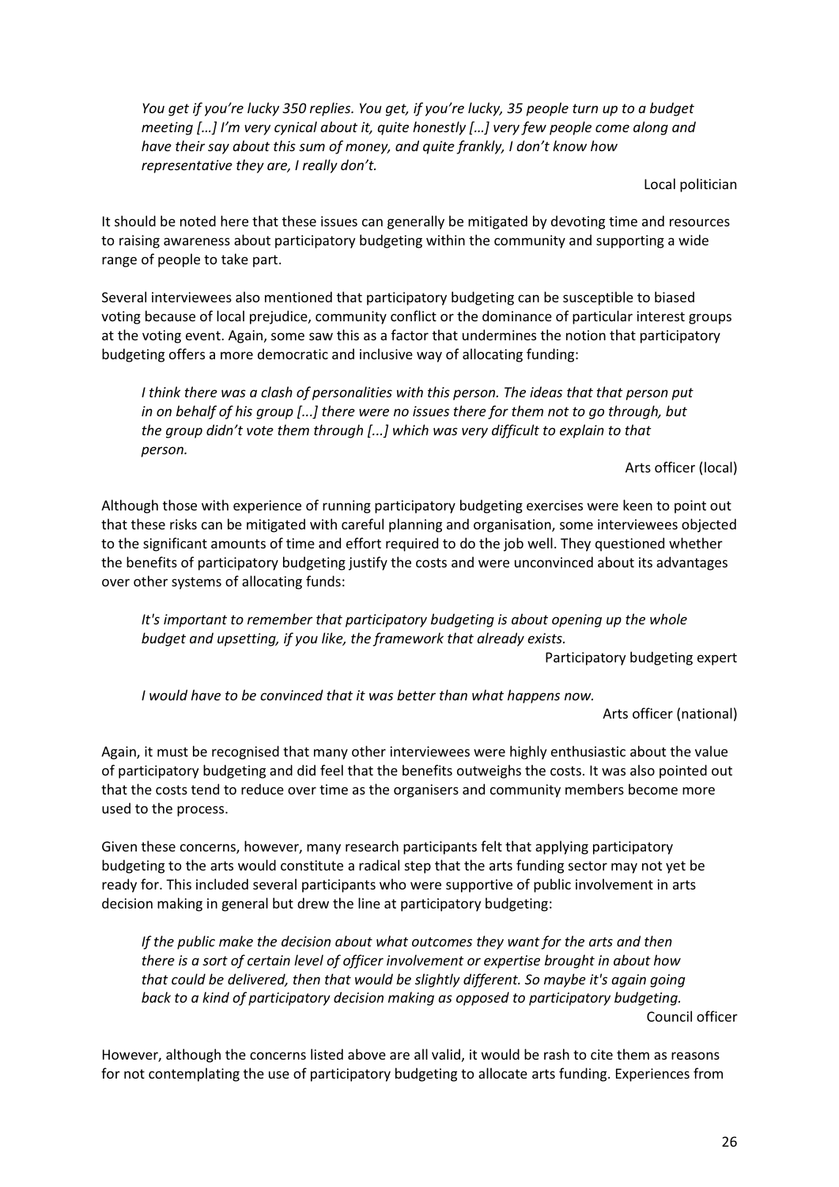*You get if you're lucky 350 replies. You get, if you're lucky, 35 people turn up to a budget meeting […] I'm very cynical about it, quite honestly […] very few people come along and have their say about this sum of money, and quite frankly, I don't know how representative they are, I really don't.*

Local politician

It should be noted here that these issues can generally be mitigated by devoting time and resources to raising awareness about participatory budgeting within the community and supporting a wide range of people to take part.

Several interviewees also mentioned that participatory budgeting can be susceptible to biased voting because of local prejudice, community conflict or the dominance of particular interest groups at the voting event. Again, some saw this as a factor that undermines the notion that participatory budgeting offers a more democratic and inclusive way of allocating funding:

*I think there was a clash of personalities with this person. The ideas that that person put in on behalf of his group [...] there were no issues there for them not to go through, but the group didn't vote them through [...] which was very difficult to explain to that person.*

Arts officer (local)

Although those with experience of running participatory budgeting exercises were keen to point out that these risks can be mitigated with careful planning and organisation, some interviewees objected to the significant amounts of time and effort required to do the job well. They questioned whether the benefits of participatory budgeting justify the costs and were unconvinced about its advantages over other systems of allocating funds:

*It's important to remember that participatory budgeting is about opening up the whole budget and upsetting, if you like, the framework that already exists.*

Participatory budgeting expert

*I would have to be convinced that it was better than what happens now.*

Arts officer (national)

Again, it must be recognised that many other interviewees were highly enthusiastic about the value of participatory budgeting and did feel that the benefits outweighs the costs. It was also pointed out that the costs tend to reduce over time as the organisers and community members become more used to the process.

Given these concerns, however, many research participants felt that applying participatory budgeting to the arts would constitute a radical step that the arts funding sector may not yet be ready for. This included several participants who were supportive of public involvement in arts decision making in general but drew the line at participatory budgeting:

*If the public make the decision about what outcomes they want for the arts and then there is a sort of certain level of officer involvement or expertise brought in about how that could be delivered, then that would be slightly different. So maybe it's again going back to a kind of participatory decision making as opposed to participatory budgeting.*

Council officer

However, although the concerns listed above are all valid, it would be rash to cite them as reasons for not contemplating the use of participatory budgeting to allocate arts funding. Experiences from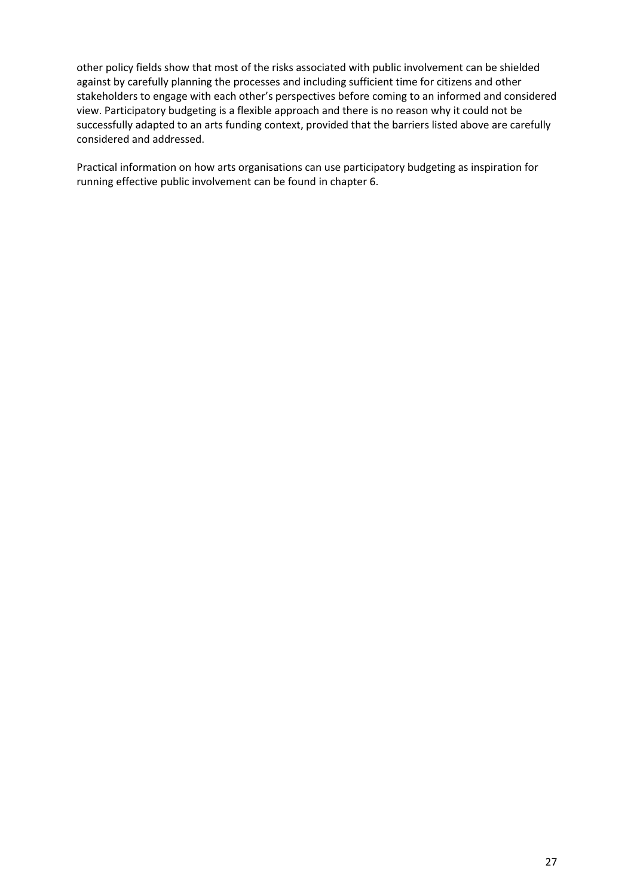other policy fields show that most of the risks associated with public involvement can be shielded against by carefully planning the processes and including sufficient time for citizens and other stakeholders to engage with each other's perspectives before coming to an informed and considered view. Participatory budgeting is a flexible approach and there is no reason why it could not be successfully adapted to an arts funding context, provided that the barriers listed above are carefully considered and addressed.

Practical information on how arts organisations can use participatory budgeting as inspiration for running effective public involvement can be found in chapter 6.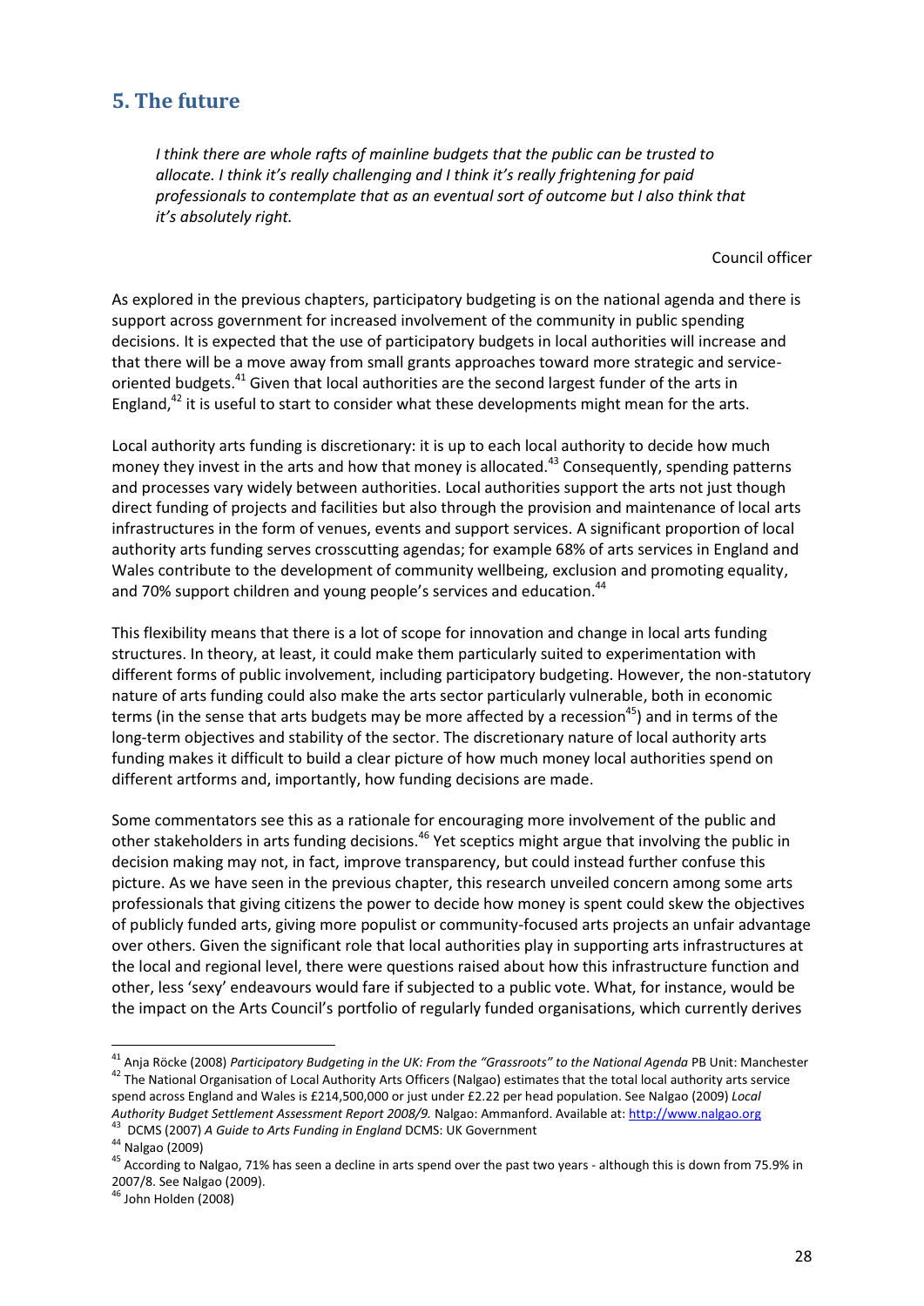## 5. The future

*I think there are whole rafts of mainline budgets that the public can be trusted to allocate. I think it's really challenging and I think it's really frightening for paid professionals to contemplate that as an eventual sort of outcome but I also think that it's absolutely right.*

Council officer

As explored in the previous chapters, participatory budgeting is on the national agenda and there is support across government for increased involvement of the community in public spending decisions. It is expected that the use of participatory budgets in local authorities will increase and that there will be a move away from small grants approaches toward more strategic and service-oriented budgets.[41] Given that local authorities are the second largest funder of the arts in England,[42] it is useful to start to consider what these developments might mean for the arts.

Local authority arts funding is discretionary: it is up to each local authority to decide how much money they invest in the arts and how that money is allocated.[43] Consequently, spending patterns and processes vary widely between authorities. Local authorities support the arts not just though direct funding of projects and facilities but also through the provision and maintenance of local arts infrastructures in the form of venues, events and support services. A significant proportion of local authority arts funding serves crosscutting agendas; for example 68% of arts services in England and Wales contribute to the development of community wellbeing, exclusion and promoting equality, and 70% support children and young people's services and education.[44]

This flexibility means that there is a lot of scope for innovation and change in local arts funding structures. In theory, at least, it could make them particularly suited to experimentation with different forms of public involvement, including participatory budgeting. However, the non-statutory nature of arts funding could also make the arts sector particularly vulnerable, both in economic terms (in the sense that arts budgets may be more affected by a recession[45]) and in terms of the long-term objectives and stability of the sector. The discretionary nature of local authority arts funding makes it difficult to build a clear picture of how much money local authorities spend on different artforms and, importantly, how funding decisions are made.

Some commentators see this as a rationale for encouraging more involvement of the public and other stakeholders in arts funding decisions.[46] Yet sceptics might argue that involving the public in decision making may not, in fact, improve transparency, but could instead further confuse this picture. As we have seen in the previous chapter, this research unveiled concern among some arts professionals that giving citizens the power to decide how money is spent could skew the objectives of publicly funded arts, giving more populist or community-focused arts projects an unfair advantage over others. Given the significant role that local authorities play in supporting arts infrastructures at the local and regional level, there were questions raised about how this infrastructure function and other, less 'sexy' endeavours would fare if subjected to a public vote. What, for instance, would be the impact on the Arts Council's portfolio of regularly funded organisations, which currently derives

---

[41] Anja Röcke (2008) *Participatory Budgeting in the UK: From the "Grassroots" to the National Agenda* PB Unit: Manchester

[42] The National Organisation of Local Authority Arts Officers (Nalgao) estimates that the total local authority arts service spend across England and Wales is £214,500,000 or just under £2.22 per head population. See Nalgao (2009) *Local Authority Budget Settlement Assessment Report 2008/9.* Nalgao: Ammanford. Available at: http://www.nalgao.org

[43] DCMS (2007) *A Guide to Arts Funding in England* DCMS: UK Government

[44] Nalgao (2009)

[45] According to Nalgao, 71% has seen a decline in arts spend over the past two years - although this is down from 75.9% in 2007/8. See Nalgao (2009).

[46] John Holden (2008)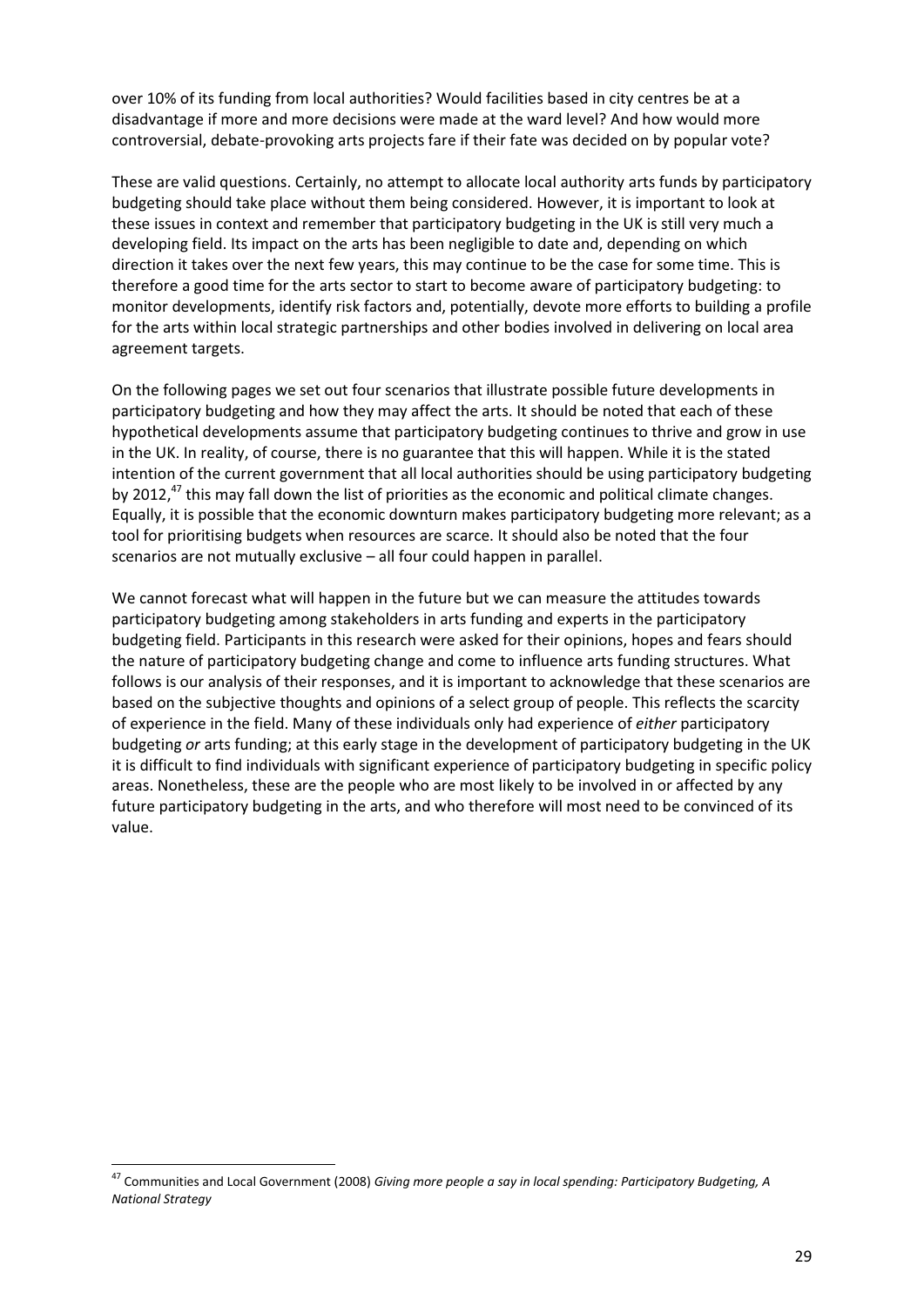over 10% of its funding from local authorities? Would facilities based in city centres be at a disadvantage if more and more decisions were made at the ward level? And how would more controversial, debate-provoking arts projects fare if their fate was decided on by popular vote?

These are valid questions. Certainly, no attempt to allocate local authority arts funds by participatory budgeting should take place without them being considered. However, it is important to look at these issues in context and remember that participatory budgeting in the UK is still very much a developing field. Its impact on the arts has been negligible to date and, depending on which direction it takes over the next few years, this may continue to be the case for some time. This is therefore a good time for the arts sector to start to become aware of participatory budgeting: to monitor developments, identify risk factors and, potentially, devote more efforts to building a profile for the arts within local strategic partnerships and other bodies involved in delivering on local area agreement targets.

On the following pages we set out four scenarios that illustrate possible future developments in participatory budgeting and how they may affect the arts. It should be noted that each of these hypothetical developments assume that participatory budgeting continues to thrive and grow in use in the UK. In reality, of course, there is no guarantee that this will happen. While it is the stated intention of the current government that all local authorities should be using participatory budgeting by 2012,[47] this may fall down the list of priorities as the economic and political climate changes. Equally, it is possible that the economic downturn makes participatory budgeting more relevant; as a tool for prioritising budgets when resources are scarce. It should also be noted that the four scenarios are not mutually exclusive – all four could happen in parallel.

We cannot forecast what will happen in the future but we can measure the attitudes towards participatory budgeting among stakeholders in arts funding and experts in the participatory budgeting field. Participants in this research were asked for their opinions, hopes and fears should the nature of participatory budgeting change and come to influence arts funding structures. What follows is our analysis of their responses, and it is important to acknowledge that these scenarios are based on the subjective thoughts and opinions of a select group of people. This reflects the scarcity of experience in the field. Many of these individuals only had experience of *either* participatory budgeting *or* arts funding; at this early stage in the development of participatory budgeting in the UK it is difficult to find individuals with significant experience of participatory budgeting in specific policy areas. Nonetheless, these are the people who are most likely to be involved in or affected by any future participatory budgeting in the arts, and who therefore will most need to be convinced of its value.

---

[47] Communities and Local Government (2008) *Giving more people a say in local spending: Participatory Budgeting, A National Strategy*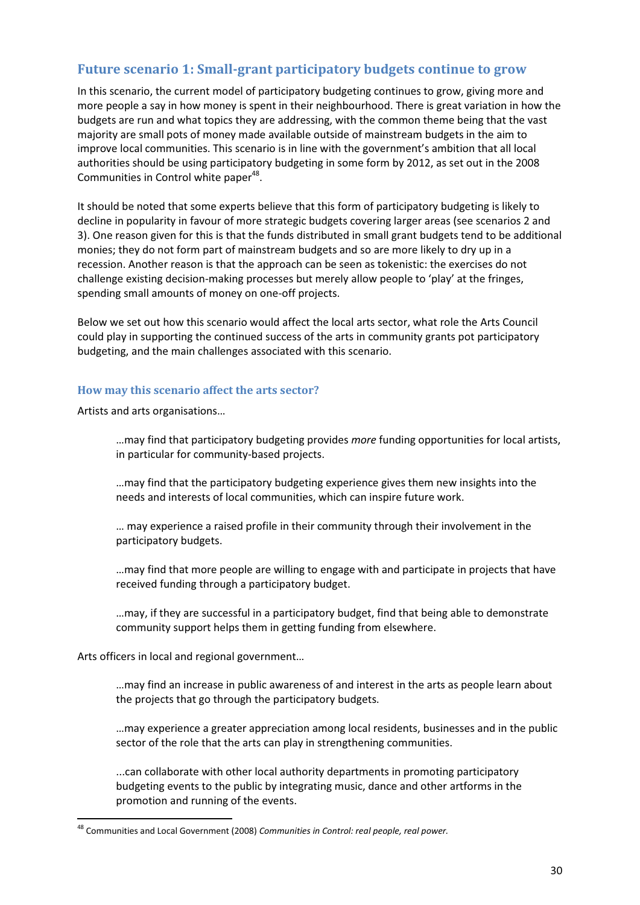## Future scenario 1: Small-grant participatory budgets continue to grow

In this scenario, the current model of participatory budgeting continues to grow, giving more and more people a say in how money is spent in their neighbourhood. There is great variation in how the budgets are run and what topics they are addressing, with the common theme being that the vast majority are small pots of money made available outside of mainstream budgets in the aim to improve local communities. This scenario is in line with the government's ambition that all local authorities should be using participatory budgeting in some form by 2012, as set out in the 2008 Communities in Control white paper[48].

It should be noted that some experts believe that this form of participatory budgeting is likely to decline in popularity in favour of more strategic budgets covering larger areas (see scenarios 2 and 3). One reason given for this is that the funds distributed in small grant budgets tend to be additional monies; they do not form part of mainstream budgets and so are more likely to dry up in a recession. Another reason is that the approach can be seen as tokenistic: the exercises do not challenge existing decision-making processes but merely allow people to 'play' at the fringes, spending small amounts of money on one-off projects.

Below we set out how this scenario would affect the local arts sector, what role the Arts Council could play in supporting the continued success of the arts in community grants pot participatory budgeting, and the main challenges associated with this scenario.

### How may this scenario affect the arts sector?

Artists and arts organisations…

> …may find that participatory budgeting provides *more* funding opportunities for local artists, in particular for community-based projects.
>
> …may find that the participatory budgeting experience gives them new insights into the needs and interests of local communities, which can inspire future work.
>
> … may experience a raised profile in their community through their involvement in the participatory budgets.
>
> …may find that more people are willing to engage with and participate in projects that have received funding through a participatory budget.
>
> …may, if they are successful in a participatory budget, find that being able to demonstrate community support helps them in getting funding from elsewhere.

Arts officers in local and regional government…

> …may find an increase in public awareness of and interest in the arts as people learn about the projects that go through the participatory budgets.
>
> …may experience a greater appreciation among local residents, businesses and in the public sector of the role that the arts can play in strengthening communities.
>
> ...can collaborate with other local authority departments in promoting participatory budgeting events to the public by integrating music, dance and other artforms in the promotion and running of the events.

[48] Communities and Local Government (2008) *Communities in Control: real people, real power.*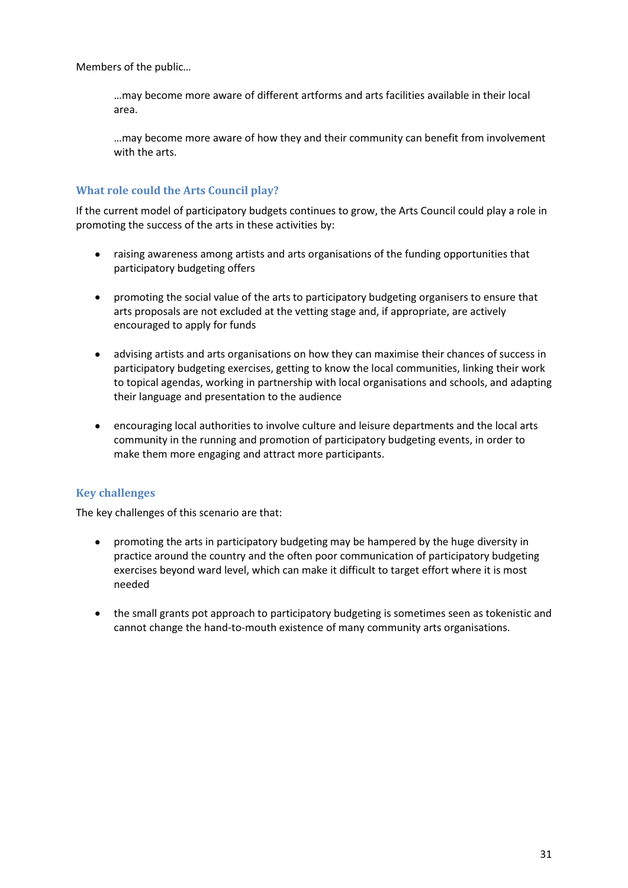Members of the public…

> …may become more aware of different artforms and arts facilities available in their local area.
>
> …may become more aware of how they and their community can benefit from involvement with the arts.

### What role could the Arts Council play?

If the current model of participatory budgets continues to grow, the Arts Council could play a role in promoting the success of the arts in these activities by:

- raising awareness among artists and arts organisations of the funding opportunities that participatory budgeting offers
- promoting the social value of the arts to participatory budgeting organisers to ensure that arts proposals are not excluded at the vetting stage and, if appropriate, are actively encouraged to apply for funds
- advising artists and arts organisations on how they can maximise their chances of success in participatory budgeting exercises, getting to know the local communities, linking their work to topical agendas, working in partnership with local organisations and schools, and adapting their language and presentation to the audience
- encouraging local authorities to involve culture and leisure departments and the local arts community in the running and promotion of participatory budgeting events, in order to make them more engaging and attract more participants.

### Key challenges

The key challenges of this scenario are that:

- promoting the arts in participatory budgeting may be hampered by the huge diversity in practice around the country and the often poor communication of participatory budgeting exercises beyond ward level, which can make it difficult to target effort where it is most needed
- the small grants pot approach to participatory budgeting is sometimes seen as tokenistic and cannot change the hand-to-mouth existence of many community arts organisations.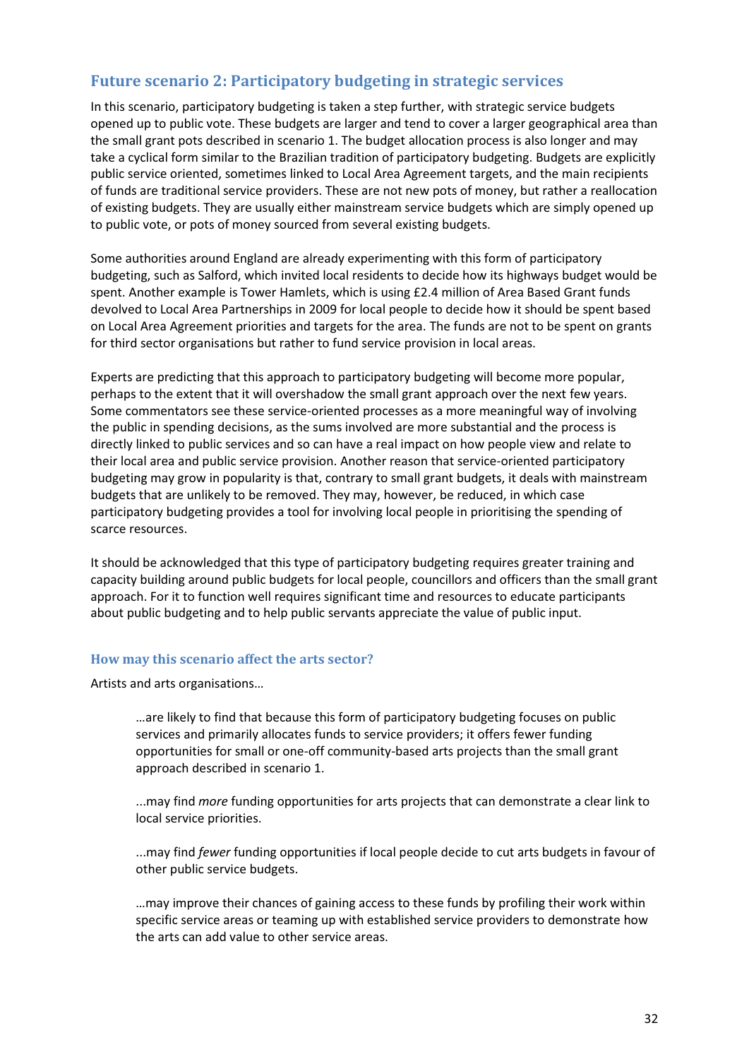## Future scenario 2: Participatory budgeting in strategic services

In this scenario, participatory budgeting is taken a step further, with strategic service budgets opened up to public vote. These budgets are larger and tend to cover a larger geographical area than the small grant pots described in scenario 1. The budget allocation process is also longer and may take a cyclical form similar to the Brazilian tradition of participatory budgeting. Budgets are explicitly public service oriented, sometimes linked to Local Area Agreement targets, and the main recipients of funds are traditional service providers. These are not new pots of money, but rather a reallocation of existing budgets. They are usually either mainstream service budgets which are simply opened up to public vote, or pots of money sourced from several existing budgets.

Some authorities around England are already experimenting with this form of participatory budgeting, such as Salford, which invited local residents to decide how its highways budget would be spent. Another example is Tower Hamlets, which is using £2.4 million of Area Based Grant funds devolved to Local Area Partnerships in 2009 for local people to decide how it should be spent based on Local Area Agreement priorities and targets for the area. The funds are not to be spent on grants for third sector organisations but rather to fund service provision in local areas.

Experts are predicting that this approach to participatory budgeting will become more popular, perhaps to the extent that it will overshadow the small grant approach over the next few years. Some commentators see these service-oriented processes as a more meaningful way of involving the public in spending decisions, as the sums involved are more substantial and the process is directly linked to public services and so can have a real impact on how people view and relate to their local area and public service provision. Another reason that service-oriented participatory budgeting may grow in popularity is that, contrary to small grant budgets, it deals with mainstream budgets that are unlikely to be removed. They may, however, be reduced, in which case participatory budgeting provides a tool for involving local people in prioritising the spending of scarce resources.

It should be acknowledged that this type of participatory budgeting requires greater training and capacity building around public budgets for local people, councillors and officers than the small grant approach. For it to function well requires significant time and resources to educate participants about public budgeting and to help public servants appreciate the value of public input.

### How may this scenario affect the arts sector?

Artists and arts organisations…

> …are likely to find that because this form of participatory budgeting focuses on public services and primarily allocates funds to service providers; it offers fewer funding opportunities for small or one-off community-based arts projects than the small grant approach described in scenario 1.
>
> ...may find *more* funding opportunities for arts projects that can demonstrate a clear link to local service priorities.
>
> ...may find *fewer* funding opportunities if local people decide to cut arts budgets in favour of other public service budgets.
>
> …may improve their chances of gaining access to these funds by profiling their work within specific service areas or teaming up with established service providers to demonstrate how the arts can add value to other service areas.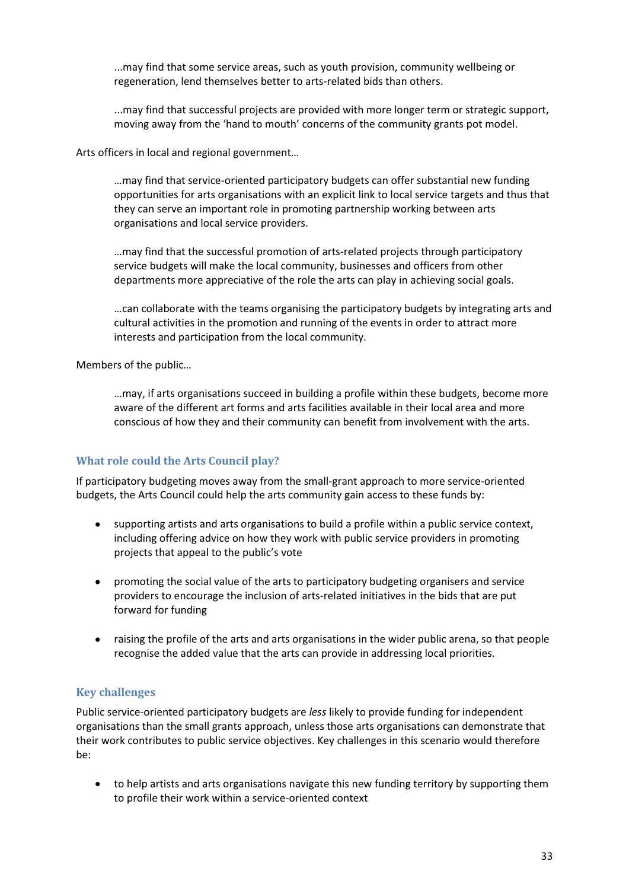...may find that some service areas, such as youth provision, community wellbeing or regeneration, lend themselves better to arts-related bids than others.

...may find that successful projects are provided with more longer term or strategic support, moving away from the 'hand to mouth' concerns of the community grants pot model.

Arts officers in local and regional government…

…may find that service-oriented participatory budgets can offer substantial new funding opportunities for arts organisations with an explicit link to local service targets and thus that they can serve an important role in promoting partnership working between arts organisations and local service providers.

…may find that the successful promotion of arts-related projects through participatory service budgets will make the local community, businesses and officers from other departments more appreciative of the role the arts can play in achieving social goals.

…can collaborate with the teams organising the participatory budgets by integrating arts and cultural activities in the promotion and running of the events in order to attract more interests and participation from the local community.

Members of the public…

…may, if arts organisations succeed in building a profile within these budgets, become more aware of the different art forms and arts facilities available in their local area and more conscious of how they and their community can benefit from involvement with the arts.

### What role could the Arts Council play?

If participatory budgeting moves away from the small-grant approach to more service-oriented budgets, the Arts Council could help the arts community gain access to these funds by:

- supporting artists and arts organisations to build a profile within a public service context, including offering advice on how they work with public service providers in promoting projects that appeal to the public's vote
- promoting the social value of the arts to participatory budgeting organisers and service providers to encourage the inclusion of arts-related initiatives in the bids that are put forward for funding
- raising the profile of the arts and arts organisations in the wider public arena, so that people recognise the added value that the arts can provide in addressing local priorities.

### Key challenges

Public service-oriented participatory budgets are *less* likely to provide funding for independent organisations than the small grants approach, unless those arts organisations can demonstrate that their work contributes to public service objectives. Key challenges in this scenario would therefore be:

- to help artists and arts organisations navigate this new funding territory by supporting them to profile their work within a service-oriented context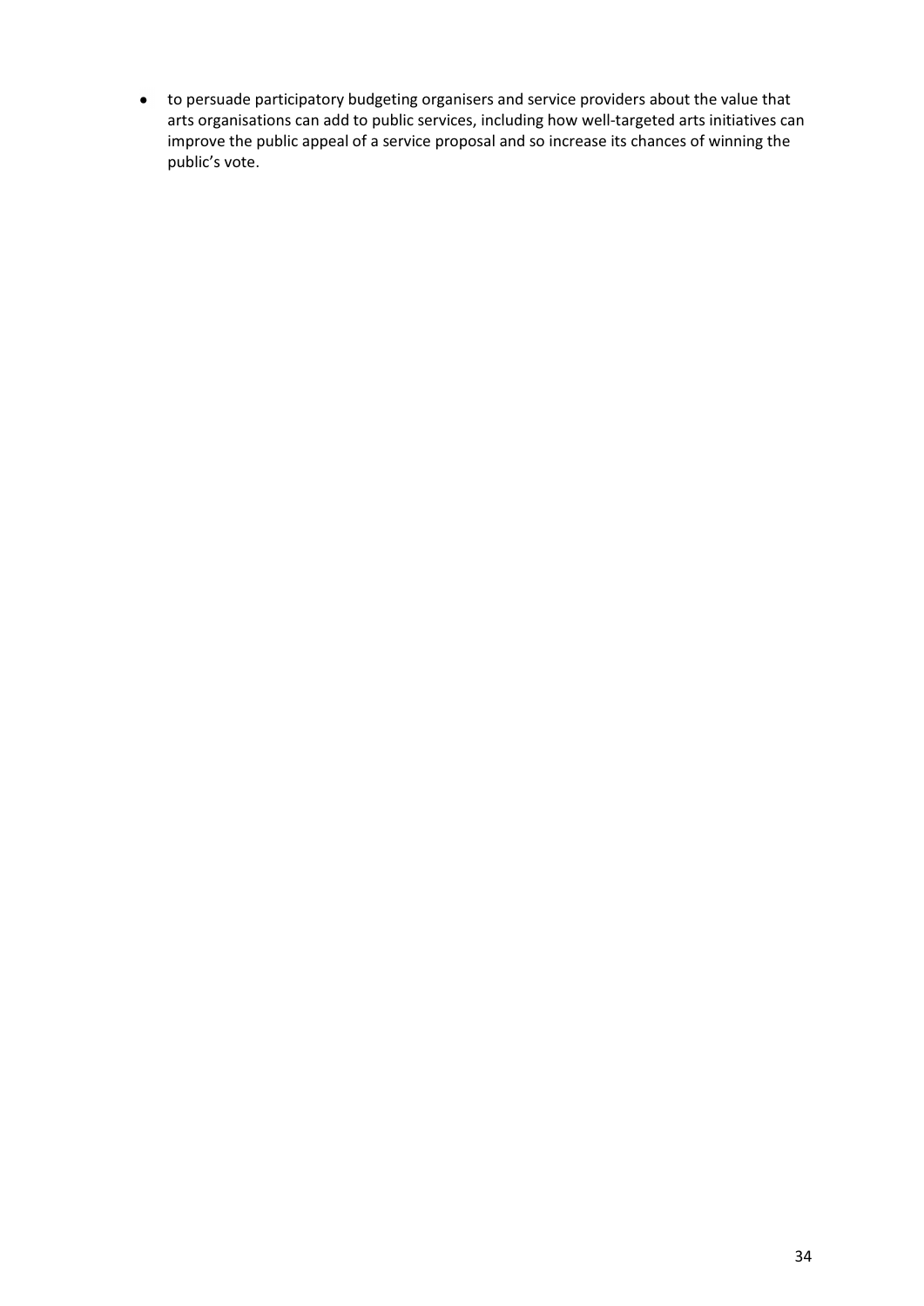- to persuade participatory budgeting organisers and service providers about the value that arts organisations can add to public services, including how well-targeted arts initiatives can improve the public appeal of a service proposal and so increase its chances of winning the public's vote.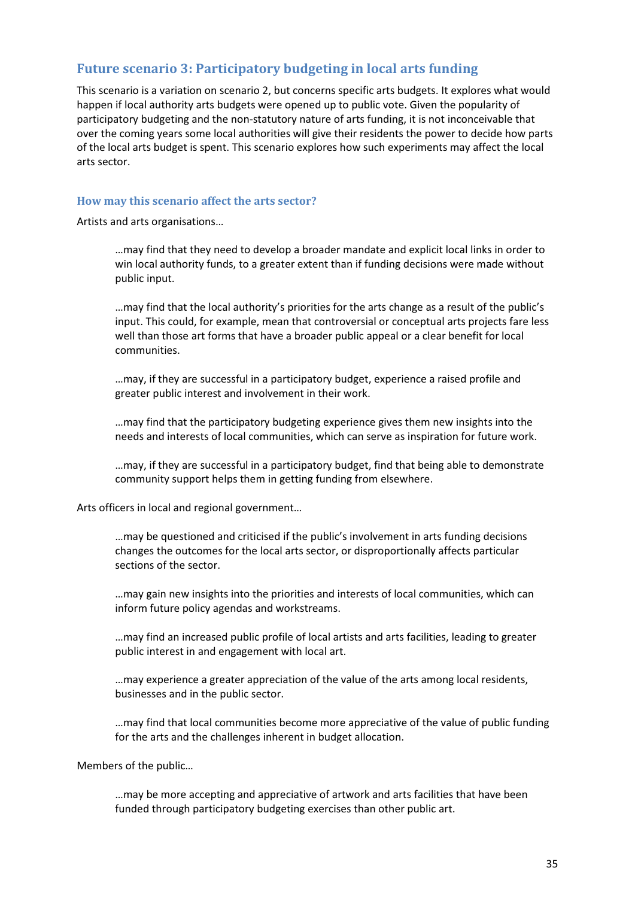## Future scenario 3: Participatory budgeting in local arts funding

This scenario is a variation on scenario 2, but concerns specific arts budgets. It explores what would happen if local authority arts budgets were opened up to public vote. Given the popularity of participatory budgeting and the non-statutory nature of arts funding, it is not inconceivable that over the coming years some local authorities will give their residents the power to decide how parts of the local arts budget is spent. This scenario explores how such experiments may affect the local arts sector.

### How may this scenario affect the arts sector?

Artists and arts organisations…

> …may find that they need to develop a broader mandate and explicit local links in order to win local authority funds, to a greater extent than if funding decisions were made without public input.
>
> …may find that the local authority's priorities for the arts change as a result of the public's input. This could, for example, mean that controversial or conceptual arts projects fare less well than those art forms that have a broader public appeal or a clear benefit for local communities.
>
> …may, if they are successful in a participatory budget, experience a raised profile and greater public interest and involvement in their work.
>
> …may find that the participatory budgeting experience gives them new insights into the needs and interests of local communities, which can serve as inspiration for future work.
>
> …may, if they are successful in a participatory budget, find that being able to demonstrate community support helps them in getting funding from elsewhere.

Arts officers in local and regional government…

> …may be questioned and criticised if the public's involvement in arts funding decisions changes the outcomes for the local arts sector, or disproportionally affects particular sections of the sector.
>
> …may gain new insights into the priorities and interests of local communities, which can inform future policy agendas and workstreams.
>
> …may find an increased public profile of local artists and arts facilities, leading to greater public interest in and engagement with local art.
>
> …may experience a greater appreciation of the value of the arts among local residents, businesses and in the public sector.
>
> …may find that local communities become more appreciative of the value of public funding for the arts and the challenges inherent in budget allocation.

Members of the public…

> …may be more accepting and appreciative of artwork and arts facilities that have been funded through participatory budgeting exercises than other public art.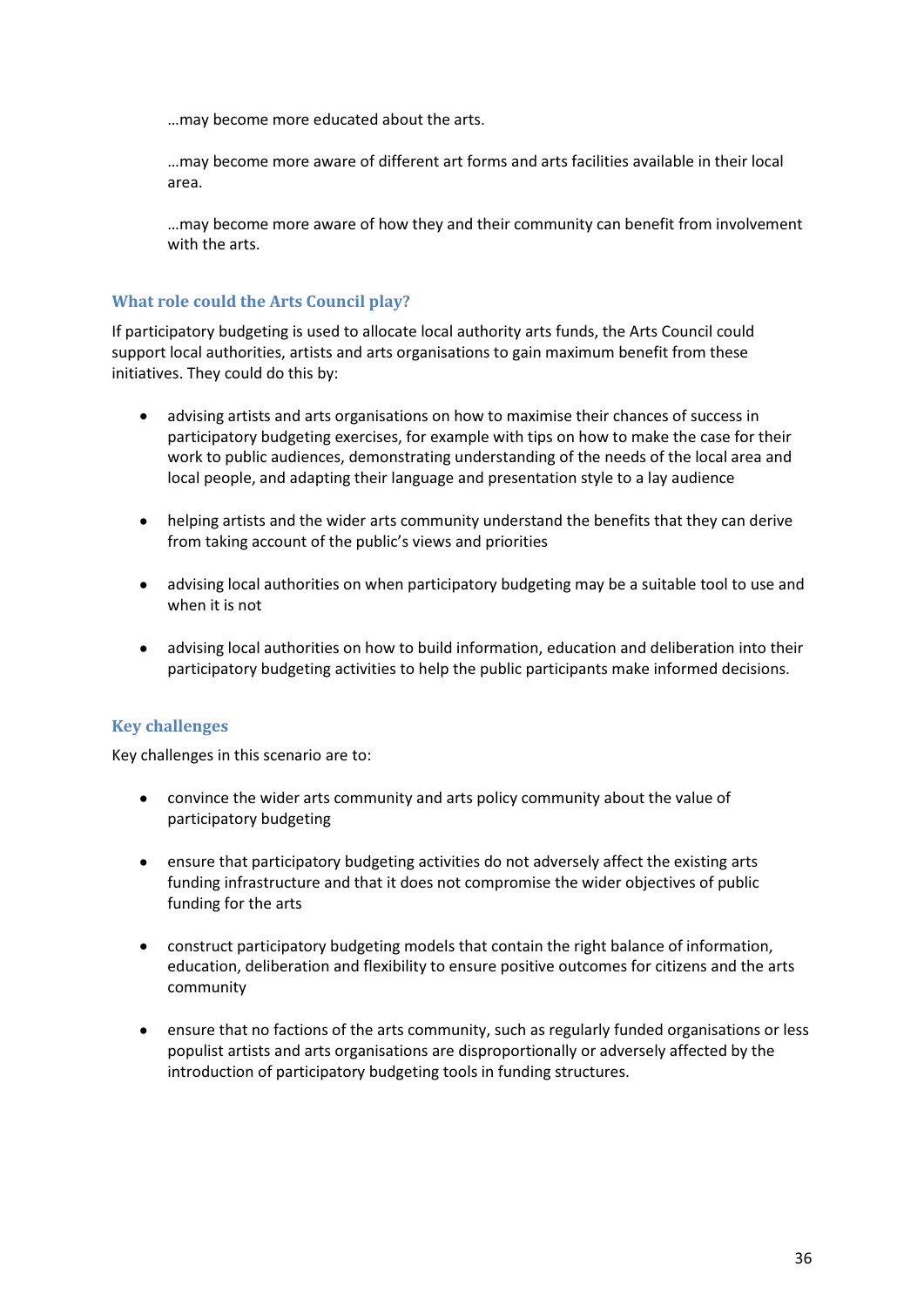…may become more educated about the arts.

…may become more aware of different art forms and arts facilities available in their local area.

…may become more aware of how they and their community can benefit from involvement with the arts.

### What role could the Arts Council play?

If participatory budgeting is used to allocate local authority arts funds, the Arts Council could support local authorities, artists and arts organisations to gain maximum benefit from these initiatives. They could do this by:

- advising artists and arts organisations on how to maximise their chances of success in participatory budgeting exercises, for example with tips on how to make the case for their work to public audiences, demonstrating understanding of the needs of the local area and local people, and adapting their language and presentation style to a lay audience
- helping artists and the wider arts community understand the benefits that they can derive from taking account of the public's views and priorities
- advising local authorities on when participatory budgeting may be a suitable tool to use and when it is not
- advising local authorities on how to build information, education and deliberation into their participatory budgeting activities to help the public participants make informed decisions.

### Key challenges

Key challenges in this scenario are to:

- convince the wider arts community and arts policy community about the value of participatory budgeting
- ensure that participatory budgeting activities do not adversely affect the existing arts funding infrastructure and that it does not compromise the wider objectives of public funding for the arts
- construct participatory budgeting models that contain the right balance of information, education, deliberation and flexibility to ensure positive outcomes for citizens and the arts community
- ensure that no factions of the arts community, such as regularly funded organisations or less populist artists and arts organisations are disproportionally or adversely affected by the introduction of participatory budgeting tools in funding structures.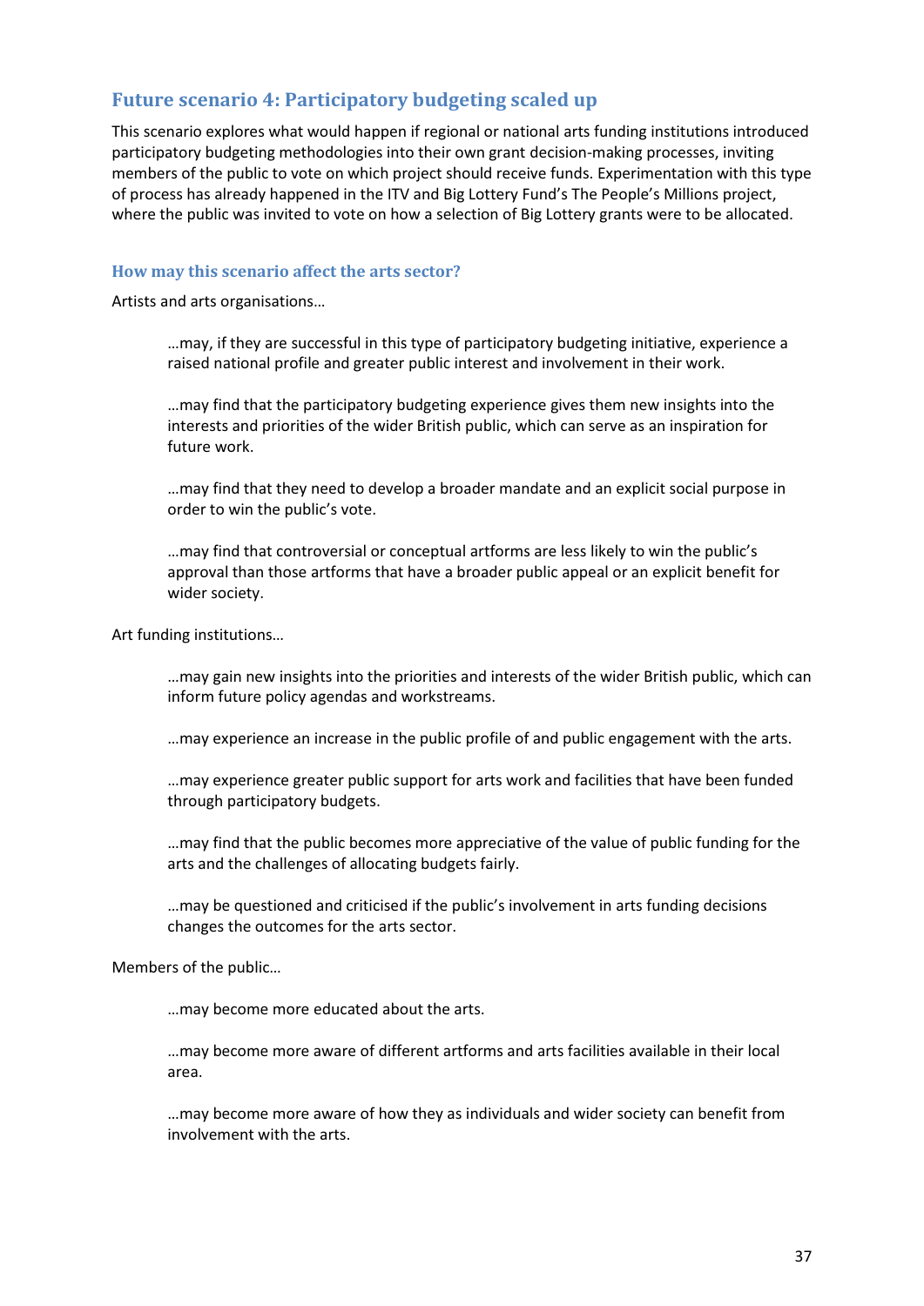## Future scenario 4: Participatory budgeting scaled up

This scenario explores what would happen if regional or national arts funding institutions introduced participatory budgeting methodologies into their own grant decision-making processes, inviting members of the public to vote on which project should receive funds. Experimentation with this type of process has already happened in the ITV and Big Lottery Fund's The People's Millions project, where the public was invited to vote on how a selection of Big Lottery grants were to be allocated.

### How may this scenario affect the arts sector?

Artists and arts organisations…

> …may, if they are successful in this type of participatory budgeting initiative, experience a raised national profile and greater public interest and involvement in their work.
>
> …may find that the participatory budgeting experience gives them new insights into the interests and priorities of the wider British public, which can serve as an inspiration for future work.
>
> …may find that they need to develop a broader mandate and an explicit social purpose in order to win the public's vote.
>
> …may find that controversial or conceptual artforms are less likely to win the public's approval than those artforms that have a broader public appeal or an explicit benefit for wider society.

Art funding institutions…

> …may gain new insights into the priorities and interests of the wider British public, which can inform future policy agendas and workstreams.
>
> …may experience an increase in the public profile of and public engagement with the arts.
>
> …may experience greater public support for arts work and facilities that have been funded through participatory budgets.
>
> …may find that the public becomes more appreciative of the value of public funding for the arts and the challenges of allocating budgets fairly.
>
> …may be questioned and criticised if the public's involvement in arts funding decisions changes the outcomes for the arts sector.

Members of the public…

> …may become more educated about the arts.
>
> …may become more aware of different artforms and arts facilities available in their local area.
>
> …may become more aware of how they as individuals and wider society can benefit from involvement with the arts.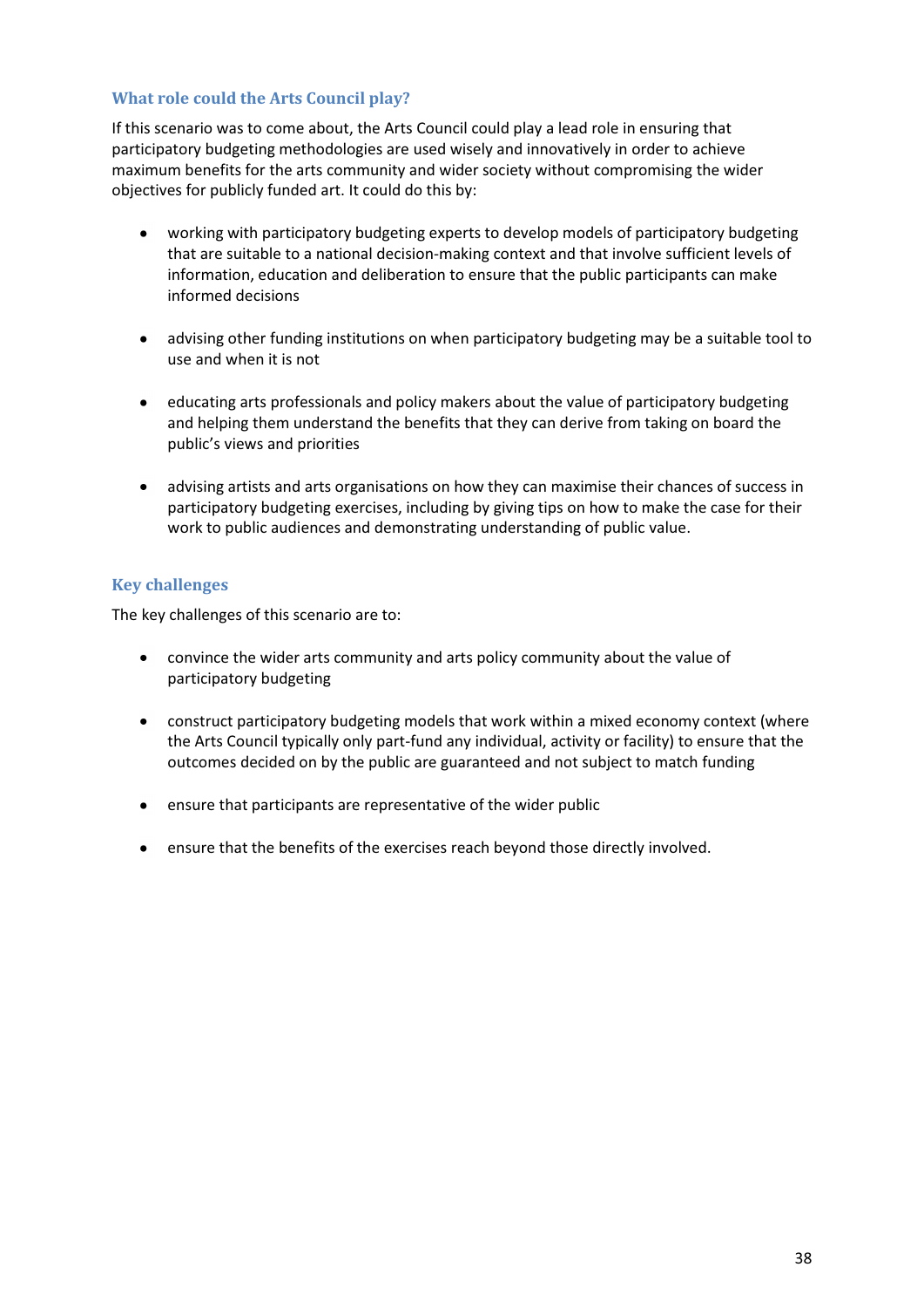### What role could the Arts Council play?

If this scenario was to come about, the Arts Council could play a lead role in ensuring that participatory budgeting methodologies are used wisely and innovatively in order to achieve maximum benefits for the arts community and wider society without compromising the wider objectives for publicly funded art. It could do this by:

- working with participatory budgeting experts to develop models of participatory budgeting that are suitable to a national decision-making context and that involve sufficient levels of information, education and deliberation to ensure that the public participants can make informed decisions
- advising other funding institutions on when participatory budgeting may be a suitable tool to use and when it is not
- educating arts professionals and policy makers about the value of participatory budgeting and helping them understand the benefits that they can derive from taking on board the public's views and priorities
- advising artists and arts organisations on how they can maximise their chances of success in participatory budgeting exercises, including by giving tips on how to make the case for their work to public audiences and demonstrating understanding of public value.

### Key challenges

The key challenges of this scenario are to:

- convince the wider arts community and arts policy community about the value of participatory budgeting
- construct participatory budgeting models that work within a mixed economy context (where the Arts Council typically only part-fund any individual, activity or facility) to ensure that the outcomes decided on by the public are guaranteed and not subject to match funding
- ensure that participants are representative of the wider public
- ensure that the benefits of the exercises reach beyond those directly involved.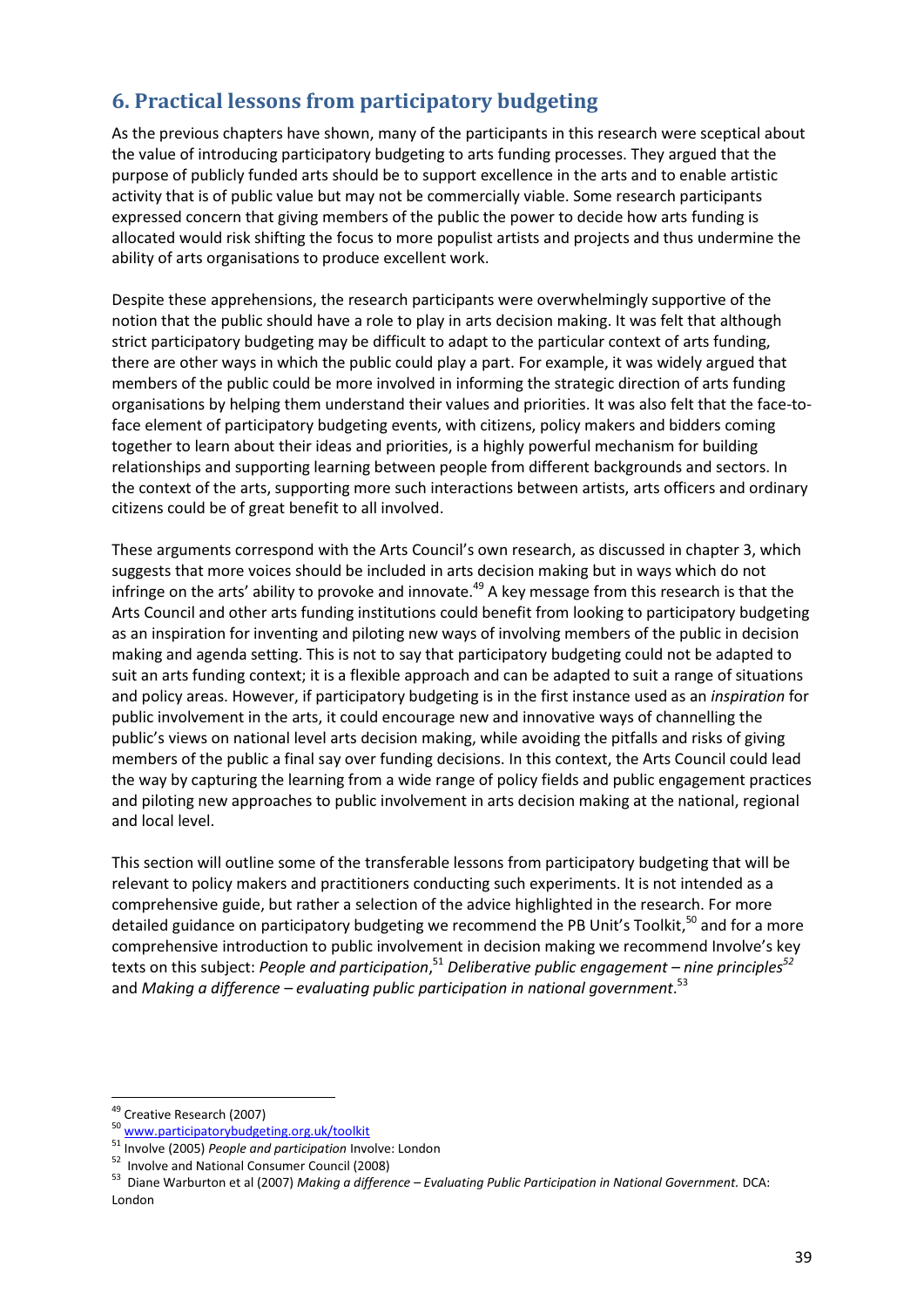## 6. Practical lessons from participatory budgeting

As the previous chapters have shown, many of the participants in this research were sceptical about the value of introducing participatory budgeting to arts funding processes. They argued that the purpose of publicly funded arts should be to support excellence in the arts and to enable artistic activity that is of public value but may not be commercially viable. Some research participants expressed concern that giving members of the public the power to decide how arts funding is allocated would risk shifting the focus to more populist artists and projects and thus undermine the ability of arts organisations to produce excellent work.

Despite these apprehensions, the research participants were overwhelmingly supportive of the notion that the public should have a role to play in arts decision making. It was felt that although strict participatory budgeting may be difficult to adapt to the particular context of arts funding, there are other ways in which the public could play a part. For example, it was widely argued that members of the public could be more involved in informing the strategic direction of arts funding organisations by helping them understand their values and priorities. It was also felt that the face-to-face element of participatory budgeting events, with citizens, policy makers and bidders coming together to learn about their ideas and priorities, is a highly powerful mechanism for building relationships and supporting learning between people from different backgrounds and sectors. In the context of the arts, supporting more such interactions between artists, arts officers and ordinary citizens could be of great benefit to all involved.

These arguments correspond with the Arts Council's own research, as discussed in chapter 3, which suggests that more voices should be included in arts decision making but in ways which do not infringe on the arts' ability to provoke and innovate.[49] A key message from this research is that the Arts Council and other arts funding institutions could benefit from looking to participatory budgeting as an inspiration for inventing and piloting new ways of involving members of the public in decision making and agenda setting. This is not to say that participatory budgeting could not be adapted to suit an arts funding context; it is a flexible approach and can be adapted to suit a range of situations and policy areas. However, if participatory budgeting is in the first instance used as an *inspiration* for public involvement in the arts, it could encourage new and innovative ways of channelling the public's views on national level arts decision making, while avoiding the pitfalls and risks of giving members of the public a final say over funding decisions. In this context, the Arts Council could lead the way by capturing the learning from a wide range of policy fields and public engagement practices and piloting new approaches to public involvement in arts decision making at the national, regional and local level.

This section will outline some of the transferable lessons from participatory budgeting that will be relevant to policy makers and practitioners conducting such experiments. It is not intended as a comprehensive guide, but rather a selection of the advice highlighted in the research. For more detailed guidance on participatory budgeting we recommend the PB Unit's Toolkit,[50] and for a more comprehensive introduction to public involvement in decision making we recommend Involve's key texts on this subject: *People and participation*,[51] *Deliberative public engagement – nine principles*[52] and *Making a difference – evaluating public participation in national government*.[53]

---

[49] Creative Research (2007)

[50] www.participatorybudgeting.org.uk/toolkit

[51] Involve (2005) *People and participation* Involve: London

[52] Involve and National Consumer Council (2008)

[53] Diane Warburton et al (2007) *Making a difference – Evaluating Public Participation in National Government.* DCA: London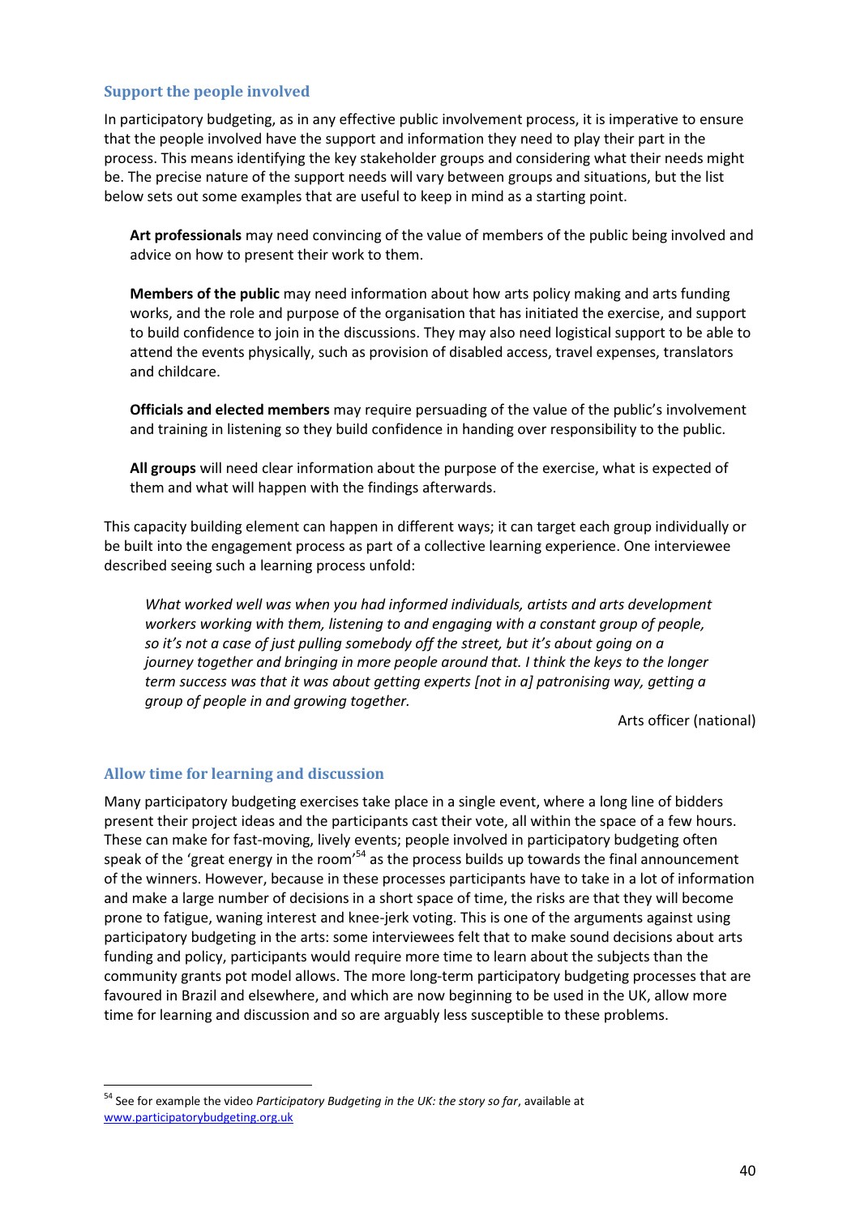### Support the people involved

In participatory budgeting, as in any effective public involvement process, it is imperative to ensure that the people involved have the support and information they need to play their part in the process. This means identifying the key stakeholder groups and considering what their needs might be. The precise nature of the support needs will vary between groups and situations, but the list below sets out some examples that are useful to keep in mind as a starting point.

**Art professionals** may need convincing of the value of members of the public being involved and advice on how to present their work to them.

**Members of the public** may need information about how arts policy making and arts funding works, and the role and purpose of the organisation that has initiated the exercise, and support to build confidence to join in the discussions. They may also need logistical support to be able to attend the events physically, such as provision of disabled access, travel expenses, translators and childcare.

**Officials and elected members** may require persuading of the value of the public's involvement and training in listening so they build confidence in handing over responsibility to the public.

**All groups** will need clear information about the purpose of the exercise, what is expected of them and what will happen with the findings afterwards.

This capacity building element can happen in different ways; it can target each group individually or be built into the engagement process as part of a collective learning experience. One interviewee described seeing such a learning process unfold:

> *What worked well was when you had informed individuals, artists and arts development workers working with them, listening to and engaging with a constant group of people, so it's not a case of just pulling somebody off the street, but it's about going on a journey together and bringing in more people around that. I think the keys to the longer term success was that it was about getting experts [not in a] patronising way, getting a group of people in and growing together.*
>
> Arts officer (national)

### Allow time for learning and discussion

Many participatory budgeting exercises take place in a single event, where a long line of bidders present their project ideas and the participants cast their vote, all within the space of a few hours. These can make for fast-moving, lively events; people involved in participatory budgeting often speak of the 'great energy in the room'[54] as the process builds up towards the final announcement of the winners. However, because in these processes participants have to take in a lot of information and make a large number of decisions in a short space of time, the risks are that they will become prone to fatigue, waning interest and knee-jerk voting. This is one of the arguments against using participatory budgeting in the arts: some interviewees felt that to make sound decisions about arts funding and policy, participants would require more time to learn about the subjects than the community grants pot model allows. The more long-term participatory budgeting processes that are favoured in Brazil and elsewhere, and which are now beginning to be used in the UK, allow more time for learning and discussion and so are arguably less susceptible to these problems.

---

[54] See for example the video *Participatory Budgeting in the UK: the story so far*, available at www.participatorybudgeting.org.uk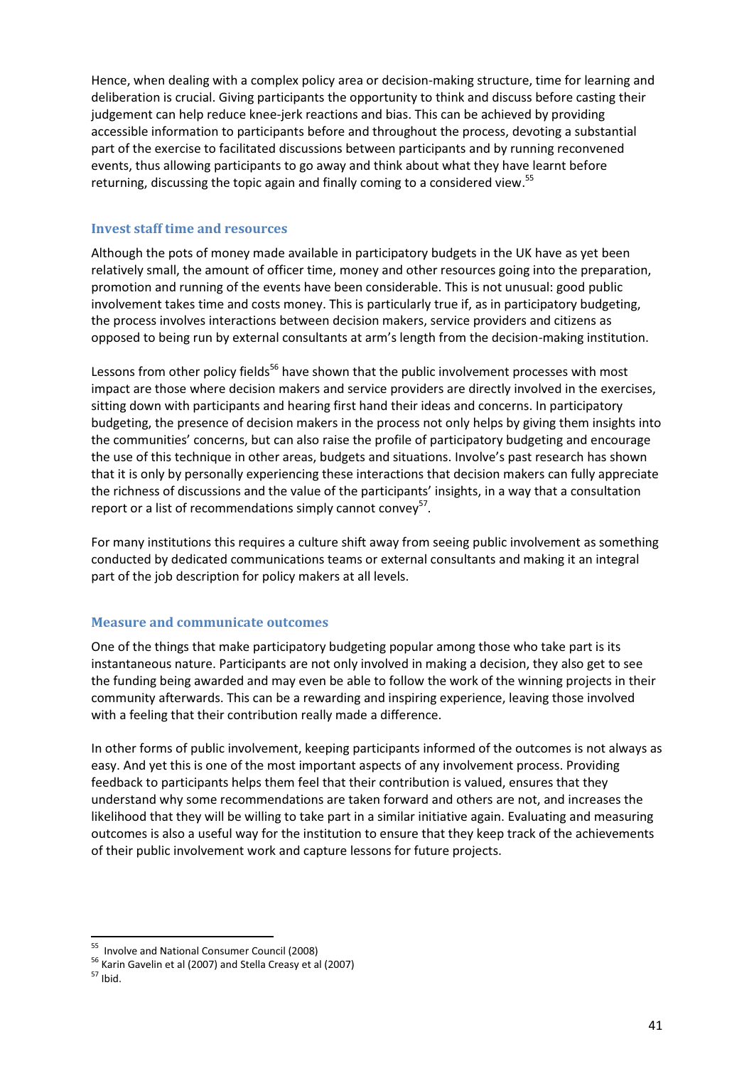Hence, when dealing with a complex policy area or decision-making structure, time for learning and deliberation is crucial. Giving participants the opportunity to think and discuss before casting their judgement can help reduce knee-jerk reactions and bias. This can be achieved by providing accessible information to participants before and throughout the process, devoting a substantial part of the exercise to facilitated discussions between participants and by running reconvened events, thus allowing participants to go away and think about what they have learnt before returning, discussing the topic again and finally coming to a considered view.[55]

### Invest staff time and resources

Although the pots of money made available in participatory budgets in the UK have as yet been relatively small, the amount of officer time, money and other resources going into the preparation, promotion and running of the events have been considerable. This is not unusual: good public involvement takes time and costs money. This is particularly true if, as in participatory budgeting, the process involves interactions between decision makers, service providers and citizens as opposed to being run by external consultants at arm's length from the decision-making institution.

Lessons from other policy fields[56] have shown that the public involvement processes with most impact are those where decision makers and service providers are directly involved in the exercises, sitting down with participants and hearing first hand their ideas and concerns. In participatory budgeting, the presence of decision makers in the process not only helps by giving them insights into the communities' concerns, but can also raise the profile of participatory budgeting and encourage the use of this technique in other areas, budgets and situations. Involve's past research has shown that it is only by personally experiencing these interactions that decision makers can fully appreciate the richness of discussions and the value of the participants' insights, in a way that a consultation report or a list of recommendations simply cannot convey[57].

For many institutions this requires a culture shift away from seeing public involvement as something conducted by dedicated communications teams or external consultants and making it an integral part of the job description for policy makers at all levels.

### Measure and communicate outcomes

One of the things that make participatory budgeting popular among those who take part is its instantaneous nature. Participants are not only involved in making a decision, they also get to see the funding being awarded and may even be able to follow the work of the winning projects in their community afterwards. This can be a rewarding and inspiring experience, leaving those involved with a feeling that their contribution really made a difference.

In other forms of public involvement, keeping participants informed of the outcomes is not always as easy. And yet this is one of the most important aspects of any involvement process. Providing feedback to participants helps them feel that their contribution is valued, ensures that they understand why some recommendations are taken forward and others are not, and increases the likelihood that they will be willing to take part in a similar initiative again. Evaluating and measuring outcomes is also a useful way for the institution to ensure that they keep track of the achievements of their public involvement work and capture lessons for future projects.

---

[55] Involve and National Consumer Council (2008)

[56] Karin Gavelin et al (2007) and Stella Creasy et al (2007)

[57] Ibid.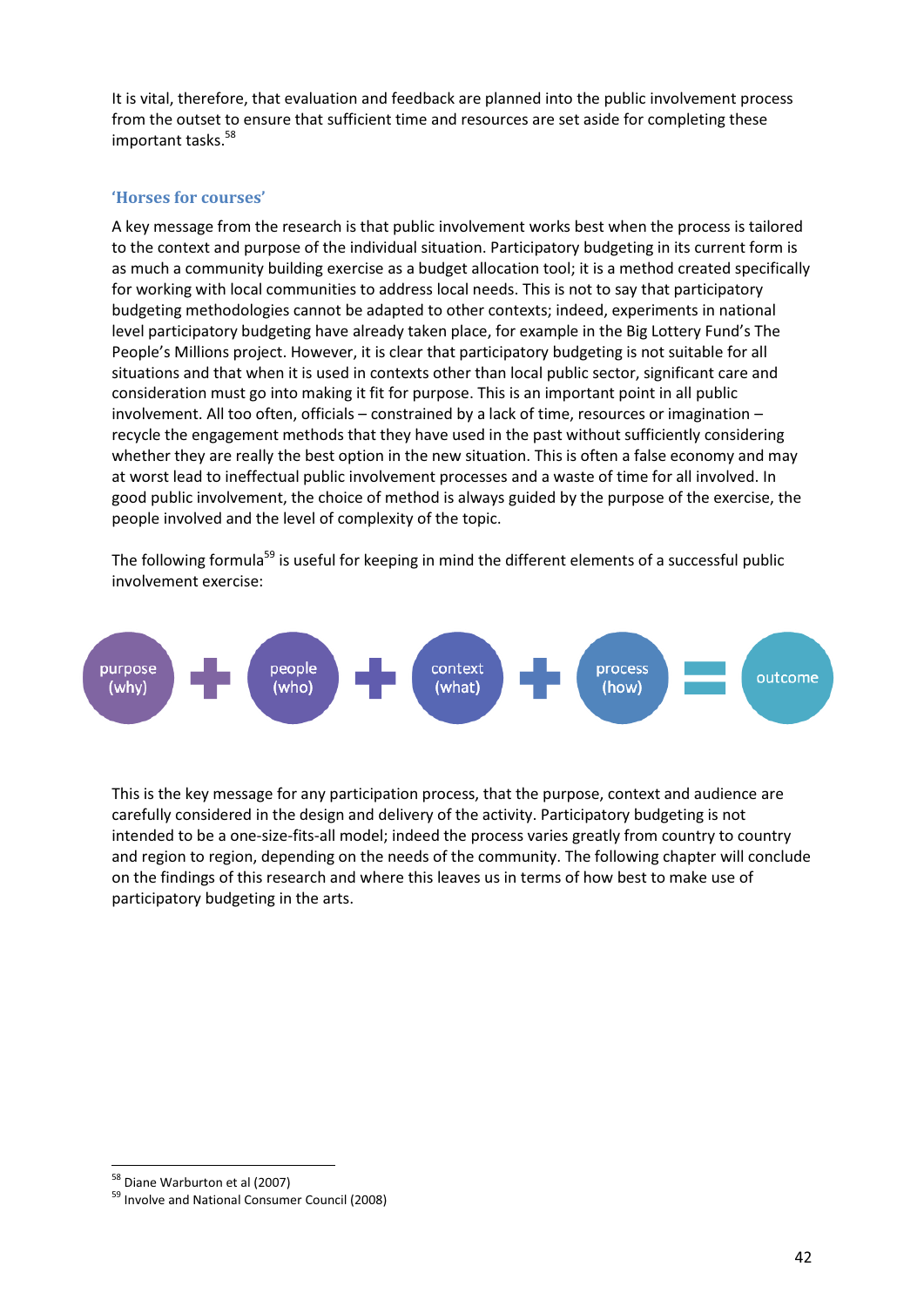It is vital, therefore, that evaluation and feedback are planned into the public involvement process from the outset to ensure that sufficient time and resources are set aside for completing these important tasks.[58]

### 'Horses for courses'

A key message from the research is that public involvement works best when the process is tailored to the context and purpose of the individual situation. Participatory budgeting in its current form is as much a community building exercise as a budget allocation tool; it is a method created specifically for working with local communities to address local needs. This is not to say that participatory budgeting methodologies cannot be adapted to other contexts; indeed, experiments in national level participatory budgeting have already taken place, for example in the Big Lottery Fund's The People's Millions project. However, it is clear that participatory budgeting is not suitable for all situations and that when it is used in contexts other than local public sector, significant care and consideration must go into making it fit for purpose. This is an important point in all public involvement. All too often, officials – constrained by a lack of time, resources or imagination – recycle the engagement methods that they have used in the past without sufficiently considering whether they are really the best option in the new situation. This is often a false economy and may at worst lead to ineffectual public involvement processes and a waste of time for all involved. In good public involvement, the choice of method is always guided by the purpose of the exercise, the people involved and the level of complexity of the topic.

The following formula[59] is useful for keeping in mind the different elements of a successful public involvement exercise:

purpose (why) + people (who) + context (what) + process (how) = outcome

This is the key message for any participation process, that the purpose, context and audience are carefully considered in the design and delivery of the activity. Participatory budgeting is not intended to be a one-size-fits-all model; indeed the process varies greatly from country to country and region to region, depending on the needs of the community. The following chapter will conclude on the findings of this research and where this leaves us in terms of how best to make use of participatory budgeting in the arts.

---

[58] Diane Warburton et al (2007)

[59] Involve and National Consumer Council (2008)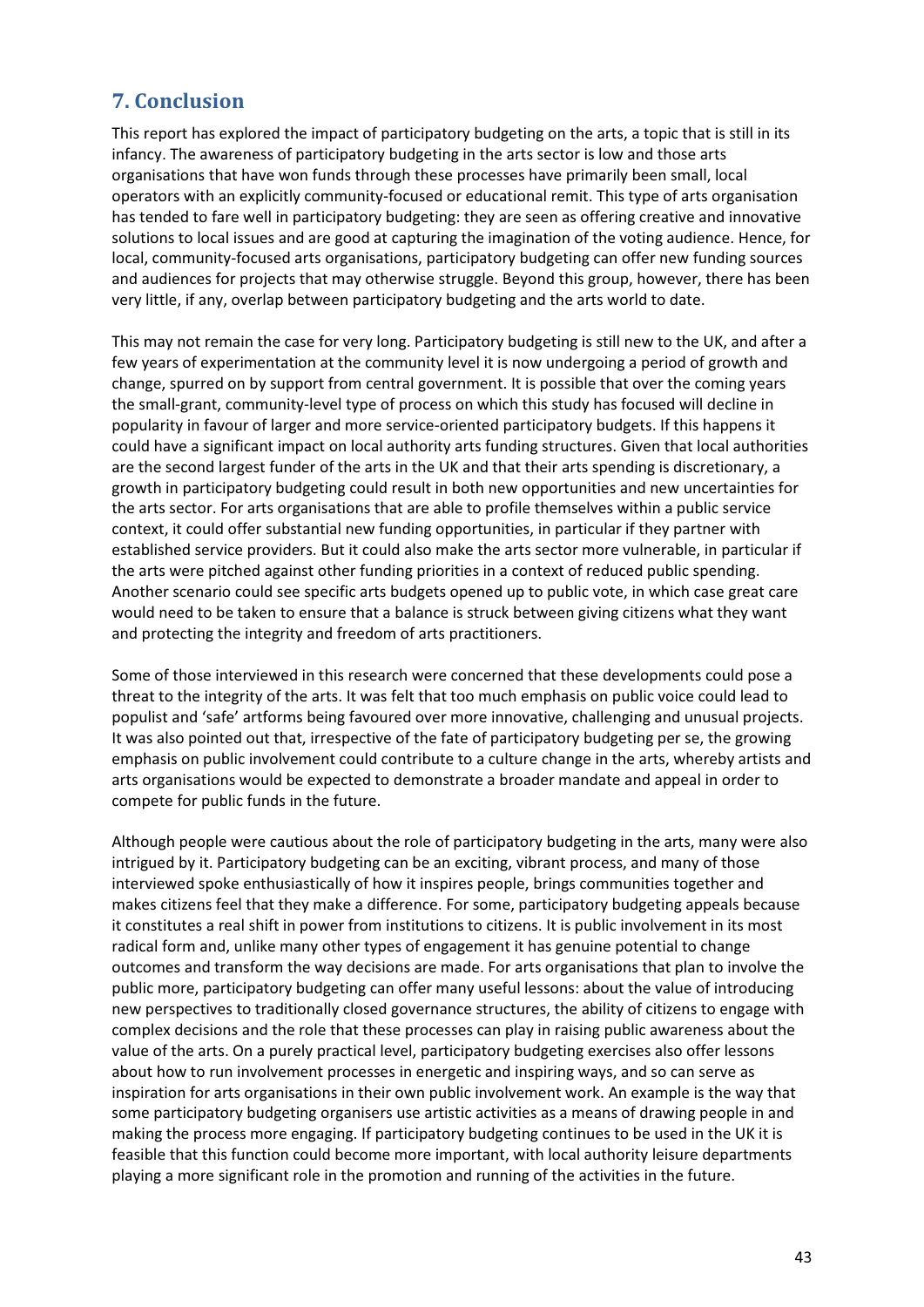## 7. Conclusion

This report has explored the impact of participatory budgeting on the arts, a topic that is still in its infancy. The awareness of participatory budgeting in the arts sector is low and those arts organisations that have won funds through these processes have primarily been small, local operators with an explicitly community-focused or educational remit. This type of arts organisation has tended to fare well in participatory budgeting: they are seen as offering creative and innovative solutions to local issues and are good at capturing the imagination of the voting audience. Hence, for local, community-focused arts organisations, participatory budgeting can offer new funding sources and audiences for projects that may otherwise struggle. Beyond this group, however, there has been very little, if any, overlap between participatory budgeting and the arts world to date.

This may not remain the case for very long. Participatory budgeting is still new to the UK, and after a few years of experimentation at the community level it is now undergoing a period of growth and change, spurred on by support from central government. It is possible that over the coming years the small-grant, community-level type of process on which this study has focused will decline in popularity in favour of larger and more service-oriented participatory budgets. If this happens it could have a significant impact on local authority arts funding structures. Given that local authorities are the second largest funder of the arts in the UK and that their arts spending is discretionary, a growth in participatory budgeting could result in both new opportunities and new uncertainties for the arts sector. For arts organisations that are able to profile themselves within a public service context, it could offer substantial new funding opportunities, in particular if they partner with established service providers. But it could also make the arts sector more vulnerable, in particular if the arts were pitched against other funding priorities in a context of reduced public spending. Another scenario could see specific arts budgets opened up to public vote, in which case great care would need to be taken to ensure that a balance is struck between giving citizens what they want and protecting the integrity and freedom of arts practitioners.

Some of those interviewed in this research were concerned that these developments could pose a threat to the integrity of the arts. It was felt that too much emphasis on public voice could lead to populist and 'safe' artforms being favoured over more innovative, challenging and unusual projects. It was also pointed out that, irrespective of the fate of participatory budgeting per se, the growing emphasis on public involvement could contribute to a culture change in the arts, whereby artists and arts organisations would be expected to demonstrate a broader mandate and appeal in order to compete for public funds in the future.

Although people were cautious about the role of participatory budgeting in the arts, many were also intrigued by it. Participatory budgeting can be an exciting, vibrant process, and many of those interviewed spoke enthusiastically of how it inspires people, brings communities together and makes citizens feel that they make a difference. For some, participatory budgeting appeals because it constitutes a real shift in power from institutions to citizens. It is public involvement in its most radical form and, unlike many other types of engagement it has genuine potential to change outcomes and transform the way decisions are made. For arts organisations that plan to involve the public more, participatory budgeting can offer many useful lessons: about the value of introducing new perspectives to traditionally closed governance structures, the ability of citizens to engage with complex decisions and the role that these processes can play in raising public awareness about the value of the arts. On a purely practical level, participatory budgeting exercises also offer lessons about how to run involvement processes in energetic and inspiring ways, and so can serve as inspiration for arts organisations in their own public involvement work. An example is the way that some participatory budgeting organisers use artistic activities as a means of drawing people in and making the process more engaging. If participatory budgeting continues to be used in the UK it is feasible that this function could become more important, with local authority leisure departments playing a more significant role in the promotion and running of the activities in the future.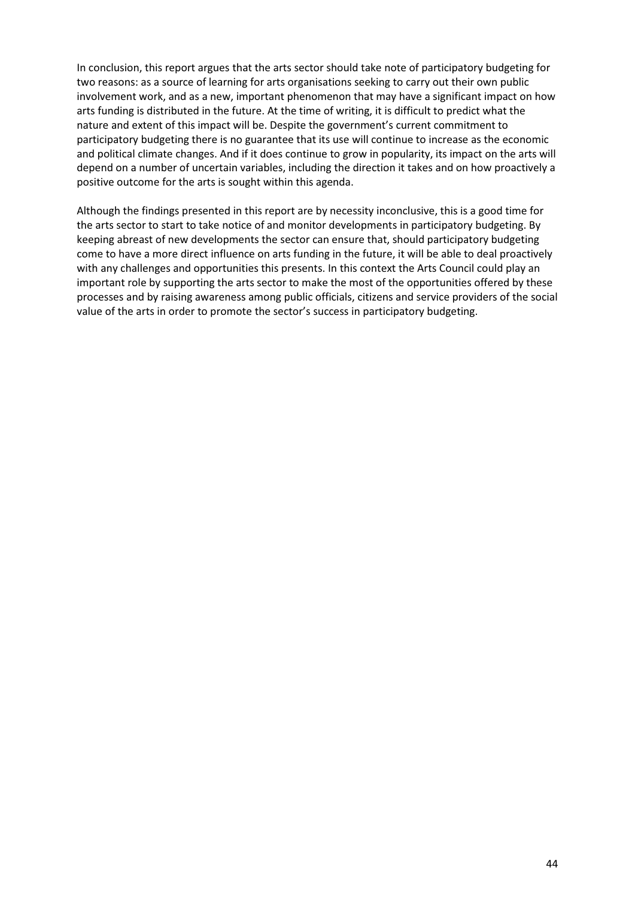In conclusion, this report argues that the arts sector should take note of participatory budgeting for two reasons: as a source of learning for arts organisations seeking to carry out their own public involvement work, and as a new, important phenomenon that may have a significant impact on how arts funding is distributed in the future. At the time of writing, it is difficult to predict what the nature and extent of this impact will be. Despite the government's current commitment to participatory budgeting there is no guarantee that its use will continue to increase as the economic and political climate changes. And if it does continue to grow in popularity, its impact on the arts will depend on a number of uncertain variables, including the direction it takes and on how proactively a positive outcome for the arts is sought within this agenda.

Although the findings presented in this report are by necessity inconclusive, this is a good time for the arts sector to start to take notice of and monitor developments in participatory budgeting. By keeping abreast of new developments the sector can ensure that, should participatory budgeting come to have a more direct influence on arts funding in the future, it will be able to deal proactively with any challenges and opportunities this presents. In this context the Arts Council could play an important role by supporting the arts sector to make the most of the opportunities offered by these processes and by raising awareness among public officials, citizens and service providers of the social value of the arts in order to promote the sector's success in participatory budgeting.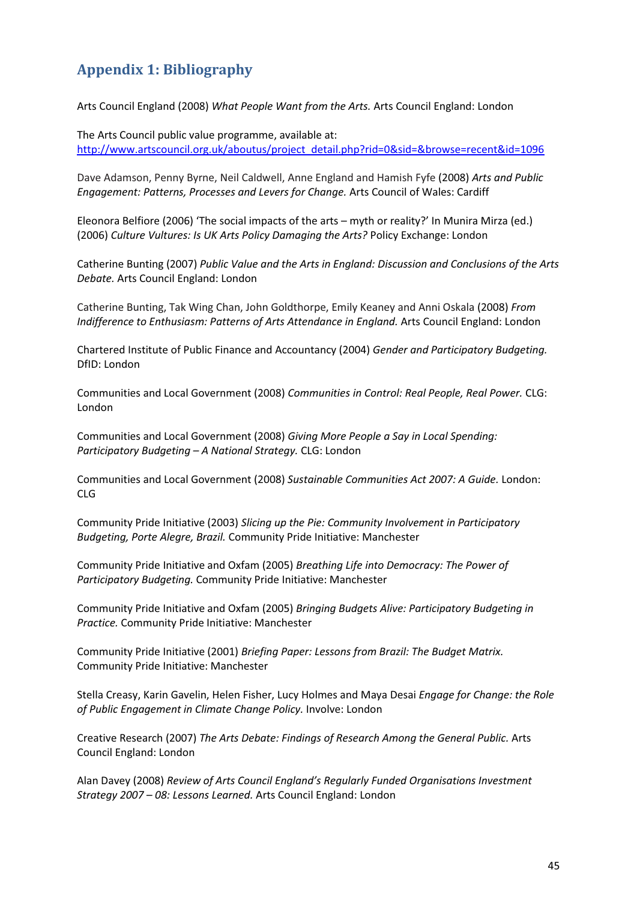## Appendix 1: Bibliography

Arts Council England (2008) *What People Want from the Arts.* Arts Council England: London

The Arts Council public value programme, available at: http://www.artscouncil.org.uk/aboutus/project_detail.php?rid=0&sid=&browse=recent&id=1096

Dave Adamson, Penny Byrne, Neil Caldwell, Anne England and Hamish Fyfe (2008) *Arts and Public Engagement: Patterns, Processes and Levers for Change.* Arts Council of Wales: Cardiff

Eleonora Belfiore (2006) 'The social impacts of the arts – myth or reality?' In Munira Mirza (ed.) (2006) *Culture Vultures: Is UK Arts Policy Damaging the Arts?* Policy Exchange: London

Catherine Bunting (2007) *Public Value and the Arts in England: Discussion and Conclusions of the Arts Debate.* Arts Council England: London

Catherine Bunting, Tak Wing Chan, John Goldthorpe, Emily Keaney and Anni Oskala (2008) *From Indifference to Enthusiasm: Patterns of Arts Attendance in England.* Arts Council England: London

Chartered Institute of Public Finance and Accountancy (2004) *Gender and Participatory Budgeting.* DfID: London

Communities and Local Government (2008) *Communities in Control: Real People, Real Power.* CLG: London

Communities and Local Government (2008) *Giving More People a Say in Local Spending: Participatory Budgeting – A National Strategy.* CLG: London

Communities and Local Government (2008) *Sustainable Communities Act 2007: A Guide.* London: CLG

Community Pride Initiative (2003) *Slicing up the Pie: Community Involvement in Participatory Budgeting, Porte Alegre, Brazil.* Community Pride Initiative: Manchester

Community Pride Initiative and Oxfam (2005) *Breathing Life into Democracy: The Power of Participatory Budgeting.* Community Pride Initiative: Manchester

Community Pride Initiative and Oxfam (2005) *Bringing Budgets Alive: Participatory Budgeting in Practice.* Community Pride Initiative: Manchester

Community Pride Initiative (2001) *Briefing Paper: Lessons from Brazil: The Budget Matrix.* Community Pride Initiative: Manchester

Stella Creasy, Karin Gavelin, Helen Fisher, Lucy Holmes and Maya Desai *Engage for Change: the Role of Public Engagement in Climate Change Policy.* Involve: London

Creative Research (2007) *The Arts Debate: Findings of Research Among the General Public.* Arts Council England: London

Alan Davey (2008) *Review of Arts Council England's Regularly Funded Organisations Investment Strategy 2007 – 08: Lessons Learned.* Arts Council England: London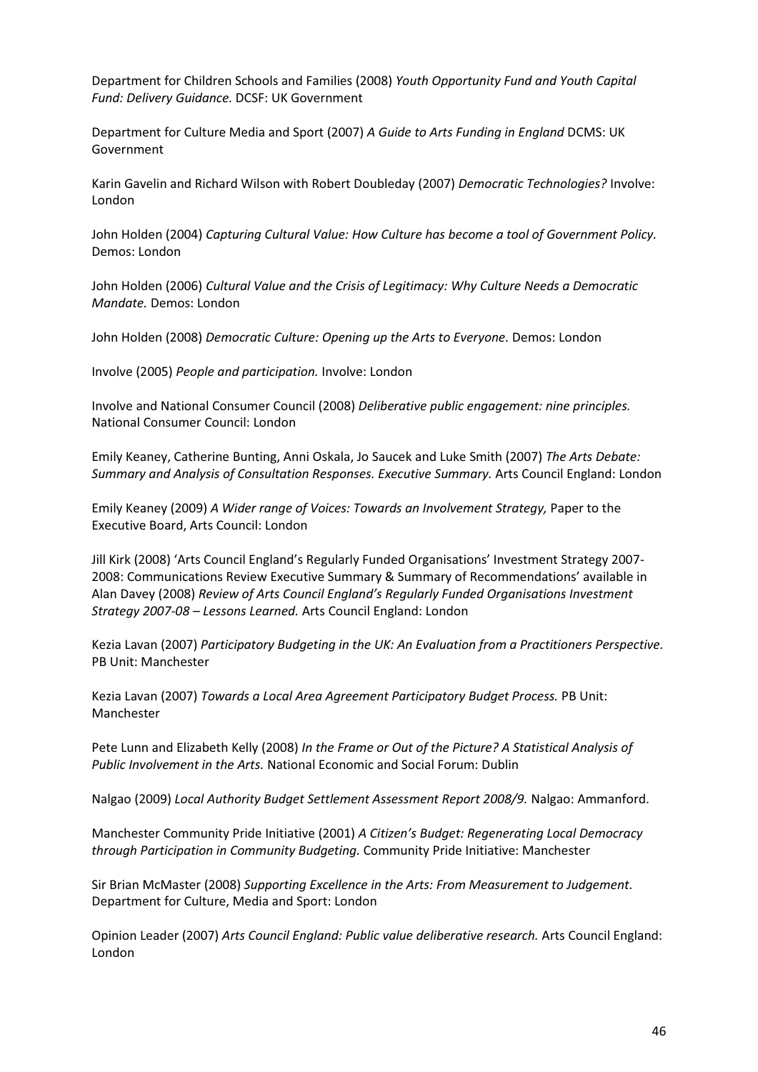Department for Children Schools and Families (2008) *Youth Opportunity Fund and Youth Capital Fund: Delivery Guidance.* DCSF: UK Government

Department for Culture Media and Sport (2007) *A Guide to Arts Funding in England* DCMS: UK Government

Karin Gavelin and Richard Wilson with Robert Doubleday (2007) *Democratic Technologies?* Involve: London

John Holden (2004) *Capturing Cultural Value: How Culture has become a tool of Government Policy.* Demos: London

John Holden (2006) *Cultural Value and the Crisis of Legitimacy: Why Culture Needs a Democratic Mandate.* Demos: London

John Holden (2008) *Democratic Culture: Opening up the Arts to Everyone.* Demos: London

Involve (2005) *People and participation.* Involve: London

Involve and National Consumer Council (2008) *Deliberative public engagement: nine principles.* National Consumer Council: London

Emily Keaney, Catherine Bunting, Anni Oskala, Jo Saucek and Luke Smith (2007) *The Arts Debate: Summary and Analysis of Consultation Responses. Executive Summary.* Arts Council England: London

Emily Keaney (2009) *A Wider range of Voices: Towards an Involvement Strategy,* Paper to the Executive Board, Arts Council: London

Jill Kirk (2008) 'Arts Council England's Regularly Funded Organisations' Investment Strategy 2007-2008: Communications Review Executive Summary & Summary of Recommendations' available in Alan Davey (2008) *Review of Arts Council England's Regularly Funded Organisations Investment Strategy 2007-08 – Lessons Learned.* Arts Council England: London

Kezia Lavan (2007) *Participatory Budgeting in the UK: An Evaluation from a Practitioners Perspective.* PB Unit: Manchester

Kezia Lavan (2007) *Towards a Local Area Agreement Participatory Budget Process.* PB Unit: Manchester

Pete Lunn and Elizabeth Kelly (2008) *In the Frame or Out of the Picture? A Statistical Analysis of Public Involvement in the Arts.* National Economic and Social Forum: Dublin

Nalgao (2009) *Local Authority Budget Settlement Assessment Report 2008/9.* Nalgao: Ammanford.

Manchester Community Pride Initiative (2001) *A Citizen's Budget: Regenerating Local Democracy through Participation in Community Budgeting.* Community Pride Initiative: Manchester

Sir Brian McMaster (2008) *Supporting Excellence in the Arts: From Measurement to Judgement.* Department for Culture, Media and Sport: London

Opinion Leader (2007) *Arts Council England: Public value deliberative research.* Arts Council England: London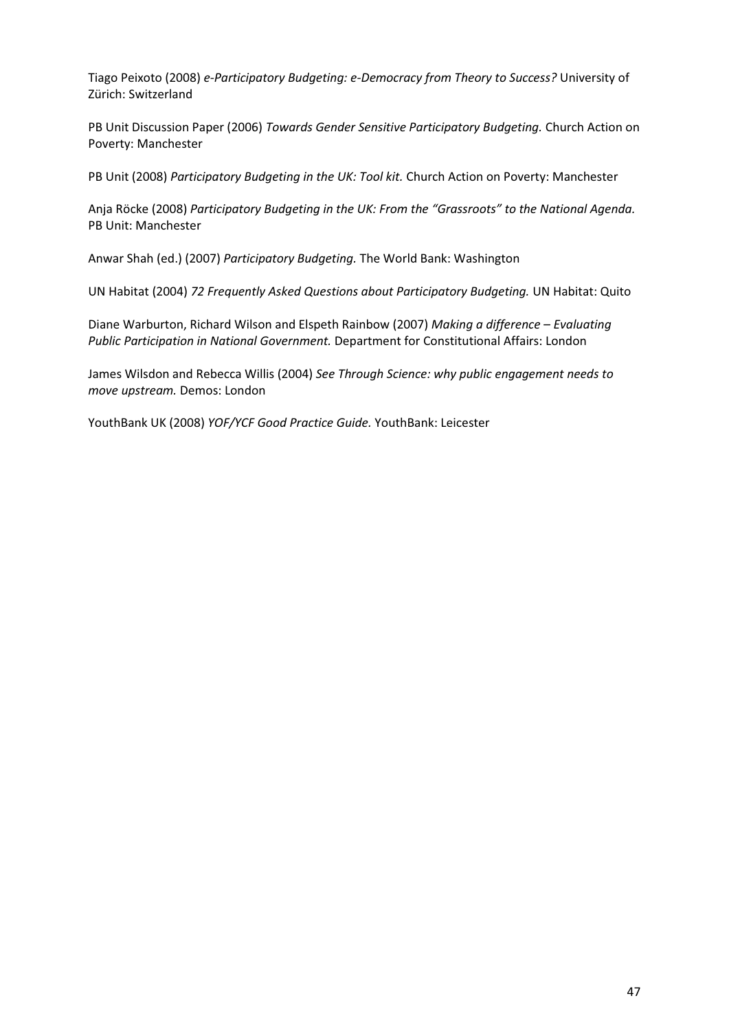Tiago Peixoto (2008) *e-Participatory Budgeting: e-Democracy from Theory to Success?* University of Zürich: Switzerland

PB Unit Discussion Paper (2006) *Towards Gender Sensitive Participatory Budgeting.* Church Action on Poverty: Manchester

PB Unit (2008) *Participatory Budgeting in the UK: Tool kit.* Church Action on Poverty: Manchester

Anja Röcke (2008) *Participatory Budgeting in the UK: From the "Grassroots" to the National Agenda.* PB Unit: Manchester

Anwar Shah (ed.) (2007) *Participatory Budgeting.* The World Bank: Washington

UN Habitat (2004) *72 Frequently Asked Questions about Participatory Budgeting.* UN Habitat: Quito

Diane Warburton, Richard Wilson and Elspeth Rainbow (2007) *Making a difference – Evaluating Public Participation in National Government.* Department for Constitutional Affairs: London

James Wilsdon and Rebecca Willis (2004) *See Through Science: why public engagement needs to move upstream.* Demos: London

YouthBank UK (2008) *YOF/YCF Good Practice Guide.* YouthBank: Leicester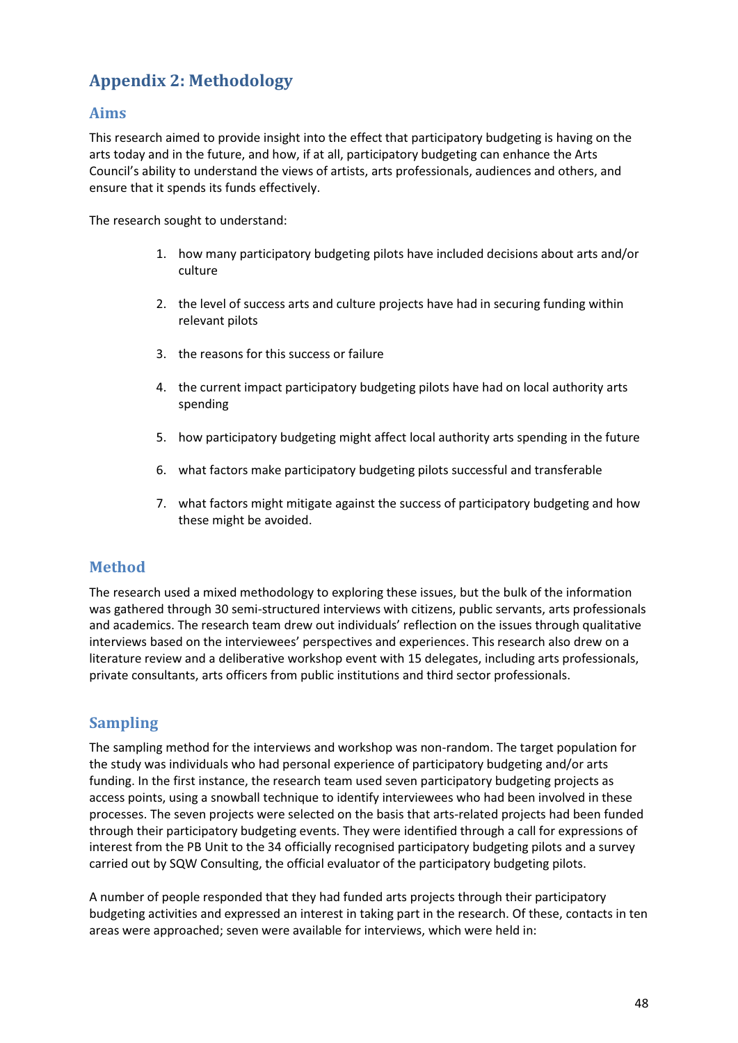## Appendix 2: Methodology

### Aims

This research aimed to provide insight into the effect that participatory budgeting is having on the arts today and in the future, and how, if at all, participatory budgeting can enhance the Arts Council's ability to understand the views of artists, arts professionals, audiences and others, and ensure that it spends its funds effectively.

The research sought to understand:

1. how many participatory budgeting pilots have included decisions about arts and/or culture
2. the level of success arts and culture projects have had in securing funding within relevant pilots
3. the reasons for this success or failure
4. the current impact participatory budgeting pilots have had on local authority arts spending
5. how participatory budgeting might affect local authority arts spending in the future
6. what factors make participatory budgeting pilots successful and transferable
7. what factors might mitigate against the success of participatory budgeting and how these might be avoided.

### Method

The research used a mixed methodology to exploring these issues, but the bulk of the information was gathered through 30 semi-structured interviews with citizens, public servants, arts professionals and academics. The research team drew out individuals' reflection on the issues through qualitative interviews based on the interviewees' perspectives and experiences. This research also drew on a literature review and a deliberative workshop event with 15 delegates, including arts professionals, private consultants, arts officers from public institutions and third sector professionals.

### Sampling

The sampling method for the interviews and workshop was non-random. The target population for the study was individuals who had personal experience of participatory budgeting and/or arts funding. In the first instance, the research team used seven participatory budgeting projects as access points, using a snowball technique to identify interviewees who had been involved in these processes. The seven projects were selected on the basis that arts-related projects had been funded through their participatory budgeting events. They were identified through a call for expressions of interest from the PB Unit to the 34 officially recognised participatory budgeting pilots and a survey carried out by SQW Consulting, the official evaluator of the participatory budgeting pilots.

A number of people responded that they had funded arts projects through their participatory budgeting activities and expressed an interest in taking part in the research. Of these, contacts in ten areas were approached; seven were available for interviews, which were held in: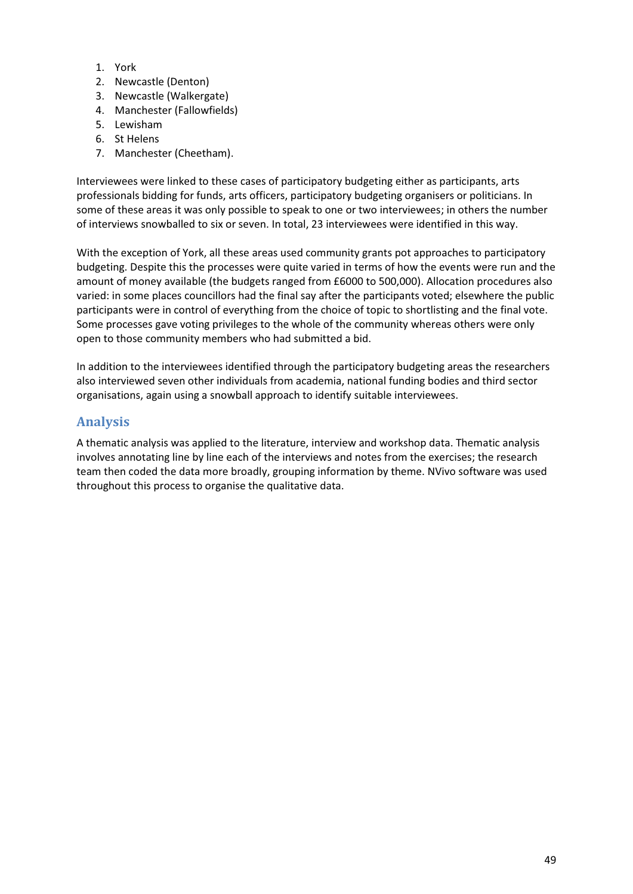1. York
2. Newcastle (Denton)
3. Newcastle (Walkergate)
4. Manchester (Fallowfields)
5. Lewisham
6. St Helens
7. Manchester (Cheetham).

Interviewees were linked to these cases of participatory budgeting either as participants, arts professionals bidding for funds, arts officers, participatory budgeting organisers or politicians. In some of these areas it was only possible to speak to one or two interviewees; in others the number of interviews snowballed to six or seven. In total, 23 interviewees were identified in this way.

With the exception of York, all these areas used community grants pot approaches to participatory budgeting. Despite this the processes were quite varied in terms of how the events were run and the amount of money available (the budgets ranged from £6000 to 500,000). Allocation procedures also varied: in some places councillors had the final say after the participants voted; elsewhere the public participants were in control of everything from the choice of topic to shortlisting and the final vote. Some processes gave voting privileges to the whole of the community whereas others were only open to those community members who had submitted a bid.

In addition to the interviewees identified through the participatory budgeting areas the researchers also interviewed seven other individuals from academia, national funding bodies and third sector organisations, again using a snowball approach to identify suitable interviewees.

## Analysis

A thematic analysis was applied to the literature, interview and workshop data. Thematic analysis involves annotating line by line each of the interviews and notes from the exercises; the research team then coded the data more broadly, grouping information by theme. NVivo software was used throughout this process to organise the qualitative data.